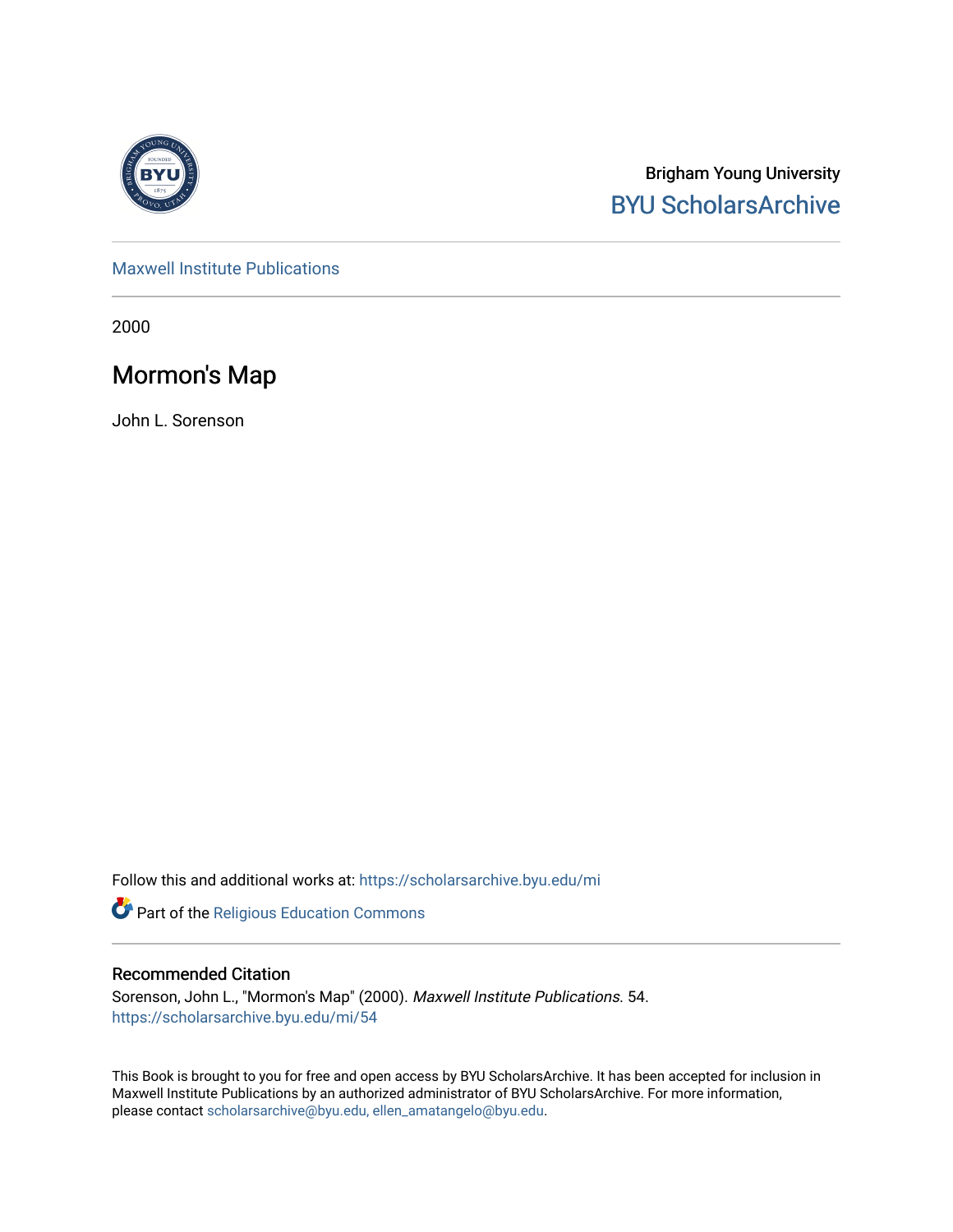Brigham Young University
BYU ScholarsArchive

Maxwell Institute Publications

2000

# Mormon's Map

John L. Sorenson

Follow this and additional works at: https://scholarsarchive.byu.edu/mi

Part of the Religious Education Commons

## Recommended Citation

Sorenson, John L., "Mormon's Map" (2000). *Maxwell Institute Publications*. 54.
https://scholarsarchive.byu.edu/mi/54

This Book is brought to you for free and open access by BYU ScholarsArchive. It has been accepted for inclusion in Maxwell Institute Publications by an authorized administrator of BYU ScholarsArchive. For more information, please contact scholarsarchive@byu.edu, ellen_amatangelo@byu.edu.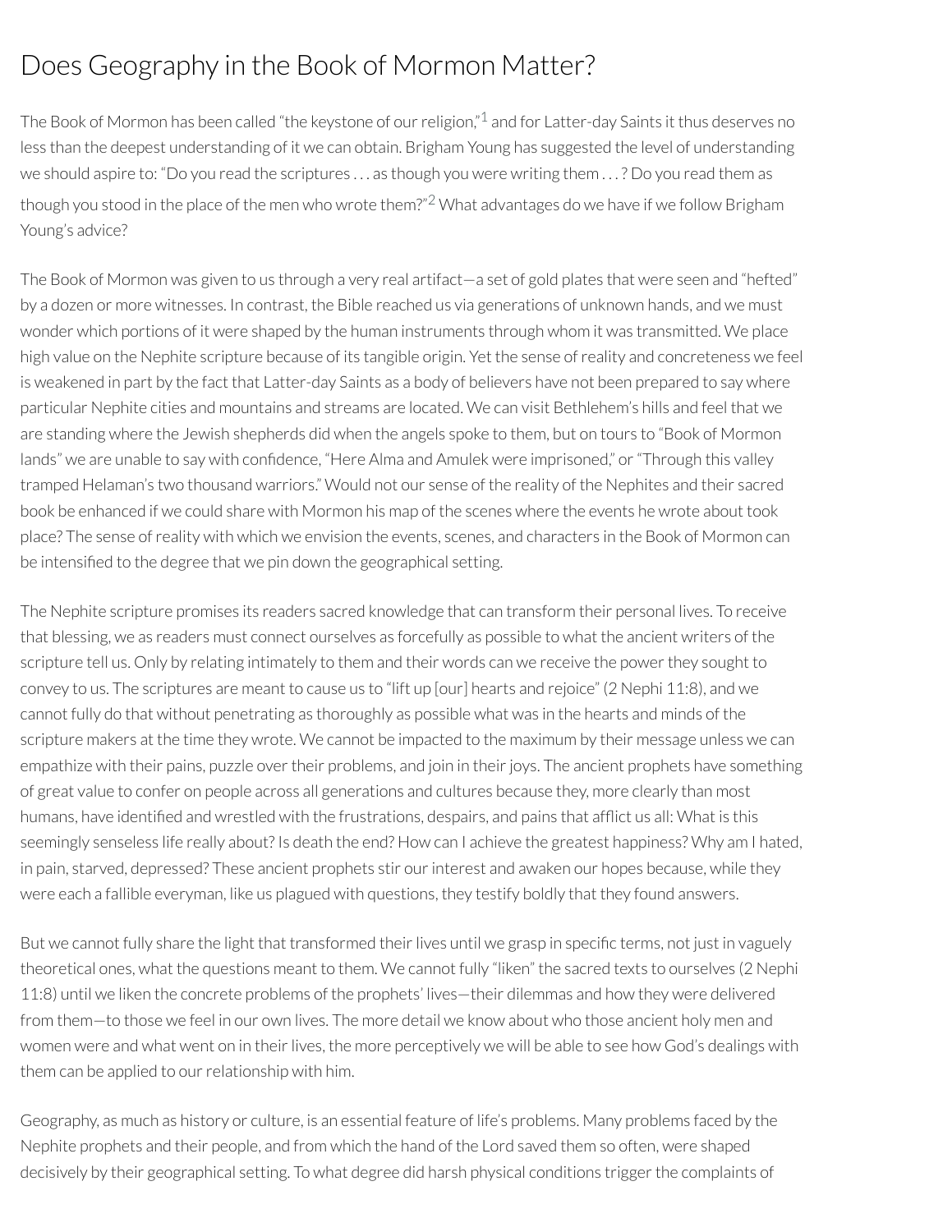# Does Geography in the Book of Mormon Matter?

The Book of Mormon has been called “the keystone of our religion,”[1] and for Latter-day Saints it thus deserves no less than the deepest understanding of it we can obtain. Brigham Young has suggested the level of understanding we should aspire to: “Do you read the scriptures . . . as though you were writing them . . . ? Do you read them as though you stood in the place of the men who wrote them?”[2] What advantages do we have if we follow Brigham Young’s advice?

The Book of Mormon was given to us through a very real artifact—a set of gold plates that were seen and “hefted” by a dozen or more witnesses. In contrast, the Bible reached us via generations of unknown hands, and we must wonder which portions of it were shaped by the human instruments through whom it was transmitted. We place high value on the Nephite scripture because of its tangible origin. Yet the sense of reality and concreteness we feel is weakened in part by the fact that Latter-day Saints as a body of believers have not been prepared to say where particular Nephite cities and mountains and streams are located. We can visit Bethlehem’s hills and feel that we are standing where the Jewish shepherds did when the angels spoke to them, but on tours to “Book of Mormon lands” we are unable to say with confidence, “Here Alma and Amulek were imprisoned,” or “Through this valley tramped Helaman’s two thousand warriors.” Would not our sense of the reality of the Nephites and their sacred book be enhanced if we could share with Mormon his map of the scenes where the events he wrote about took place? The sense of reality with which we envision the events, scenes, and characters in the Book of Mormon can be intensified to the degree that we pin down the geographical setting.

The Nephite scripture promises its readers sacred knowledge that can transform their personal lives. To receive that blessing, we as readers must connect ourselves as forcefully as possible to what the ancient writers of the scripture tell us. Only by relating intimately to them and their words can we receive the power they sought to convey to us. The scriptures are meant to cause us to “lift up [our] hearts and rejoice” (2 Nephi 11:8), and we cannot fully do that without penetrating as thoroughly as possible what was in the hearts and minds of the scripture makers at the time they wrote. We cannot be impacted to the maximum by their message unless we can empathize with their pains, puzzle over their problems, and join in their joys. The ancient prophets have something of great value to confer on people across all generations and cultures because they, more clearly than most humans, have identified and wrestled with the frustrations, despairs, and pains that afflict us all: What is this seemingly senseless life really about? Is death the end? How can I achieve the greatest happiness? Why am I hated, in pain, starved, depressed? These ancient prophets stir our interest and awaken our hopes because, while they were each a fallible everyman, like us plagued with questions, they testify boldly that they found answers.

But we cannot fully share the light that transformed their lives until we grasp in specific terms, not just in vaguely theoretical ones, what the questions meant to them. We cannot fully “liken” the sacred texts to ourselves (2 Nephi 11:8) until we liken the concrete problems of the prophets’ lives—their dilemmas and how they were delivered from them—to those we feel in our own lives. The more detail we know about who those ancient holy men and women were and what went on in their lives, the more perceptively we will be able to see how God’s dealings with them can be applied to our relationship with him.

Geography, as much as history or culture, is an essential feature of life’s problems. Many problems faced by the Nephite prophets and their people, and from which the hand of the Lord saved them so often, were shaped decisively by their geographical setting. To what degree did harsh physical conditions trigger the complaints of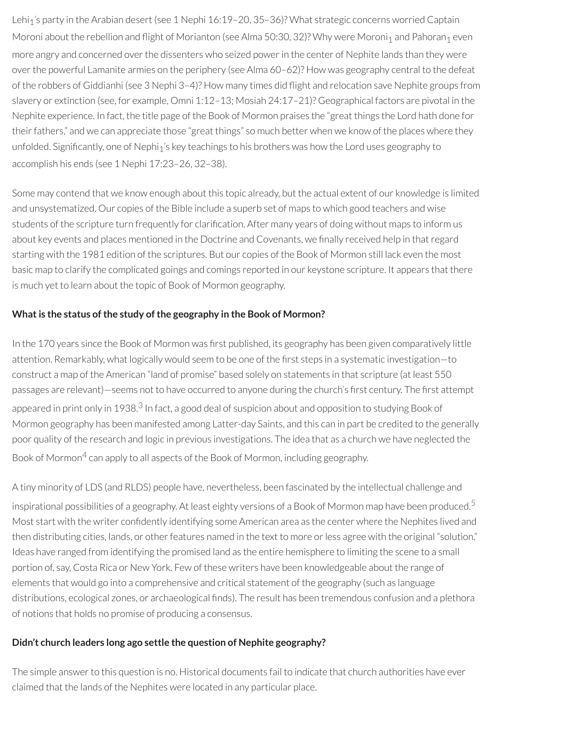Lehi$_1$'s party in the Arabian desert (see 1 Nephi 16:19–20, 35–36)? What strategic concerns worried Captain Moroni about the rebellion and flight of Morianton (see Alma 50:30, 32)? Why were Moroni$_1$ and Pahoran$_1$ even more angry and concerned over the dissenters who seized power in the center of Nephite lands than they were over the powerful Lamanite armies on the periphery (see Alma 60–62)? How was geography central to the defeat of the robbers of Giddianhi (see 3 Nephi 3–4)? How many times did flight and relocation save Nephite groups from slavery or extinction (see, for example, Omni 1:12–13; Mosiah 24:17–21)? Geographical factors are pivotal in the Nephite experience. In fact, the title page of the Book of Mormon praises the "great things the Lord hath done for their fathers," and we can appreciate those "great things" so much better when we know of the places where they unfolded. Significantly, one of Nephi$_1$'s key teachings to his brothers was how the Lord uses geography to accomplish his ends (see 1 Nephi 17:23–26, 32–38).

Some may contend that we know enough about this topic already, but the actual extent of our knowledge is limited and unsystematized. Our copies of the Bible include a superb set of maps to which good teachers and wise students of the scripture turn frequently for clarification. After many years of doing without maps to inform us about key events and places mentioned in the Doctrine and Covenants, we finally received help in that regard starting with the 1981 edition of the scriptures. But our copies of the Book of Mormon still lack even the most basic map to clarify the complicated goings and comings reported in our keystone scripture. It appears that there is much yet to learn about the topic of Book of Mormon geography.

**What is the status of the study of the geography in the Book of Mormon?**

In the 170 years since the Book of Mormon was first published, its geography has been given comparatively little attention. Remarkably, what logically would seem to be one of the first steps in a systematic investigation—to construct a map of the American "land of promise" based solely on statements in that scripture (at least 550 passages are relevant)—seems not to have occurred to anyone during the church's first century. The first attempt appeared in print only in 1938.[3] In fact, a good deal of suspicion about and opposition to studying Book of Mormon geography has been manifested among Latter-day Saints, and this can in part be credited to the generally poor quality of the research and logic in previous investigations. The idea that as a church we have neglected the Book of Mormon[4] can apply to all aspects of the Book of Mormon, including geography.

A tiny minority of LDS (and RLDS) people have, nevertheless, been fascinated by the intellectual challenge and inspirational possibilities of a geography. At least eighty versions of a Book of Mormon map have been produced.[5] Most start with the writer confidently identifying some American area as the center where the Nephites lived and then distributing cities, lands, or other features named in the text to more or less agree with the original "solution." Ideas have ranged from identifying the promised land as the entire hemisphere to limiting the scene to a small portion of, say, Costa Rica or New York. Few of these writers have been knowledgeable about the range of elements that would go into a comprehensive and critical statement of the geography (such as language distributions, ecological zones, or archaeological finds). The result has been tremendous confusion and a plethora of notions that holds no promise of producing a consensus.

**Didn't church leaders long ago settle the question of Nephite geography?**

The simple answer to this question is no. Historical documents fail to indicate that church authorities have ever claimed that the lands of the Nephites were located in any particular place.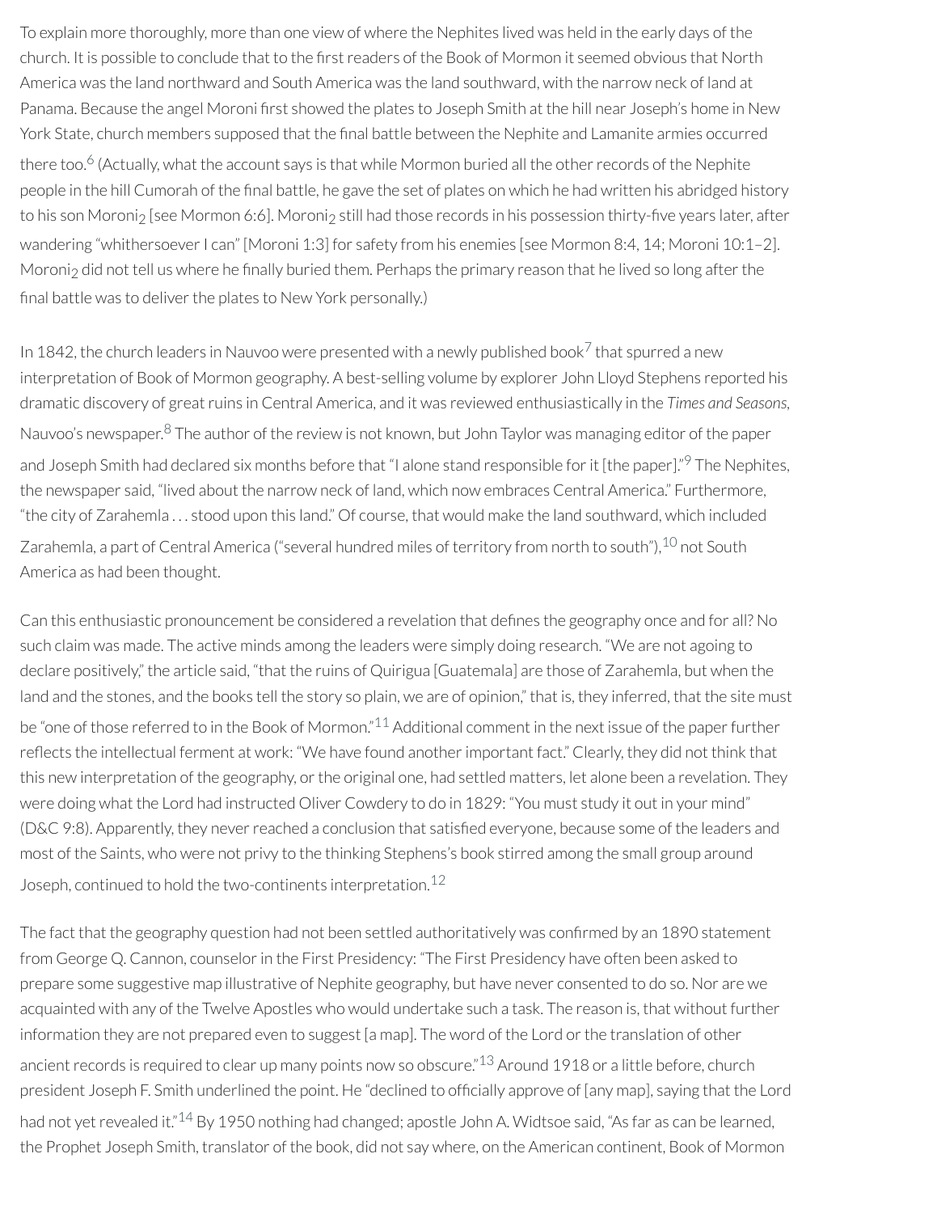To explain more thoroughly, more than one view of where the Nephites lived was held in the early days of the church. It is possible to conclude that to the first readers of the Book of Mormon it seemed obvious that North America was the land northward and South America was the land southward, with the narrow neck of land at Panama. Because the angel Moroni first showed the plates to Joseph Smith at the hill near Joseph's home in New York State, church members supposed that the final battle between the Nephite and Lamanite armies occurred there too.[6] (Actually, what the account says is that while Mormon buried all the other records of the Nephite people in the hill Cumorah of the final battle, he gave the set of plates on which he had written his abridged history to his son Moroni$_2$ [see Mormon 6:6]. Moroni$_2$ still had those records in his possession thirty-five years later, after wandering "whithersoever I can" [Moroni 1:3] for safety from his enemies [see Mormon 8:4, 14; Moroni 10:1–2]. Moroni$_2$ did not tell us where he finally buried them. Perhaps the primary reason that he lived so long after the final battle was to deliver the plates to New York personally.)

In 1842, the church leaders in Nauvoo were presented with a newly published book[7] that spurred a new interpretation of Book of Mormon geography. A best-selling volume by explorer John Lloyd Stephens reported his dramatic discovery of great ruins in Central America, and it was reviewed enthusiastically in the *Times and Seasons*, Nauvoo's newspaper.[8] The author of the review is not known, but John Taylor was managing editor of the paper and Joseph Smith had declared six months before that "I alone stand responsible for it [the paper]."[9] The Nephites, the newspaper said, "lived about the narrow neck of land, which now embraces Central America." Furthermore, "the city of Zarahemla . . . stood upon this land." Of course, that would make the land southward, which included Zarahemla, a part of Central America ("several hundred miles of territory from north to south"),[10] not South America as had been thought.

Can this enthusiastic pronouncement be considered a revelation that defines the geography once and for all? No such claim was made. The active minds among the leaders were simply doing research. "We are not agoing to declare positively," the article said, "that the ruins of Quirigua [Guatemala] are those of Zarahemla, but when the land and the stones, and the books tell the story so plain, we are of opinion," that is, they inferred, that the site must be "one of those referred to in the Book of Mormon."[11] Additional comment in the next issue of the paper further reflects the intellectual ferment at work: "We have found another important fact." Clearly, they did not think that this new interpretation of the geography, or the original one, had settled matters, let alone been a revelation. They were doing what the Lord had instructed Oliver Cowdery to do in 1829: "You must study it out in your mind" (D&C 9:8). Apparently, they never reached a conclusion that satisfied everyone, because some of the leaders and most of the Saints, who were not privy to the thinking Stephens's book stirred among the small group around Joseph, continued to hold the two-continents interpretation.[12]

The fact that the geography question had not been settled authoritatively was confirmed by an 1890 statement from George Q. Cannon, counselor in the First Presidency: "The First Presidency have often been asked to prepare some suggestive map illustrative of Nephite geography, but have never consented to do so. Nor are we acquainted with any of the Twelve Apostles who would undertake such a task. The reason is, that without further information they are not prepared even to suggest [a map]. The word of the Lord or the translation of other ancient records is required to clear up many points now so obscure."[13] Around 1918 or a little before, church president Joseph F. Smith underlined the point. He "declined to officially approve of [any map], saying that the Lord had not yet revealed it."[14] By 1950 nothing had changed; apostle John A. Widtsoe said, "As far as can be learned, the Prophet Joseph Smith, translator of the book, did not say where, on the American continent, Book of Mormon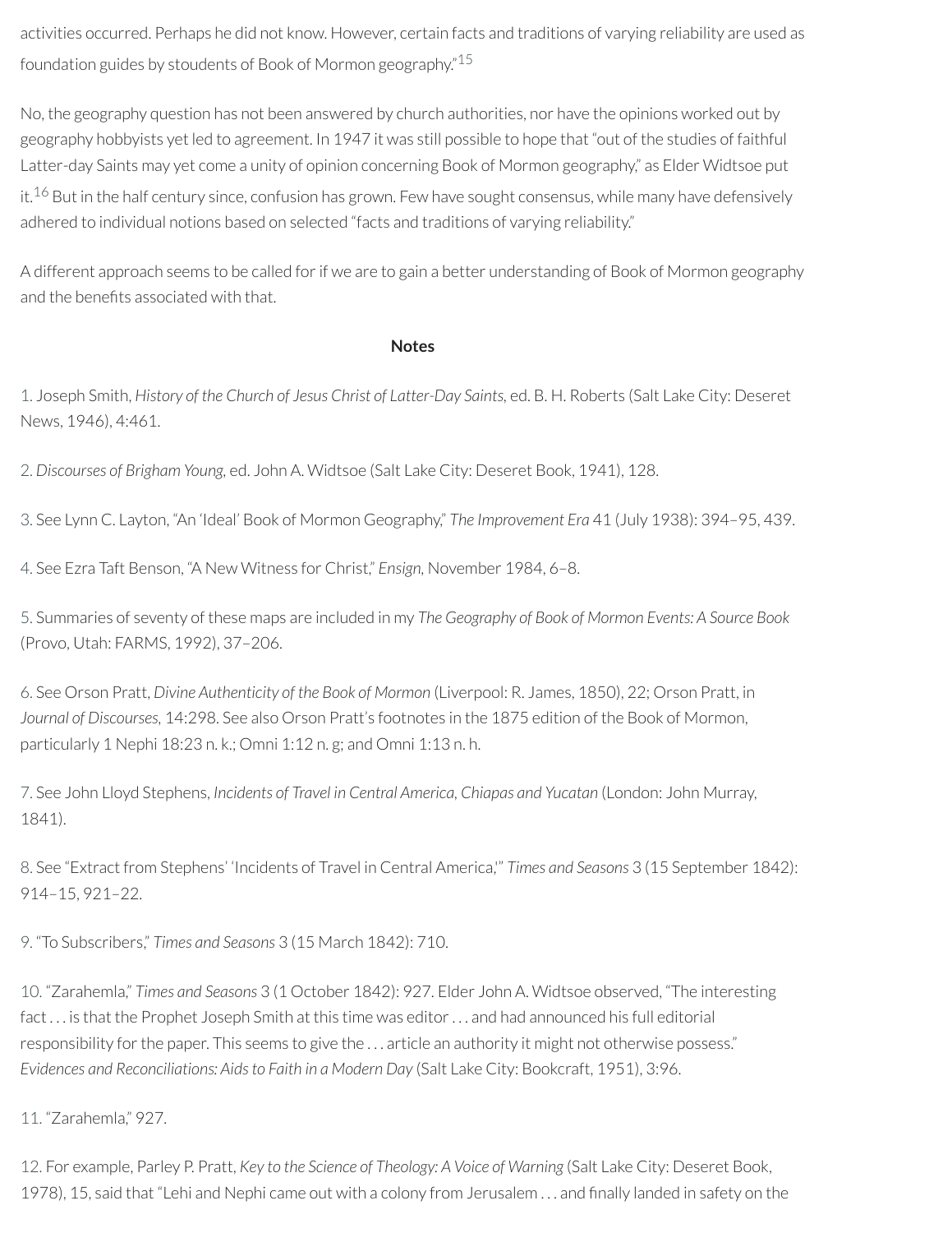activities occurred. Perhaps he did not know. However, certain facts and traditions of varying reliability are used as foundation guides by stoudents of Book of Mormon geography."[15]

No, the geography question has not been answered by church authorities, nor have the opinions worked out by geography hobbyists yet led to agreement. In 1947 it was still possible to hope that "out of the studies of faithful Latter-day Saints may yet come a unity of opinion concerning Book of Mormon geography," as Elder Widtsoe put it.[16] But in the half century since, confusion has grown. Few have sought consensus, while many have defensively adhered to individual notions based on selected "facts and traditions of varying reliability."

A different approach seems to be called for if we are to gain a better understanding of Book of Mormon geography and the benefits associated with that.

**Notes**

1. Joseph Smith, *History of the Church of Jesus Christ of Latter-Day Saints*, ed. B. H. Roberts (Salt Lake City: Deseret News, 1946), 4:461.

2. *Discourses of Brigham Young*, ed. John A. Widtsoe (Salt Lake City: Deseret Book, 1941), 128.

3. See Lynn C. Layton, "An 'Ideal' Book of Mormon Geography," *The Improvement Era* 41 (July 1938): 394–95, 439.

4. See Ezra Taft Benson, "A New Witness for Christ," *Ensign*, November 1984, 6–8.

5. Summaries of seventy of these maps are included in my *The Geography of Book of Mormon Events: A Source Book* (Provo, Utah: FARMS, 1992), 37–206.

6. See Orson Pratt, *Divine Authenticity of the Book of Mormon* (Liverpool: R. James, 1850), 22; Orson Pratt, in *Journal of Discourses*, 14:298. See also Orson Pratt's footnotes in the 1875 edition of the Book of Mormon, particularly 1 Nephi 18:23 n. k.; Omni 1:12 n. g; and Omni 1:13 n. h.

7. See John Lloyd Stephens, *Incidents of Travel in Central America, Chiapas and Yucatan* (London: John Murray, 1841).

8. See "Extract from Stephens' 'Incidents of Travel in Central America,'" *Times and Seasons* 3 (15 September 1842): 914–15, 921–22.

9. "To Subscribers," *Times and Seasons* 3 (15 March 1842): 710.

10. "Zarahemla," *Times and Seasons* 3 (1 October 1842): 927. Elder John A. Widtsoe observed, "The interesting fact . . . is that the Prophet Joseph Smith at this time was editor . . . and had announced his full editorial responsibility for the paper. This seems to give the . . . article an authority it might not otherwise possess." *Evidences and Reconciliations: Aids to Faith in a Modern Day* (Salt Lake City: Bookcraft, 1951), 3:96.

11. "Zarahemla," 927.

12. For example, Parley P. Pratt, *Key to the Science of Theology: A Voice of Warning* (Salt Lake City: Deseret Book, 1978), 15, said that "Lehi and Nephi came out with a colony from Jerusalem . . . and finally landed in safety on the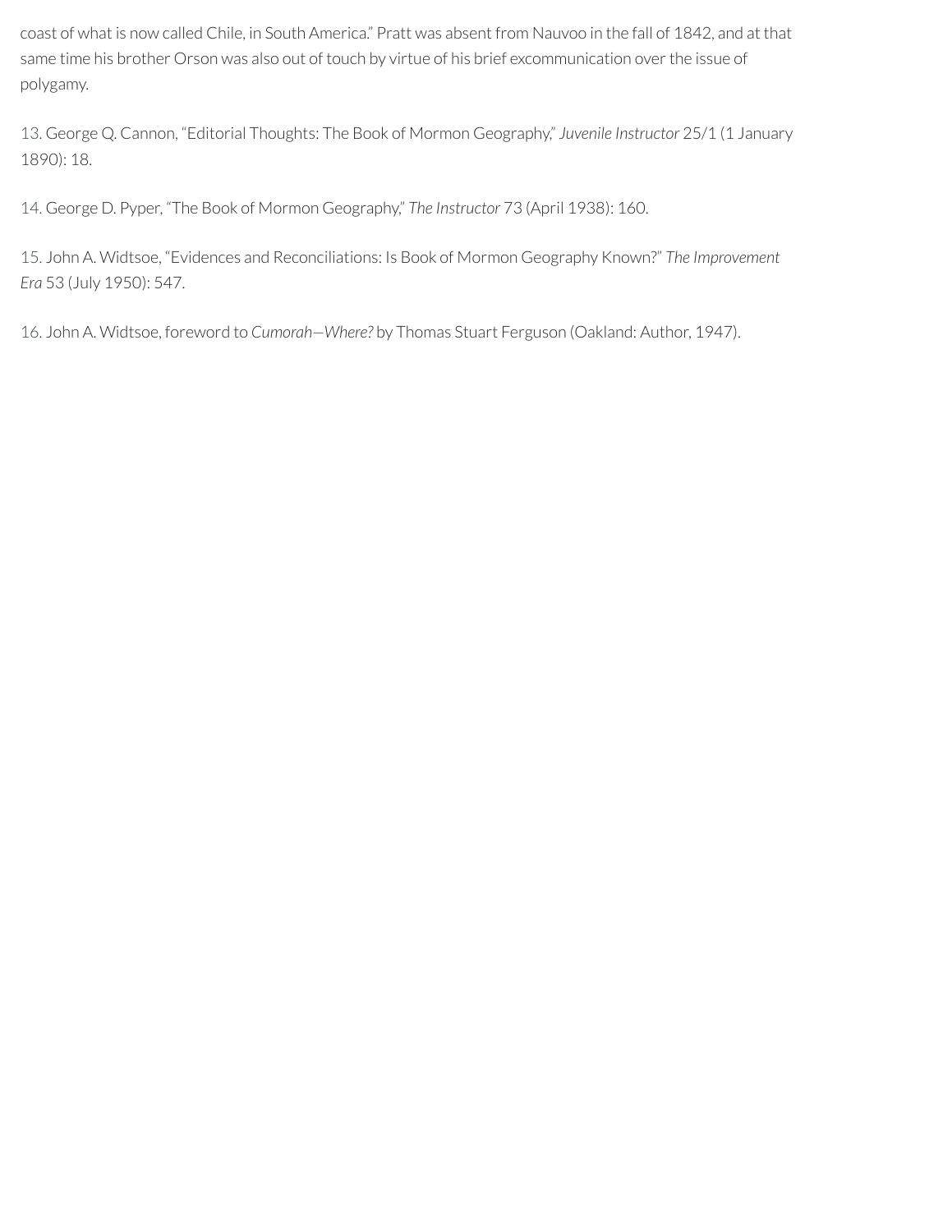coast of what is now called Chile, in South America." Pratt was absent from Nauvoo in the fall of 1842, and at that same time his brother Orson was also out of touch by virtue of his brief excommunication over the issue of polygamy.

13. George Q. Cannon, "Editorial Thoughts: The Book of Mormon Geography," *Juvenile Instructor* 25/1 (1 January 1890): 18.

14. George D. Pyper, "The Book of Mormon Geography," *The Instructor* 73 (April 1938): 160.

15. John A. Widtsoe, "Evidences and Reconciliations: Is Book of Mormon Geography Known?" *The Improvement Era* 53 (July 1950): 547.

16. John A. Widtsoe, foreword to *Cumorah—Where?* by Thomas Stuart Ferguson (Oakland: Author, 1947).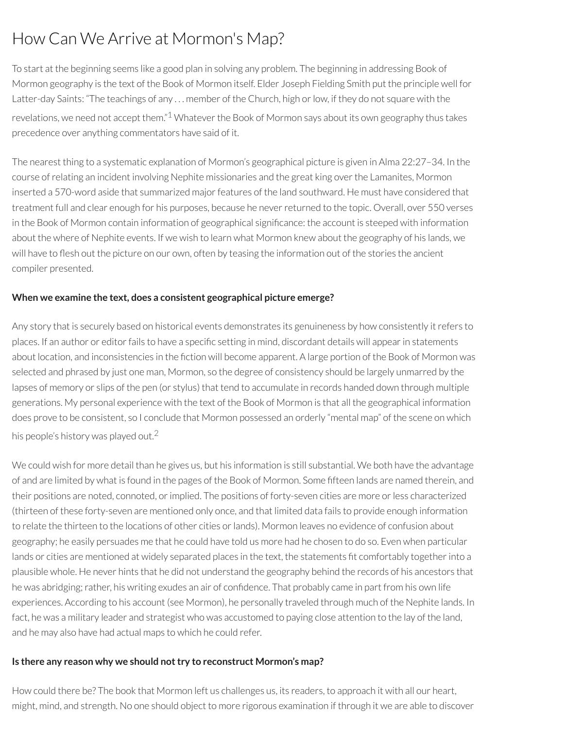# How Can We Arrive at Mormon's Map?

To start at the beginning seems like a good plan in solving any problem. The beginning in addressing Book of Mormon geography is the text of the Book of Mormon itself. Elder Joseph Fielding Smith put the principle well for Latter-day Saints: "The teachings of any . . . member of the Church, high or low, if they do not square with the revelations, we need not accept them."[1] Whatever the Book of Mormon says about its own geography thus takes precedence over anything commentators have said of it.

The nearest thing to a systematic explanation of Mormon's geographical picture is given in Alma 22:27–34. In the course of relating an incident involving Nephite missionaries and the great king over the Lamanites, Mormon inserted a 570-word aside that summarized major features of the land southward. He must have considered that treatment full and clear enough for his purposes, because he never returned to the topic. Overall, over 550 verses in the Book of Mormon contain information of geographical significance: the account is steeped with information about the where of Nephite events. If we wish to learn what Mormon knew about the geography of his lands, we will have to flesh out the picture on our own, often by teasing the information out of the stories the ancient compiler presented.

**When we examine the text, does a consistent geographical picture emerge?**

Any story that is securely based on historical events demonstrates its genuineness by how consistently it refers to places. If an author or editor fails to have a specific setting in mind, discordant details will appear in statements about location, and inconsistencies in the fiction will become apparent. A large portion of the Book of Mormon was selected and phrased by just one man, Mormon, so the degree of consistency should be largely unmarred by the lapses of memory or slips of the pen (or stylus) that tend to accumulate in records handed down through multiple generations. My personal experience with the text of the Book of Mormon is that all the geographical information does prove to be consistent, so I conclude that Mormon possessed an orderly "mental map" of the scene on which his people's history was played out.[2]

We could wish for more detail than he gives us, but his information is still substantial. We both have the advantage of and are limited by what is found in the pages of the Book of Mormon. Some fifteen lands are named therein, and their positions are noted, connoted, or implied. The positions of forty-seven cities are more or less characterized (thirteen of these forty-seven are mentioned only once, and that limited data fails to provide enough information to relate the thirteen to the locations of other cities or lands). Mormon leaves no evidence of confusion about geography; he easily persuades me that he could have told us more had he chosen to do so. Even when particular lands or cities are mentioned at widely separated places in the text, the statements fit comfortably together into a plausible whole. He never hints that he did not understand the geography behind the records of his ancestors that he was abridging; rather, his writing exudes an air of confidence. That probably came in part from his own life experiences. According to his account (see Mormon), he personally traveled through much of the Nephite lands. In fact, he was a military leader and strategist who was accustomed to paying close attention to the lay of the land, and he may also have had actual maps to which he could refer.

**Is there any reason why we should not try to reconstruct Mormon's map?**

How could there be? The book that Mormon left us challenges us, its readers, to approach it with all our heart, might, mind, and strength. No one should object to more rigorous examination if through it we are able to discover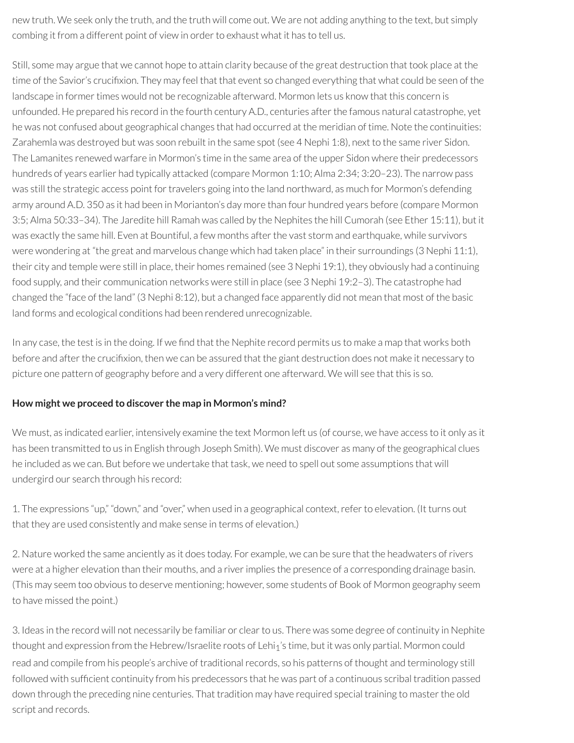new truth. We seek only the truth, and the truth will come out. We are not adding anything to the text, but simply combing it from a different point of view in order to exhaust what it has to tell us.

Still, some may argue that we cannot hope to attain clarity because of the great destruction that took place at the time of the Savior's crucifixion. They may feel that that event so changed everything that what could be seen of the landscape in former times would not be recognizable afterward. Mormon lets us know that this concern is unfounded. He prepared his record in the fourth century A.D., centuries after the famous natural catastrophe, yet he was not confused about geographical changes that had occurred at the meridian of time. Note the continuities: Zarahemla was destroyed but was soon rebuilt in the same spot (see 4 Nephi 1:8), next to the same river Sidon. The Lamanites renewed warfare in Mormon's time in the same area of the upper Sidon where their predecessors hundreds of years earlier had typically attacked (compare Mormon 1:10; Alma 2:34; 3:20–23). The narrow pass was still the strategic access point for travelers going into the land northward, as much for Mormon's defending army around A.D. 350 as it had been in Morianton's day more than four hundred years before (compare Mormon 3:5; Alma 50:33–34). The Jaredite hill Ramah was called by the Nephites the hill Cumorah (see Ether 15:11), but it was exactly the same hill. Even at Bountiful, a few months after the vast storm and earthquake, while survivors were wondering at "the great and marvelous change which had taken place" in their surroundings (3 Nephi 11:1), their city and temple were still in place, their homes remained (see 3 Nephi 19:1), they obviously had a continuing food supply, and their communication networks were still in place (see 3 Nephi 19:2–3). The catastrophe had changed the "face of the land" (3 Nephi 8:12), but a changed face apparently did not mean that most of the basic land forms and ecological conditions had been rendered unrecognizable.

In any case, the test is in the doing. If we find that the Nephite record permits us to make a map that works both before and after the crucifixion, then we can be assured that the giant destruction does not make it necessary to picture one pattern of geography before and a very different one afterward. We will see that this is so.

**How might we proceed to discover the map in Mormon's mind?**

We must, as indicated earlier, intensively examine the text Mormon left us (of course, we have access to it only as it has been transmitted to us in English through Joseph Smith). We must discover as many of the geographical clues he included as we can. But before we undertake that task, we need to spell out some assumptions that will undergird our search through his record:

1. The expressions "up," "down," and "over," when used in a geographical context, refer to elevation. (It turns out that they are used consistently and make sense in terms of elevation.)

2. Nature worked the same anciently as it does today. For example, we can be sure that the headwaters of rivers were at a higher elevation than their mouths, and a river implies the presence of a corresponding drainage basin. (This may seem too obvious to deserve mentioning; however, some students of Book of Mormon geography seem to have missed the point.)

3. Ideas in the record will not necessarily be familiar or clear to us. There was some degree of continuity in Nephite thought and expression from the Hebrew/Israelite roots of $Lehi_1$'s time, but it was only partial. Mormon could read and compile from his people's archive of traditional records, so his patterns of thought and terminology still followed with sufficient continuity from his predecessors that he was part of a continuous scribal tradition passed down through the preceding nine centuries. That tradition may have required special training to master the old script and records.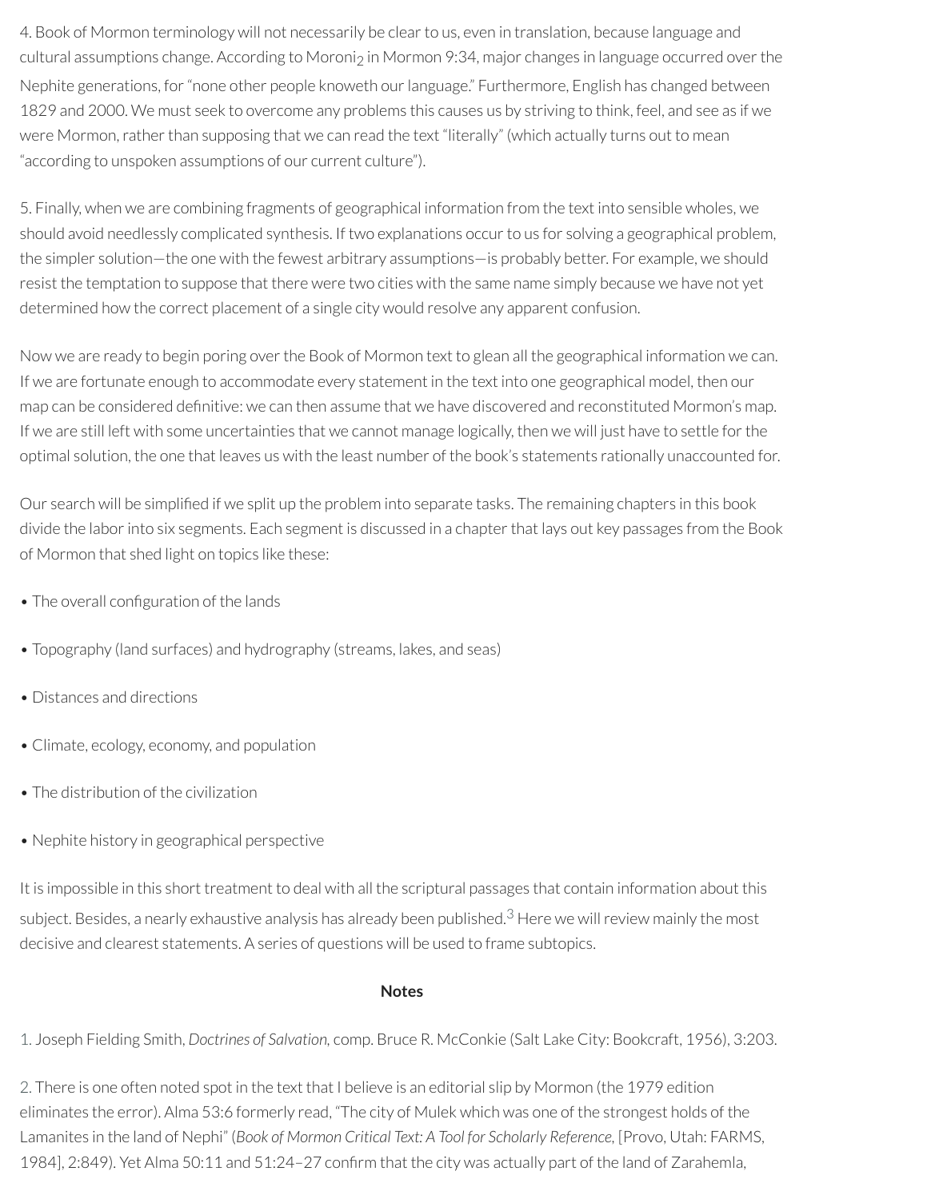4. Book of Mormon terminology will not necessarily be clear to us, even in translation, because language and cultural assumptions change. According to Moroni$_2$ in Mormon 9:34, major changes in language occurred over the Nephite generations, for "none other people knoweth our language." Furthermore, English has changed between 1829 and 2000. We must seek to overcome any problems this causes us by striving to think, feel, and see as if we were Mormon, rather than supposing that we can read the text "literally" (which actually turns out to mean "according to unspoken assumptions of our current culture").

5. Finally, when we are combining fragments of geographical information from the text into sensible wholes, we should avoid needlessly complicated synthesis. If two explanations occur to us for solving a geographical problem, the simpler solution—the one with the fewest arbitrary assumptions—is probably better. For example, we should resist the temptation to suppose that there were two cities with the same name simply because we have not yet determined how the correct placement of a single city would resolve any apparent confusion.

Now we are ready to begin poring over the Book of Mormon text to glean all the geographical information we can. If we are fortunate enough to accommodate every statement in the text into one geographical model, then our map can be considered definitive: we can then assume that we have discovered and reconstituted Mormon's map. If we are still left with some uncertainties that we cannot manage logically, then we will just have to settle for the optimal solution, the one that leaves us with the least number of the book's statements rationally unaccounted for.

Our search will be simplified if we split up the problem into separate tasks. The remaining chapters in this book divide the labor into six segments. Each segment is discussed in a chapter that lays out key passages from the Book of Mormon that shed light on topics like these:

- The overall configuration of the lands
- Topography (land surfaces) and hydrography (streams, lakes, and seas)
- Distances and directions
- Climate, ecology, economy, and population
- The distribution of the civilization
- Nephite history in geographical perspective

It is impossible in this short treatment to deal with all the scriptural passages that contain information about this subject. Besides, a nearly exhaustive analysis has already been published.[3] Here we will review mainly the most decisive and clearest statements. A series of questions will be used to frame subtopics.

**Notes**

1. Joseph Fielding Smith, *Doctrines of Salvation,* comp. Bruce R. McConkie (Salt Lake City: Bookcraft, 1956), 3:203.

2. There is one often noted spot in the text that I believe is an editorial slip by Mormon (the 1979 edition eliminates the error). Alma 53:6 formerly read, "The city of Mulek which was one of the strongest holds of the Lamanites in the land of Nephi" (*Book of Mormon Critical Text: A Tool for Scholarly Reference,* [Provo, Utah: FARMS, 1984], 2:849). Yet Alma 50:11 and 51:24–27 confirm that the city was actually part of the land of Zarahemla,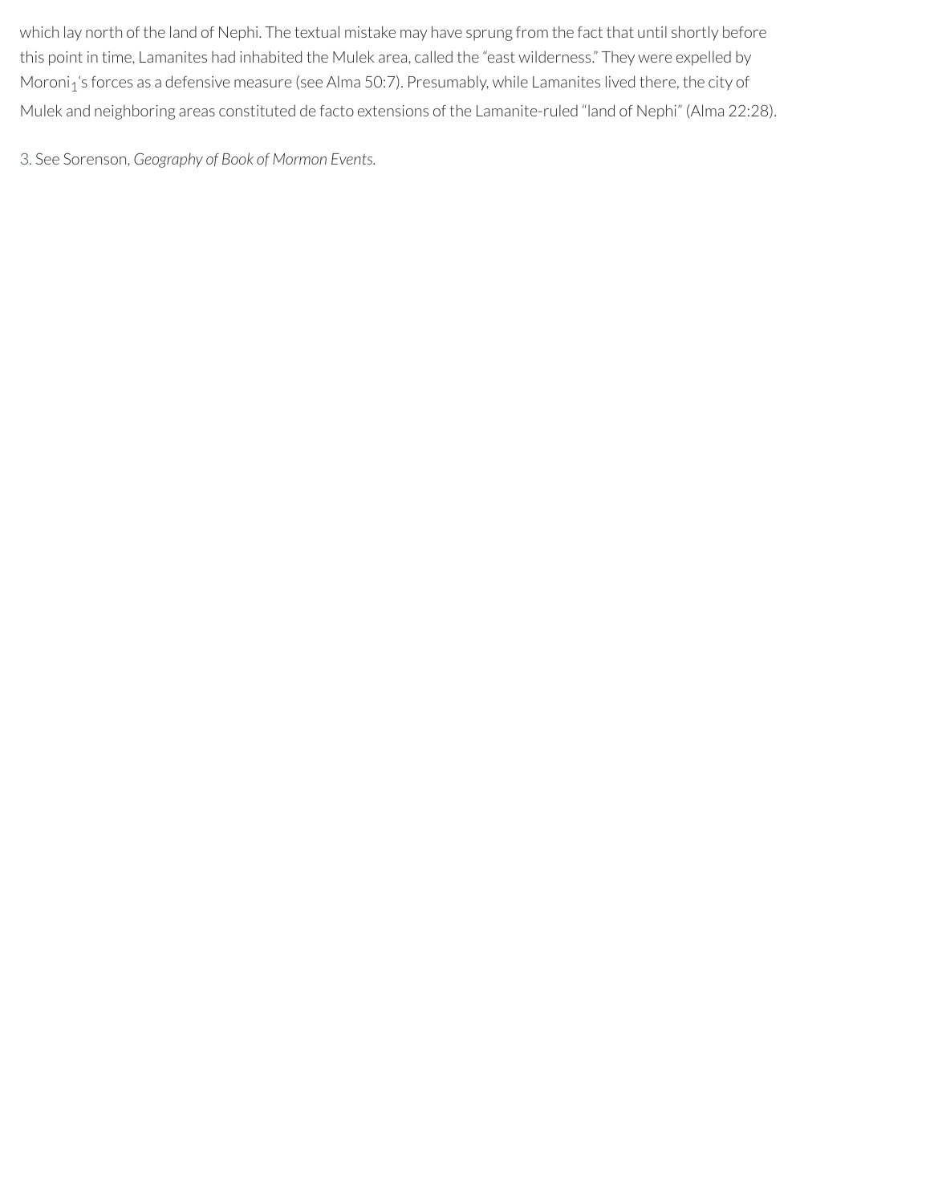which lay north of the land of Nephi. The textual mistake may have sprung from the fact that until shortly before this point in time, Lamanites had inhabited the Mulek area, called the "east wilderness." They were expelled by Moroni$_1$'s forces as a defensive measure (see Alma 50:7). Presumably, while Lamanites lived there, the city of Mulek and neighboring areas constituted de facto extensions of the Lamanite-ruled "land of Nephi" (Alma 22:28).

3. See Sorenson, *Geography of Book of Mormon Events.*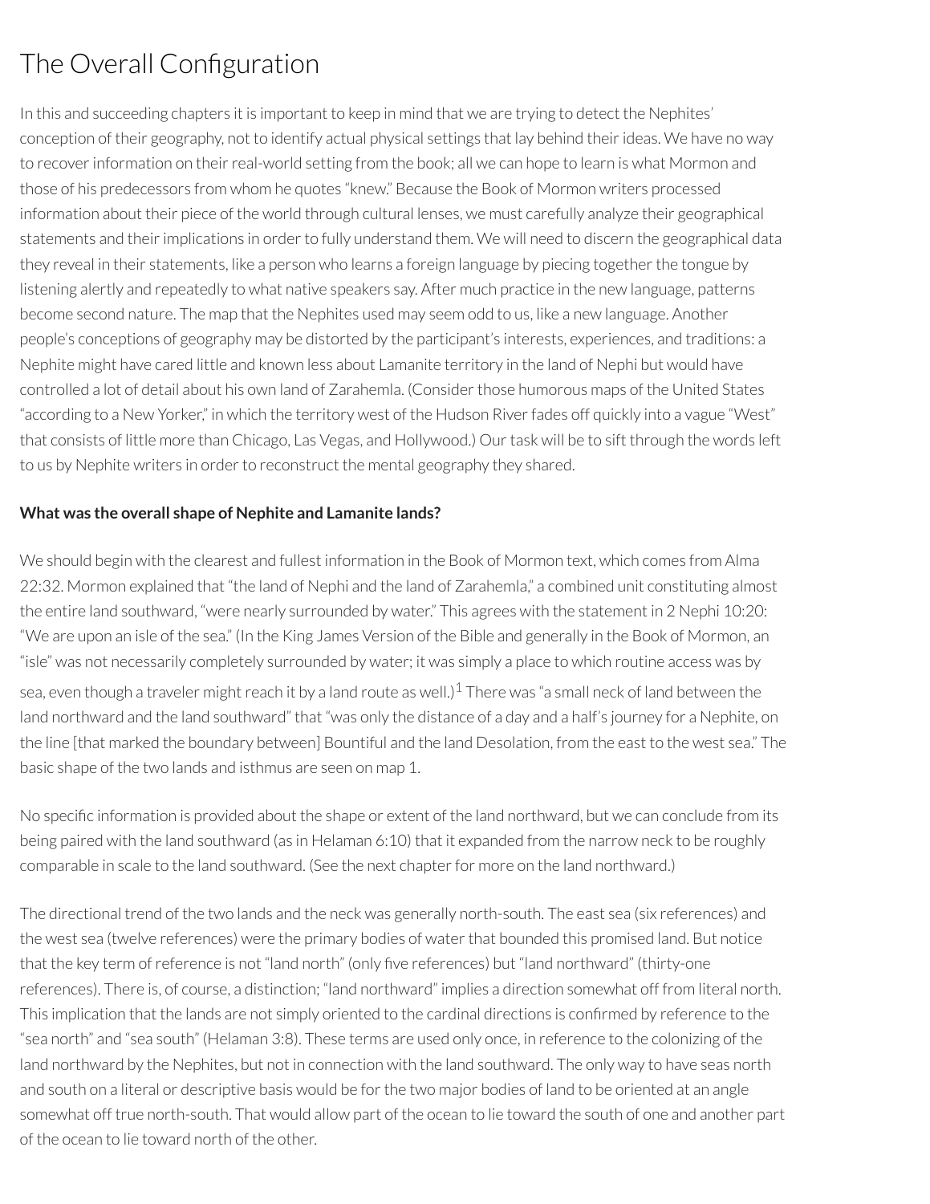# The Overall Configuration

In this and succeeding chapters it is important to keep in mind that we are trying to detect the Nephites' conception of their geography, not to identify actual physical settings that lay behind their ideas. We have no way to recover information on their real-world setting from the book; all we can hope to learn is what Mormon and those of his predecessors from whom he quotes "knew." Because the Book of Mormon writers processed information about their piece of the world through cultural lenses, we must carefully analyze their geographical statements and their implications in order to fully understand them. We will need to discern the geographical data they reveal in their statements, like a person who learns a foreign language by piecing together the tongue by listening alertly and repeatedly to what native speakers say. After much practice in the new language, patterns become second nature. The map that the Nephites used may seem odd to us, like a new language. Another people's conceptions of geography may be distorted by the participant's interests, experiences, and traditions: a Nephite might have cared little and known less about Lamanite territory in the land of Nephi but would have controlled a lot of detail about his own land of Zarahemla. (Consider those humorous maps of the United States "according to a New Yorker," in which the territory west of the Hudson River fades off quickly into a vague "West" that consists of little more than Chicago, Las Vegas, and Hollywood.) Our task will be to sift through the words left to us by Nephite writers in order to reconstruct the mental geography they shared.

**What was the overall shape of Nephite and Lamanite lands?**

We should begin with the clearest and fullest information in the Book of Mormon text, which comes from Alma 22:32. Mormon explained that "the land of Nephi and the land of Zarahemla," a combined unit constituting almost the entire land southward, "were nearly surrounded by water." This agrees with the statement in 2 Nephi 10:20: "We are upon an isle of the sea." (In the King James Version of the Bible and generally in the Book of Mormon, an "isle" was not necessarily completely surrounded by water; it was simply a place to which routine access was by sea, even though a traveler might reach it by a land route as well.)[1] There was "a small neck of land between the land northward and the land southward" that "was only the distance of a day and a half's journey for a Nephite, on the line [that marked the boundary between] Bountiful and the land Desolation, from the east to the west sea." The basic shape of the two lands and isthmus are seen on map 1.

No specific information is provided about the shape or extent of the land northward, but we can conclude from its being paired with the land southward (as in Helaman 6:10) that it expanded from the narrow neck to be roughly comparable in scale to the land southward. (See the next chapter for more on the land northward.)

The directional trend of the two lands and the neck was generally north-south. The east sea (six references) and the west sea (twelve references) were the primary bodies of water that bounded this promised land. But notice that the key term of reference is not "land north" (only five references) but "land northward" (thirty-one references). There is, of course, a distinction; "land northward" implies a direction somewhat off from literal north. This implication that the lands are not simply oriented to the cardinal directions is confirmed by reference to the "sea north" and "sea south" (Helaman 3:8). These terms are used only once, in reference to the colonizing of the land northward by the Nephites, but not in connection with the land southward. The only way to have seas north and south on a literal or descriptive basis would be for the two major bodies of land to be oriented at an angle somewhat off true north-south. That would allow part of the ocean to lie toward the south of one and another part of the ocean to lie toward north of the other.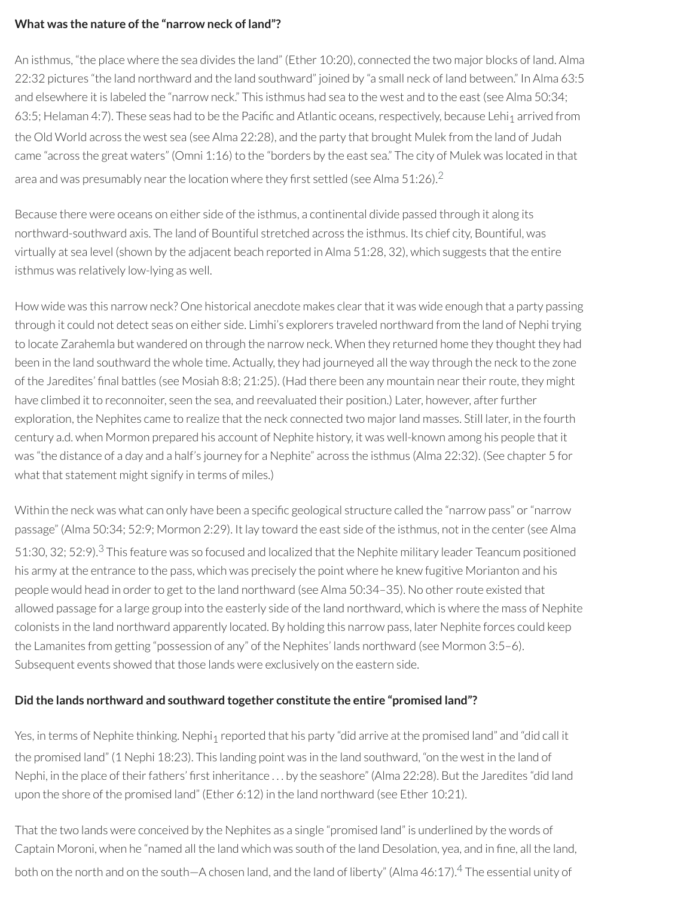**What was the nature of the "narrow neck of land"?**

An isthmus, "the place where the sea divides the land" (Ether 10:20), connected the two major blocks of land. Alma 22:32 pictures "the land northward and the land southward" joined by "a small neck of land between." In Alma 63:5 and elsewhere it is labeled the "narrow neck." This isthmus had sea to the west and to the east (see Alma 50:34; 63:5; Helaman 4:7). These seas had to be the Pacific and Atlantic oceans, respectively, because Lehi$_1$ arrived from the Old World across the west sea (see Alma 22:28), and the party that brought Mulek from the land of Judah came "across the great waters" (Omni 1:16) to the "borders by the east sea." The city of Mulek was located in that area and was presumably near the location where they first settled (see Alma 51:26).[2]

Because there were oceans on either side of the isthmus, a continental divide passed through it along its northward-southward axis. The land of Bountiful stretched across the isthmus. Its chief city, Bountiful, was virtually at sea level (shown by the adjacent beach reported in Alma 51:28, 32), which suggests that the entire isthmus was relatively low-lying as well.

How wide was this narrow neck? One historical anecdote makes clear that it was wide enough that a party passing through it could not detect seas on either side. Limhi's explorers traveled northward from the land of Nephi trying to locate Zarahemla but wandered on through the narrow neck. When they returned home they thought they had been in the land southward the whole time. Actually, they had journeyed all the way through the neck to the zone of the Jaredites' final battles (see Mosiah 8:8; 21:25). (Had there been any mountain near their route, they might have climbed it to reconnoiter, seen the sea, and reevaluated their position.) Later, however, after further exploration, the Nephites came to realize that the neck connected two major land masses. Still later, in the fourth century a.d. when Mormon prepared his account of Nephite history, it was well-known among his people that it was "the distance of a day and a half's journey for a Nephite" across the isthmus (Alma 22:32). (See chapter 5 for what that statement might signify in terms of miles.)

Within the neck was what can only have been a specific geological structure called the "narrow pass" or "narrow passage" (Alma 50:34; 52:9; Mormon 2:29). It lay toward the east side of the isthmus, not in the center (see Alma 51:30, 32; 52:9).[3] This feature was so focused and localized that the Nephite military leader Teancum positioned his army at the entrance to the pass, which was precisely the point where he knew fugitive Morianton and his people would head in order to get to the land northward (see Alma 50:34–35). No other route existed that allowed passage for a large group into the easterly side of the land northward, which is where the mass of Nephite colonists in the land northward apparently located. By holding this narrow pass, later Nephite forces could keep the Lamanites from getting "possession of any" of the Nephites' lands northward (see Mormon 3:5–6). Subsequent events showed that those lands were exclusively on the eastern side.

**Did the lands northward and southward together constitute the entire "promised land"?**

Yes, in terms of Nephite thinking. Nephi$_1$ reported that his party "did arrive at the promised land" and "did call it the promised land" (1 Nephi 18:23). This landing point was in the land southward, "on the west in the land of Nephi, in the place of their fathers' first inheritance . . . by the seashore" (Alma 22:28). But the Jaredites "did land upon the shore of the promised land" (Ether 6:12) in the land northward (see Ether 10:21).

That the two lands were conceived by the Nephites as a single "promised land" is underlined by the words of Captain Moroni, when he "named all the land which was south of the land Desolation, yea, and in fine, all the land, both on the north and on the south—A chosen land, and the land of liberty" (Alma 46:17).[4] The essential unity of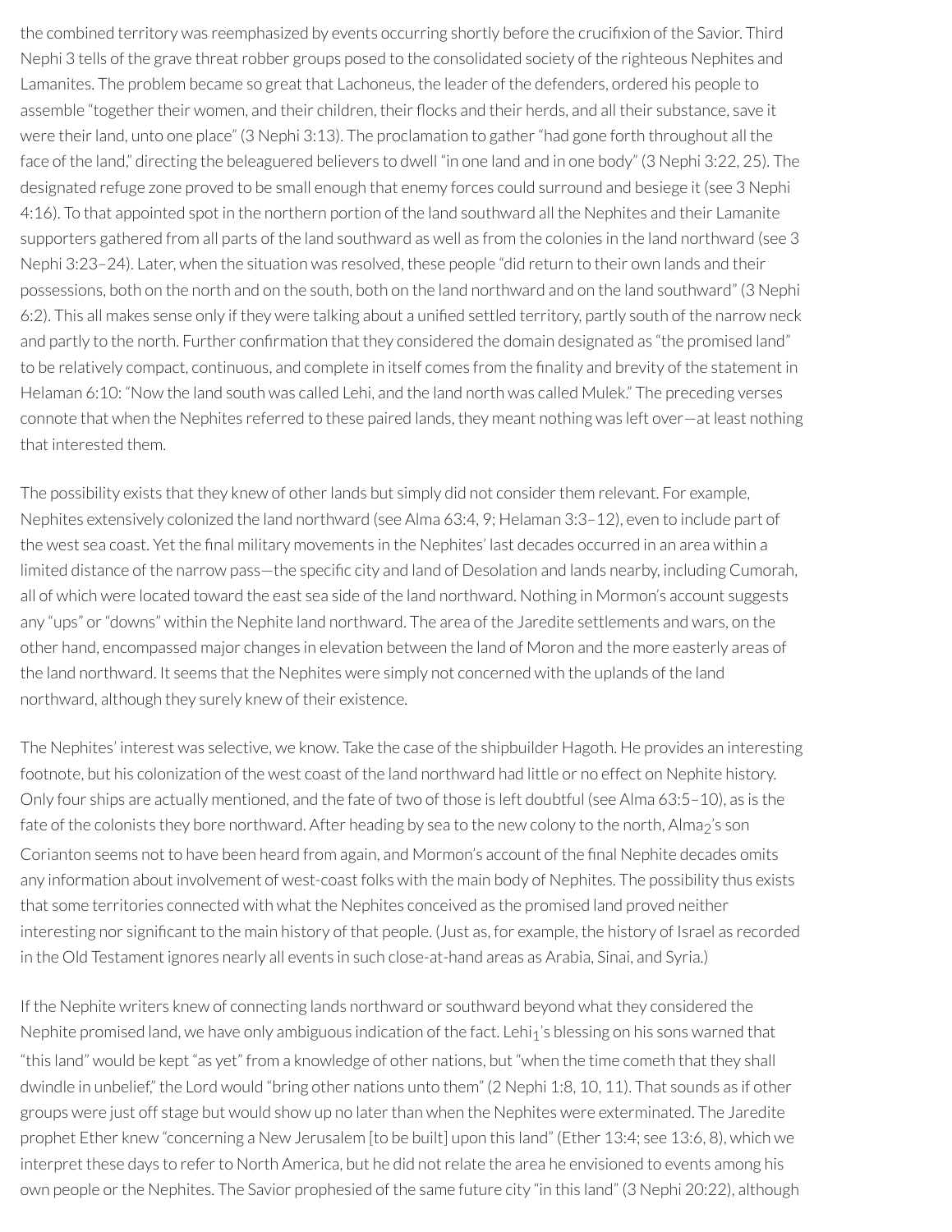the combined territory was reemphasized by events occurring shortly before the crucifixion of the Savior. Third Nephi 3 tells of the grave threat robber groups posed to the consolidated society of the righteous Nephites and Lamanites. The problem became so great that Lachoneus, the leader of the defenders, ordered his people to assemble "together their women, and their children, their flocks and their herds, and all their substance, save it were their land, unto one place" (3 Nephi 3:13). The proclamation to gather "had gone forth throughout all the face of the land," directing the beleaguered believers to dwell "in one land and in one body" (3 Nephi 3:22, 25). The designated refuge zone proved to be small enough that enemy forces could surround and besiege it (see 3 Nephi 4:16). To that appointed spot in the northern portion of the land southward all the Nephites and their Lamanite supporters gathered from all parts of the land southward as well as from the colonies in the land northward (see 3 Nephi 3:23–24). Later, when the situation was resolved, these people "did return to their own lands and their possessions, both on the north and on the south, both on the land northward and on the land southward" (3 Nephi 6:2). This all makes sense only if they were talking about a unified settled territory, partly south of the narrow neck and partly to the north. Further confirmation that they considered the domain designated as "the promised land" to be relatively compact, continuous, and complete in itself comes from the finality and brevity of the statement in Helaman 6:10: "Now the land south was called Lehi, and the land north was called Mulek." The preceding verses connote that when the Nephites referred to these paired lands, they meant nothing was left over—at least nothing that interested them.

The possibility exists that they knew of other lands but simply did not consider them relevant. For example, Nephites extensively colonized the land northward (see Alma 63:4, 9; Helaman 3:3–12), even to include part of the west sea coast. Yet the final military movements in the Nephites' last decades occurred in an area within a limited distance of the narrow pass—the specific city and land of Desolation and lands nearby, including Cumorah, all of which were located toward the east sea side of the land northward. Nothing in Mormon's account suggests any "ups" or "downs" within the Nephite land northward. The area of the Jaredite settlements and wars, on the other hand, encompassed major changes in elevation between the land of Moron and the more easterly areas of the land northward. It seems that the Nephites were simply not concerned with the uplands of the land northward, although they surely knew of their existence.

The Nephites' interest was selective, we know. Take the case of the shipbuilder Hagoth. He provides an interesting footnote, but his colonization of the west coast of the land northward had little or no effect on Nephite history. Only four ships are actually mentioned, and the fate of two of those is left doubtful (see Alma 63:5–10), as is the fate of the colonists they bore northward. After heading by sea to the new colony to the north, Alma$_2$'s son Corianton seems not to have been heard from again, and Mormon's account of the final Nephite decades omits any information about involvement of west-coast folks with the main body of Nephites. The possibility thus exists that some territories connected with what the Nephites conceived as the promised land proved neither interesting nor significant to the main history of that people. (Just as, for example, the history of Israel as recorded in the Old Testament ignores nearly all events in such close-at-hand areas as Arabia, Sinai, and Syria.)

If the Nephite writers knew of connecting lands northward or southward beyond what they considered the Nephite promised land, we have only ambiguous indication of the fact. Lehi$_1$'s blessing on his sons warned that "this land" would be kept "as yet" from a knowledge of other nations, but "when the time cometh that they shall dwindle in unbelief," the Lord would "bring other nations unto them" (2 Nephi 1:8, 10, 11). That sounds as if other groups were just off stage but would show up no later than when the Nephites were exterminated. The Jaredite prophet Ether knew "concerning a New Jerusalem [to be built] upon this land" (Ether 13:4; see 13:6, 8), which we interpret these days to refer to North America, but he did not relate the area he envisioned to events among his own people or the Nephites. The Savior prophesied of the same future city "in this land" (3 Nephi 20:22), although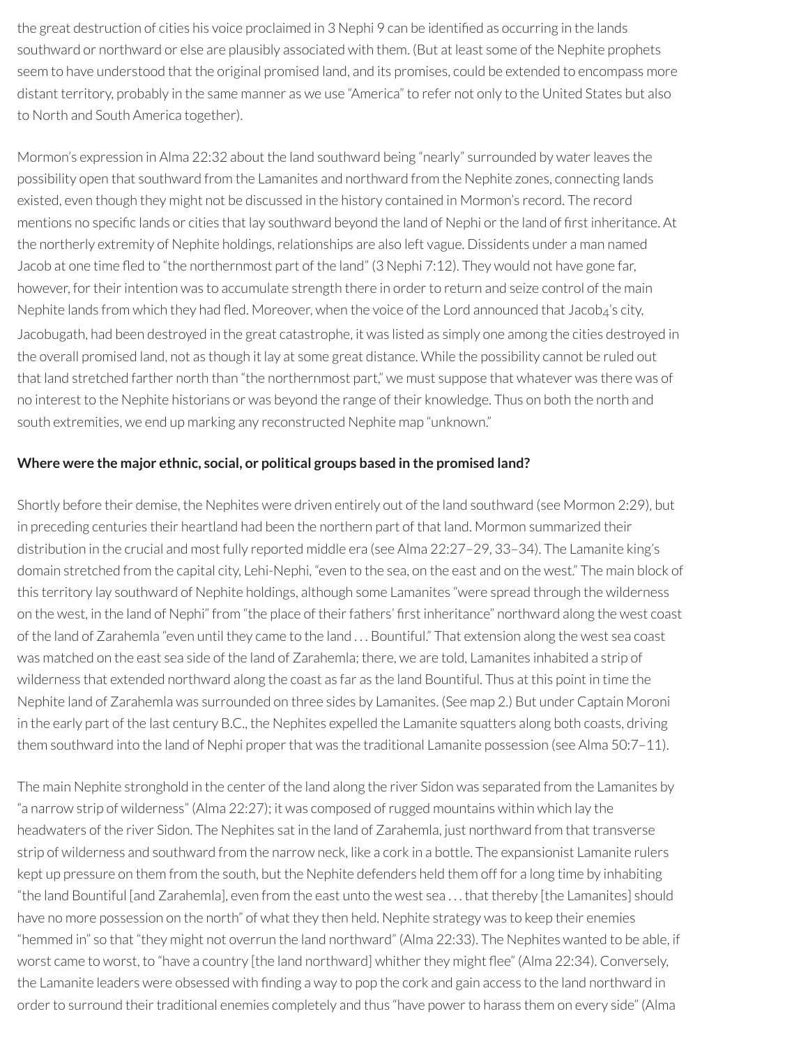the great destruction of cities his voice proclaimed in 3 Nephi 9 can be identified as occurring in the lands southward or northward or else are plausibly associated with them. (But at least some of the Nephite prophets seem to have understood that the original promised land, and its promises, could be extended to encompass more distant territory, probably in the same manner as we use "America" to refer not only to the United States but also to North and South America together).

Mormon's expression in Alma 22:32 about the land southward being "nearly" surrounded by water leaves the possibility open that southward from the Lamanites and northward from the Nephite zones, connecting lands existed, even though they might not be discussed in the history contained in Mormon's record. The record mentions no specific lands or cities that lay southward beyond the land of Nephi or the land of first inheritance. At the northerly extremity of Nephite holdings, relationships are also left vague. Dissidents under a man named Jacob at one time fled to "the northernmost part of the land" (3 Nephi 7:12). They would not have gone far, however, for their intention was to accumulate strength there in order to return and seize control of the main Nephite lands from which they had fled. Moreover, when the voice of the Lord announced that $Jacob_4$'s city, Jacobugath, had been destroyed in the great catastrophe, it was listed as simply one among the cities destroyed in the overall promised land, not as though it lay at some great distance. While the possibility cannot be ruled out that land stretched farther north than "the northernmost part," we must suppose that whatever was there was of no interest to the Nephite historians or was beyond the range of their knowledge. Thus on both the north and south extremities, we end up marking any reconstructed Nephite map "unknown."

**Where were the major ethnic, social, or political groups based in the promised land?**

Shortly before their demise, the Nephites were driven entirely out of the land southward (see Mormon 2:29), but in preceding centuries their heartland had been the northern part of that land. Mormon summarized their distribution in the crucial and most fully reported middle era (see Alma 22:27–29, 33–34). The Lamanite king's domain stretched from the capital city, Lehi-Nephi, "even to the sea, on the east and on the west." The main block of this territory lay southward of Nephite holdings, although some Lamanites "were spread through the wilderness on the west, in the land of Nephi" from "the place of their fathers' first inheritance" northward along the west coast of the land of Zarahemla "even until they came to the land . . . Bountiful." That extension along the west sea coast was matched on the east sea side of the land of Zarahemla; there, we are told, Lamanites inhabited a strip of wilderness that extended northward along the coast as far as the land Bountiful. Thus at this point in time the Nephite land of Zarahemla was surrounded on three sides by Lamanites. (See map 2.) But under Captain Moroni in the early part of the last century B.C., the Nephites expelled the Lamanite squatters along both coasts, driving them southward into the land of Nephi proper that was the traditional Lamanite possession (see Alma 50:7–11).

The main Nephite stronghold in the center of the land along the river Sidon was separated from the Lamanites by "a narrow strip of wilderness" (Alma 22:27); it was composed of rugged mountains within which lay the headwaters of the river Sidon. The Nephites sat in the land of Zarahemla, just northward from that transverse strip of wilderness and southward from the narrow neck, like a cork in a bottle. The expansionist Lamanite rulers kept up pressure on them from the south, but the Nephite defenders held them off for a long time by inhabiting "the land Bountiful [and Zarahemla], even from the east unto the west sea . . . that thereby [the Lamanites] should have no more possession on the north" of what they then held. Nephite strategy was to keep their enemies "hemmed in" so that "they might not overrun the land northward" (Alma 22:33). The Nephites wanted to be able, if worst came to worst, to "have a country [the land northward] whither they might flee" (Alma 22:34). Conversely, the Lamanite leaders were obsessed with finding a way to pop the cork and gain access to the land northward in order to surround their traditional enemies completely and thus "have power to harass them on every side" (Alma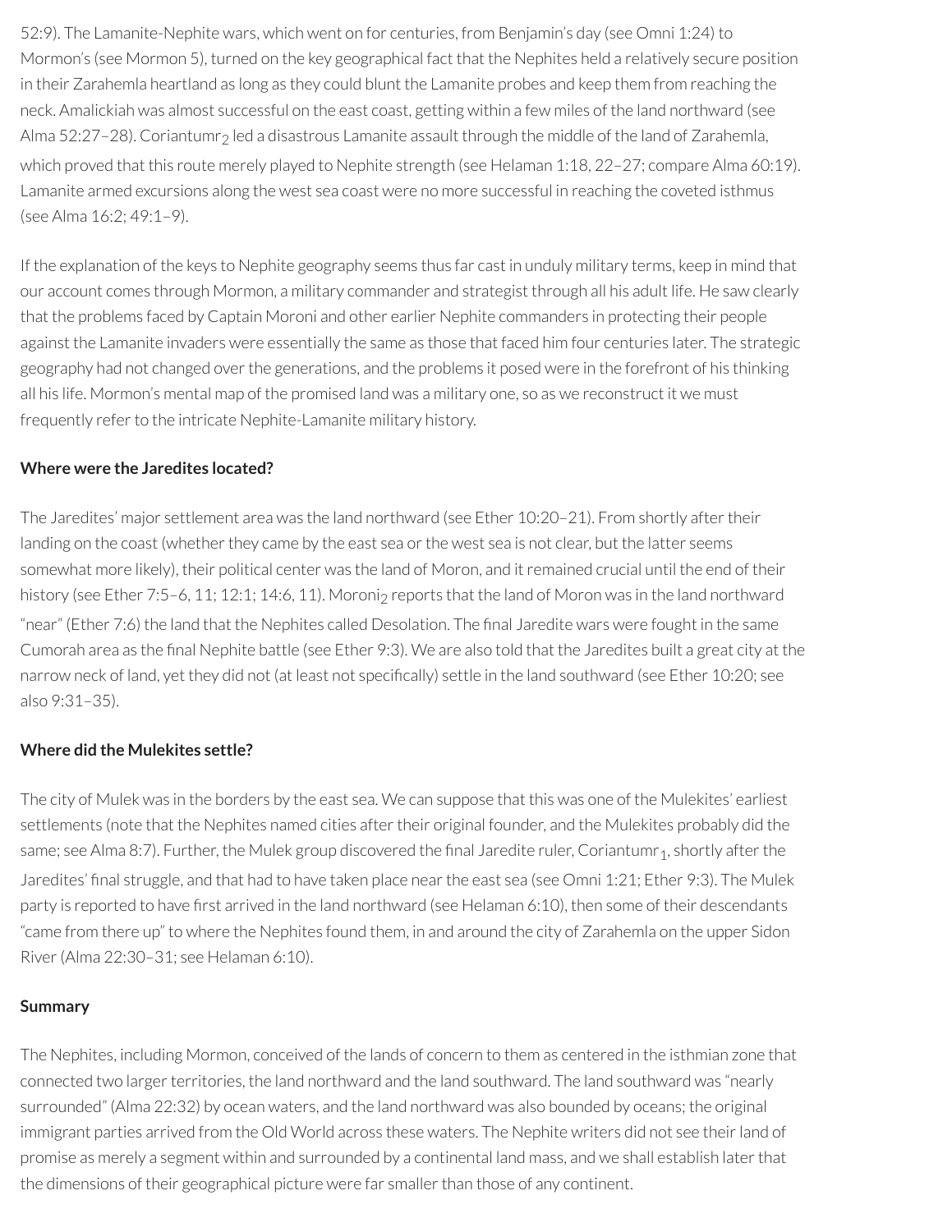52:9). The Lamanite-Nephite wars, which went on for centuries, from Benjamin's day (see Omni 1:24) to Mormon's (see Mormon 5), turned on the key geographical fact that the Nephites held a relatively secure position in their Zarahemla heartland as long as they could blunt the Lamanite probes and keep them from reaching the neck. Amalickiah was almost successful on the east coast, getting within a few miles of the land northward (see Alma 52:27–28). Coriantumr$_2$ led a disastrous Lamanite assault through the middle of the land of Zarahemla, which proved that this route merely played to Nephite strength (see Helaman 1:18, 22–27; compare Alma 60:19). Lamanite armed excursions along the west sea coast were no more successful in reaching the coveted isthmus (see Alma 16:2; 49:1–9).

If the explanation of the keys to Nephite geography seems thus far cast in unduly military terms, keep in mind that our account comes through Mormon, a military commander and strategist through all his adult life. He saw clearly that the problems faced by Captain Moroni and other earlier Nephite commanders in protecting their people against the Lamanite invaders were essentially the same as those that faced him four centuries later. The strategic geography had not changed over the generations, and the problems it posed were in the forefront of his thinking all his life. Mormon's mental map of the promised land was a military one, so as we reconstruct it we must frequently refer to the intricate Nephite-Lamanite military history.

**Where were the Jaredites located?**

The Jaredites' major settlement area was the land northward (see Ether 10:20–21). From shortly after their landing on the coast (whether they came by the east sea or the west sea is not clear, but the latter seems somewhat more likely), their political center was the land of Moron, and it remained crucial until the end of their history (see Ether 7:5–6, 11; 12:1; 14:6, 11). Moroni$_2$ reports that the land of Moron was in the land northward "near" (Ether 7:6) the land that the Nephites called Desolation. The final Jaredite wars were fought in the same Cumorah area as the final Nephite battle (see Ether 9:3). We are also told that the Jaredites built a great city at the narrow neck of land, yet they did not (at least not specifically) settle in the land southward (see Ether 10:20; see also 9:31–35).

**Where did the Mulekites settle?**

The city of Mulek was in the borders by the east sea. We can suppose that this was one of the Mulekites' earliest settlements (note that the Nephites named cities after their original founder, and the Mulekites probably did the same; see Alma 8:7). Further, the Mulek group discovered the final Jaredite ruler, Coriantumr$_1$, shortly after the Jaredites' final struggle, and that had to have taken place near the east sea (see Omni 1:21; Ether 9:3). The Mulek party is reported to have first arrived in the land northward (see Helaman 6:10), then some of their descendants "came from there up" to where the Nephites found them, in and around the city of Zarahemla on the upper Sidon River (Alma 22:30–31; see Helaman 6:10).

**Summary**

The Nephites, including Mormon, conceived of the lands of concern to them as centered in the isthmian zone that connected two larger territories, the land northward and the land southward. The land southward was "nearly surrounded" (Alma 22:32) by ocean waters, and the land northward was also bounded by oceans; the original immigrant parties arrived from the Old World across these waters. The Nephite writers did not see their land of promise as merely a segment within and surrounded by a continental land mass, and we shall establish later that the dimensions of their geographical picture were far smaller than those of any continent.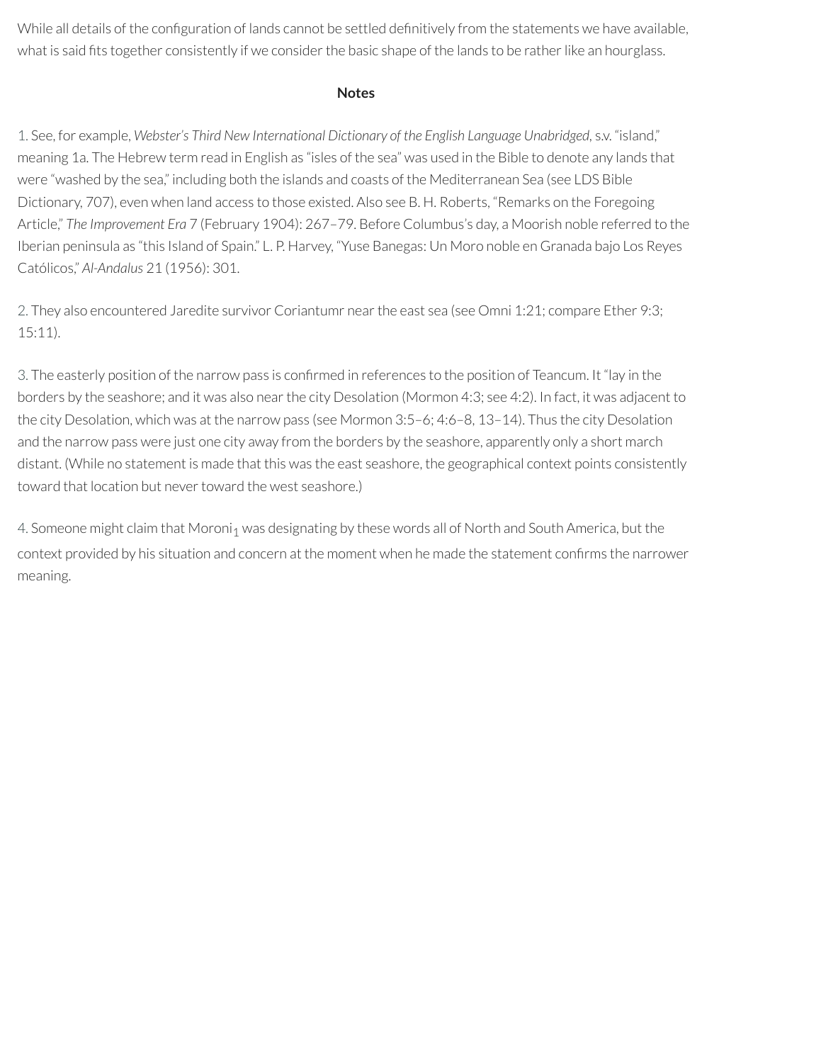While all details of the configuration of lands cannot be settled definitively from the statements we have available, what is said fits together consistently if we consider the basic shape of the lands to be rather like an hourglass.

**Notes**

1. See, for example, *Webster's Third New International Dictionary of the English Language Unabridged*, s.v. "island," meaning 1a. The Hebrew term read in English as "isles of the sea" was used in the Bible to denote any lands that were "washed by the sea," including both the islands and coasts of the Mediterranean Sea (see LDS Bible Dictionary, 707), even when land access to those existed. Also see B. H. Roberts, "Remarks on the Foregoing Article," *The Improvement Era* 7 (February 1904): 267–79. Before Columbus's day, a Moorish noble referred to the Iberian peninsula as "this Island of Spain." L. P. Harvey, "Yuse Banegas: Un Moro noble en Granada bajo Los Reyes Católicos," *Al-Andalus* 21 (1956): 301.

2. They also encountered Jaredite survivor Coriantumr near the east sea (see Omni 1:21; compare Ether 9:3; 15:11).

3. The easterly position of the narrow pass is confirmed in references to the position of Teancum. It "lay in the borders by the seashore; and it was also near the city Desolation (Mormon 4:3; see 4:2). In fact, it was adjacent to the city Desolation, which was at the narrow pass (see Mormon 3:5–6; 4:6–8, 13–14). Thus the city Desolation and the narrow pass were just one city away from the borders by the seashore, apparently only a short march distant. (While no statement is made that this was the east seashore, the geographical context points consistently toward that location but never toward the west seashore.)

4. Someone might claim that $Moroni_1$ was designating by these words all of North and South America, but the context provided by his situation and concern at the moment when he made the statement confirms the narrower meaning.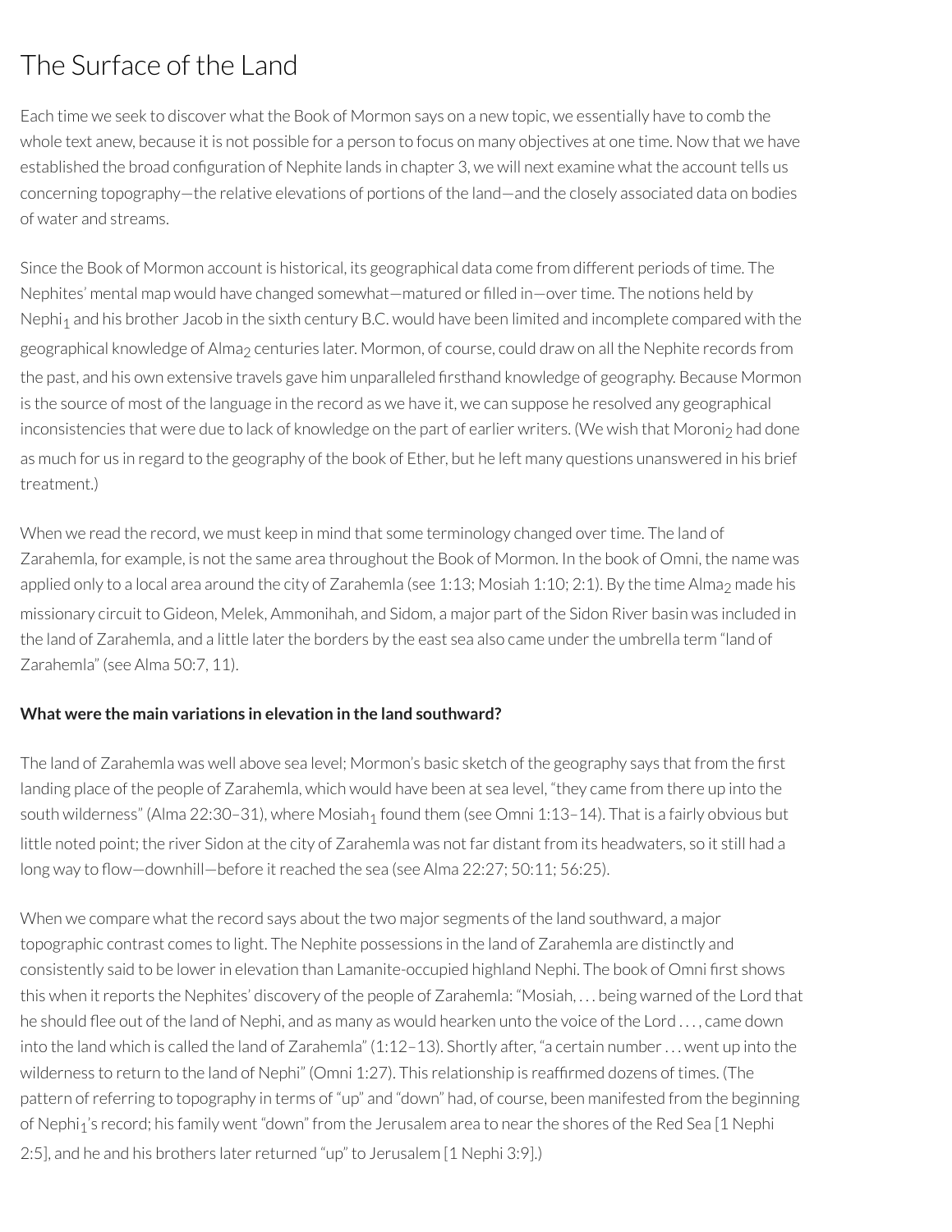# The Surface of the Land

Each time we seek to discover what the Book of Mormon says on a new topic, we essentially have to comb the whole text anew, because it is not possible for a person to focus on many objectives at one time. Now that we have established the broad configuration of Nephite lands in chapter 3, we will next examine what the account tells us concerning topography—the relative elevations of portions of the land—and the closely associated data on bodies of water and streams.

Since the Book of Mormon account is historical, its geographical data come from different periods of time. The Nephites' mental map would have changed somewhat—matured or filled in—over time. The notions held by $Nephi_1$ and his brother Jacob in the sixth century B.C. would have been limited and incomplete compared with the geographical knowledge of $Alma_2$ centuries later. Mormon, of course, could draw on all the Nephite records from the past, and his own extensive travels gave him unparalleled firsthand knowledge of geography. Because Mormon is the source of most of the language in the record as we have it, we can suppose he resolved any geographical inconsistencies that were due to lack of knowledge on the part of earlier writers. (We wish that $Moroni_2$ had done as much for us in regard to the geography of the book of Ether, but he left many questions unanswered in his brief treatment.)

When we read the record, we must keep in mind that some terminology changed over time. The land of Zarahemla, for example, is not the same area throughout the Book of Mormon. In the book of Omni, the name was applied only to a local area around the city of Zarahemla (see 1:13; Mosiah 1:10; 2:1). By the time $Alma_2$ made his missionary circuit to Gideon, Melek, Ammonihah, and Sidom, a major part of the Sidon River basin was included in the land of Zarahemla, and a little later the borders by the east sea also came under the umbrella term "land of Zarahemla" (see Alma 50:7, 11).

**What were the main variations in elevation in the land southward?**

The land of Zarahemla was well above sea level; Mormon's basic sketch of the geography says that from the first landing place of the people of Zarahemla, which would have been at sea level, "they came from there up into the south wilderness" (Alma 22:30–31), where $Mosiah_1$ found them (see Omni 1:13–14). That is a fairly obvious but little noted point; the river Sidon at the city of Zarahemla was not far distant from its headwaters, so it still had a long way to flow—downhill—before it reached the sea (see Alma 22:27; 50:11; 56:25).

When we compare what the record says about the two major segments of the land southward, a major topographic contrast comes to light. The Nephite possessions in the land of Zarahemla are distinctly and consistently said to be lower in elevation than Lamanite-occupied highland Nephi. The book of Omni first shows this when it reports the Nephites' discovery of the people of Zarahemla: "Mosiah, . . . being warned of the Lord that he should flee out of the land of Nephi, and as many as would hearken unto the voice of the Lord . . . , came down into the land which is called the land of Zarahemla" (1:12–13). Shortly after, "a certain number . . . went up into the wilderness to return to the land of Nephi" (Omni 1:27). This relationship is reaffirmed dozens of times. (The pattern of referring to topography in terms of "up" and "down" had, of course, been manifested from the beginning of $Nephi_1$'s record; his family went "down" from the Jerusalem area to near the shores of the Red Sea [1 Nephi 2:5], and he and his brothers later returned "up" to Jerusalem [1 Nephi 3:9].)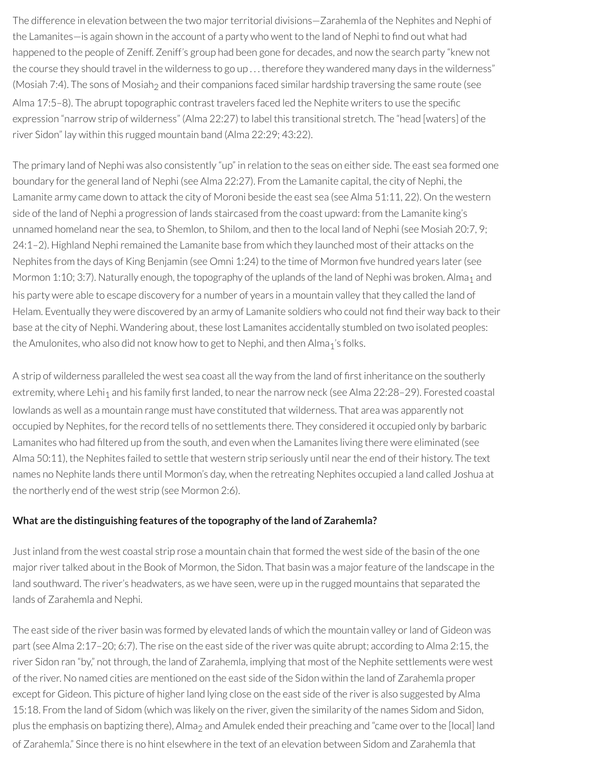The difference in elevation between the two major territorial divisions—Zarahemla of the Nephites and Nephi of the Lamanites—is again shown in the account of a party who went to the land of Nephi to find out what had happened to the people of Zeniff. Zeniff's group had been gone for decades, and now the search party "knew not the course they should travel in the wilderness to go up . . . therefore they wandered many days in the wilderness" (Mosiah 7:4). The sons of Mosiah$_2$ and their companions faced similar hardship traversing the same route (see Alma 17:5–8). The abrupt topographic contrast travelers faced led the Nephite writers to use the specific expression "narrow strip of wilderness" (Alma 22:27) to label this transitional stretch. The "head [waters] of the river Sidon" lay within this rugged mountain band (Alma 22:29; 43:22).

The primary land of Nephi was also consistently "up" in relation to the seas on either side. The east sea formed one boundary for the general land of Nephi (see Alma 22:27). From the Lamanite capital, the city of Nephi, the Lamanite army came down to attack the city of Moroni beside the east sea (see Alma 51:11, 22). On the western side of the land of Nephi a progression of lands staircased from the coast upward: from the Lamanite king's unnamed homeland near the sea, to Shemlon, to Shilom, and then to the local land of Nephi (see Mosiah 20:7, 9; 24:1–2). Highland Nephi remained the Lamanite base from which they launched most of their attacks on the Nephites from the days of King Benjamin (see Omni 1:24) to the time of Mormon five hundred years later (see Mormon 1:10; 3:7). Naturally enough, the topography of the uplands of the land of Nephi was broken. Alma$_1$ and his party were able to escape discovery for a number of years in a mountain valley that they called the land of Helam. Eventually they were discovered by an army of Lamanite soldiers who could not find their way back to their base at the city of Nephi. Wandering about, these lost Lamanites accidentally stumbled on two isolated peoples: the Amulonites, who also did not know how to get to Nephi, and then Alma$_1$'s folks.

A strip of wilderness paralleled the west sea coast all the way from the land of first inheritance on the southerly extremity, where Lehi$_1$ and his family first landed, to near the narrow neck (see Alma 22:28–29). Forested coastal lowlands as well as a mountain range must have constituted that wilderness. That area was apparently not occupied by Nephites, for the record tells of no settlements there. They considered it occupied only by barbaric Lamanites who had filtered up from the south, and even when the Lamanites living there were eliminated (see Alma 50:11), the Nephites failed to settle that western strip seriously until near the end of their history. The text names no Nephite lands there until Mormon's day, when the retreating Nephites occupied a land called Joshua at the northerly end of the west strip (see Mormon 2:6).

**What are the distinguishing features of the topography of the land of Zarahemla?**

Just inland from the west coastal strip rose a mountain chain that formed the west side of the basin of the one major river talked about in the Book of Mormon, the Sidon. That basin was a major feature of the landscape in the land southward. The river's headwaters, as we have seen, were up in the rugged mountains that separated the lands of Zarahemla and Nephi.

The east side of the river basin was formed by elevated lands of which the mountain valley or land of Gideon was part (see Alma 2:17–20; 6:7). The rise on the east side of the river was quite abrupt; according to Alma 2:15, the river Sidon ran "by," not through, the land of Zarahemla, implying that most of the Nephite settlements were west of the river. No named cities are mentioned on the east side of the Sidon within the land of Zarahemla proper except for Gideon. This picture of higher land lying close on the east side of the river is also suggested by Alma 15:18. From the land of Sidom (which was likely on the river, given the similarity of the names Sidom and Sidon, plus the emphasis on baptizing there), Alma$_2$ and Amulek ended their preaching and "came over to the [local] land of Zarahemla." Since there is no hint elsewhere in the text of an elevation between Sidom and Zarahemla that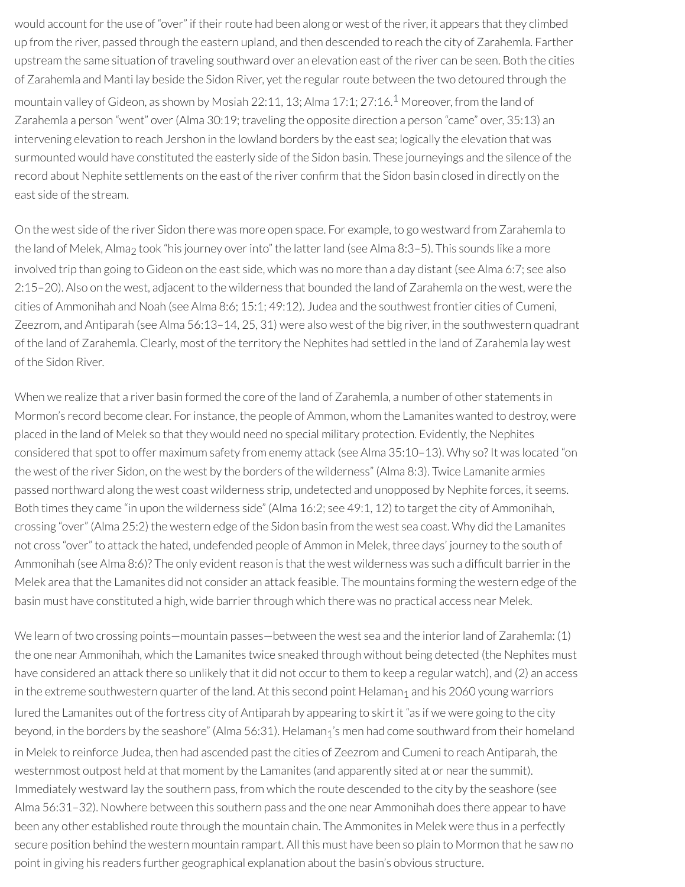would account for the use of "over" if their route had been along or west of the river, it appears that they climbed up from the river, passed through the eastern upland, and then descended to reach the city of Zarahemla. Farther upstream the same situation of traveling southward over an elevation east of the river can be seen. Both the cities of Zarahemla and Manti lay beside the Sidon River, yet the regular route between the two detoured through the mountain valley of Gideon, as shown by Mosiah 22:11, 13; Alma 17:1; 27:16.[1] Moreover, from the land of Zarahemla a person "went" over (Alma 30:19; traveling the opposite direction a person "came" over, 35:13) an intervening elevation to reach Jershon in the lowland borders by the east sea; logically the elevation that was surmounted would have constituted the easterly side of the Sidon basin. These journeyings and the silence of the record about Nephite settlements on the east of the river confirm that the Sidon basin closed in directly on the east side of the stream.

On the west side of the river Sidon there was more open space. For example, to go westward from Zarahemla to the land of Melek, $\text{Alma}_2$ took "his journey over into" the latter land (see Alma 8:3–5). This sounds like a more involved trip than going to Gideon on the east side, which was no more than a day distant (see Alma 6:7; see also 2:15–20). Also on the west, adjacent to the wilderness that bounded the land of Zarahemla on the west, were the cities of Ammonihah and Noah (see Alma 8:6; 15:1; 49:12). Judea and the southwest frontier cities of Cumeni, Zeezrom, and Antiparah (see Alma 56:13–14, 25, 31) were also west of the big river, in the southwestern quadrant of the land of Zarahemla. Clearly, most of the territory the Nephites had settled in the land of Zarahemla lay west of the Sidon River.

When we realize that a river basin formed the core of the land of Zarahemla, a number of other statements in Mormon's record become clear. For instance, the people of Ammon, whom the Lamanites wanted to destroy, were placed in the land of Melek so that they would need no special military protection. Evidently, the Nephites considered that spot to offer maximum safety from enemy attack (see Alma 35:10–13). Why so? It was located "on the west of the river Sidon, on the west by the borders of the wilderness" (Alma 8:3). Twice Lamanite armies passed northward along the west coast wilderness strip, undetected and unopposed by Nephite forces, it seems. Both times they came "in upon the wilderness side" (Alma 16:2; see 49:1, 12) to target the city of Ammonihah, crossing "over" (Alma 25:2) the western edge of the Sidon basin from the west sea coast. Why did the Lamanites not cross "over" to attack the hated, undefended people of Ammon in Melek, three days' journey to the south of Ammonihah (see Alma 8:6)? The only evident reason is that the west wilderness was such a difficult barrier in the Melek area that the Lamanites did not consider an attack feasible. The mountains forming the western edge of the basin must have constituted a high, wide barrier through which there was no practical access near Melek.

We learn of two crossing points—mountain passes—between the west sea and the interior land of Zarahemla: (1) the one near Ammonihah, which the Lamanites twice sneaked through without being detected (the Nephites must have considered an attack there so unlikely that it did not occur to them to keep a regular watch), and (2) an access in the extreme southwestern quarter of the land. At this second point $\text{Helaman}_1$ and his 2060 young warriors lured the Lamanites out of the fortress city of Antiparah by appearing to skirt it "as if we were going to the city beyond, in the borders by the seashore" (Alma 56:31). $\text{Helaman}_1$'s men had come southward from their homeland in Melek to reinforce Judea, then had ascended past the cities of Zeezrom and Cumeni to reach Antiparah, the westernmost outpost held at that moment by the Lamanites (and apparently sited at or near the summit). Immediately westward lay the southern pass, from which the route descended to the city by the seashore (see Alma 56:31–32). Nowhere between this southern pass and the one near Ammonihah does there appear to have been any other established route through the mountain chain. The Ammonites in Melek were thus in a perfectly secure position behind the western mountain rampart. All this must have been so plain to Mormon that he saw no point in giving his readers further geographical explanation about the basin's obvious structure.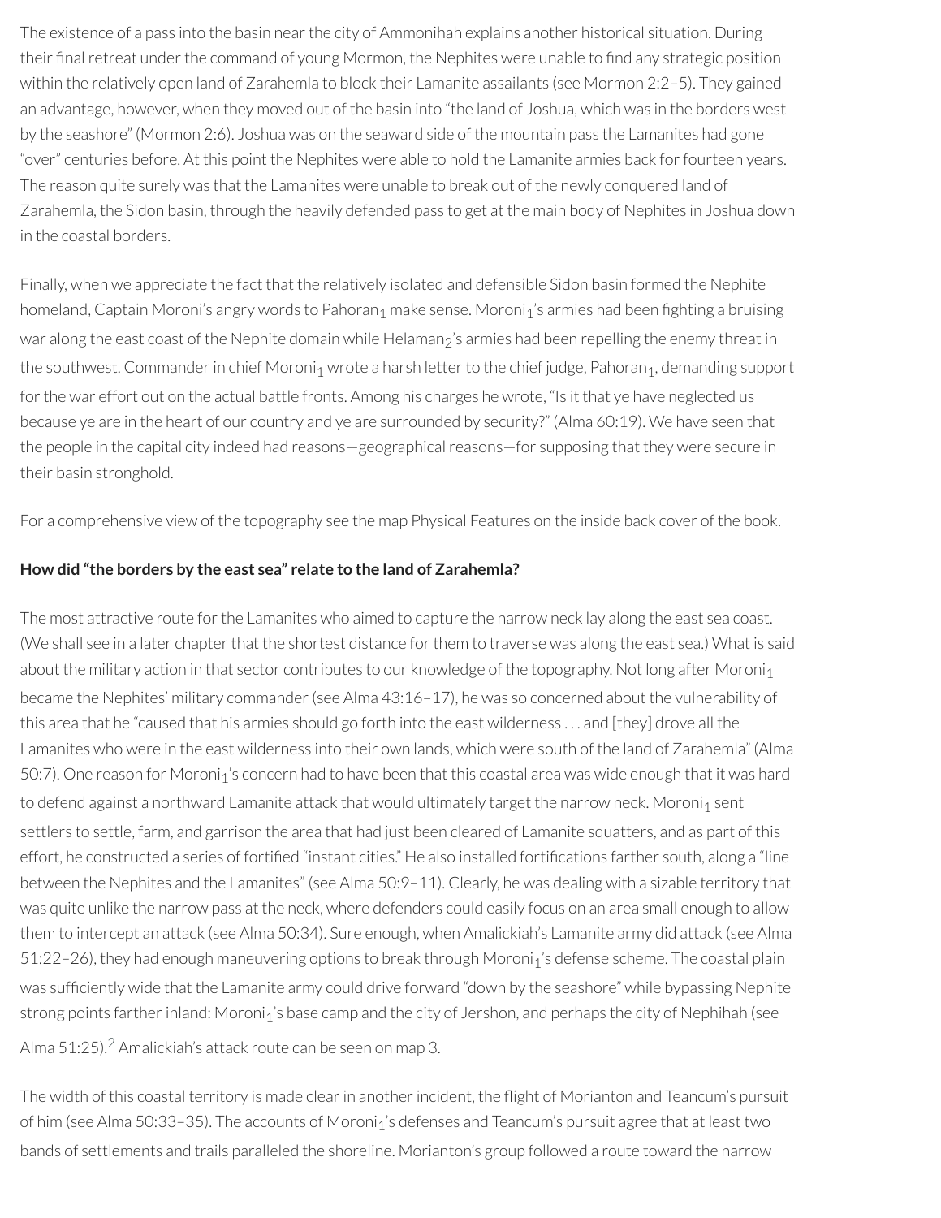The existence of a pass into the basin near the city of Ammonihah explains another historical situation. During their final retreat under the command of young Mormon, the Nephites were unable to find any strategic position within the relatively open land of Zarahemla to block their Lamanite assailants (see Mormon 2:2–5). They gained an advantage, however, when they moved out of the basin into "the land of Joshua, which was in the borders west by the seashore" (Mormon 2:6). Joshua was on the seaward side of the mountain pass the Lamanites had gone "over" centuries before. At this point the Nephites were able to hold the Lamanite armies back for fourteen years. The reason quite surely was that the Lamanites were unable to break out of the newly conquered land of Zarahemla, the Sidon basin, through the heavily defended pass to get at the main body of Nephites in Joshua down in the coastal borders.

Finally, when we appreciate the fact that the relatively isolated and defensible Sidon basin formed the Nephite homeland, Captain Moroni's angry words to $Pahoran_1$ make sense. $Moroni_1$'s armies had been fighting a bruising war along the east coast of the Nephite domain while $Helaman_2$'s armies had been repelling the enemy threat in the southwest. Commander in chief $Moroni_1$ wrote a harsh letter to the chief judge, $Pahoran_1$, demanding support for the war effort out on the actual battle fronts. Among his charges he wrote, "Is it that ye have neglected us because ye are in the heart of our country and ye are surrounded by security?" (Alma 60:19). We have seen that the people in the capital city indeed had reasons—geographical reasons—for supposing that they were secure in their basin stronghold.

For a comprehensive view of the topography see the map Physical Features on the inside back cover of the book.

**How did "the borders by the east sea" relate to the land of Zarahemla?**

The most attractive route for the Lamanites who aimed to capture the narrow neck lay along the east sea coast. (We shall see in a later chapter that the shortest distance for them to traverse was along the east sea.) What is said about the military action in that sector contributes to our knowledge of the topography. Not long after $Moroni_1$ became the Nephites' military commander (see Alma 43:16–17), he was so concerned about the vulnerability of this area that he "caused that his armies should go forth into the east wilderness . . . and [they] drove all the Lamanites who were in the east wilderness into their own lands, which were south of the land of Zarahemla" (Alma 50:7). One reason for $Moroni_1$'s concern had to have been that this coastal area was wide enough that it was hard to defend against a northward Lamanite attack that would ultimately target the narrow neck. $Moroni_1$ sent settlers to settle, farm, and garrison the area that had just been cleared of Lamanite squatters, and as part of this effort, he constructed a series of fortified "instant cities." He also installed fortifications farther south, along a "line between the Nephites and the Lamanites" (see Alma 50:9–11). Clearly, he was dealing with a sizable territory that was quite unlike the narrow pass at the neck, where defenders could easily focus on an area small enough to allow them to intercept an attack (see Alma 50:34). Sure enough, when Amalickiah's Lamanite army did attack (see Alma 51:22–26), they had enough maneuvering options to break through $Moroni_1$'s defense scheme. The coastal plain was sufficiently wide that the Lamanite army could drive forward "down by the seashore" while bypassing Nephite strong points farther inland: $Moroni_1$'s base camp and the city of Jershon, and perhaps the city of Nephihah (see Alma 51:25).[2] Amalickiah's attack route can be seen on map 3.

The width of this coastal territory is made clear in another incident, the flight of Morianton and Teancum's pursuit of him (see Alma 50:33–35). The accounts of $Moroni_1$'s defenses and Teancum's pursuit agree that at least two bands of settlements and trails paralleled the shoreline. Morianton's group followed a route toward the narrow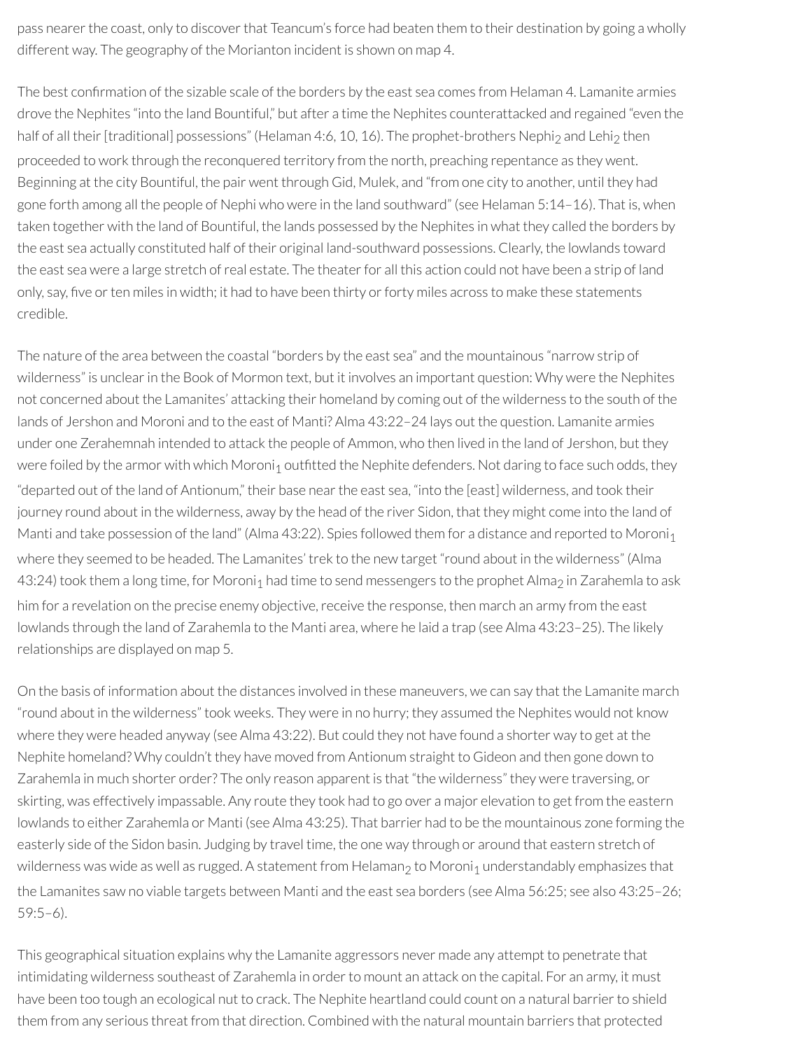pass nearer the coast, only to discover that Teancum's force had beaten them to their destination by going a wholly different way. The geography of the Morianton incident is shown on map 4.

The best confirmation of the sizable scale of the borders by the east sea comes from Helaman 4. Lamanite armies drove the Nephites "into the land Bountiful," but after a time the Nephites counterattacked and regained "even the half of all their [traditional] possessions" (Helaman 4:6, 10, 16). The prophet-brothers Nephi$_2$ and Lehi$_2$ then proceeded to work through the reconquered territory from the north, preaching repentance as they went. Beginning at the city Bountiful, the pair went through Gid, Mulek, and "from one city to another, until they had gone forth among all the people of Nephi who were in the land southward" (see Helaman 5:14–16). That is, when taken together with the land of Bountiful, the lands possessed by the Nephites in what they called the borders by the east sea actually constituted half of their original land-southward possessions. Clearly, the lowlands toward the east sea were a large stretch of real estate. The theater for all this action could not have been a strip of land only, say, five or ten miles in width; it had to have been thirty or forty miles across to make these statements credible.

The nature of the area between the coastal "borders by the east sea" and the mountainous "narrow strip of wilderness" is unclear in the Book of Mormon text, but it involves an important question: Why were the Nephites not concerned about the Lamanites' attacking their homeland by coming out of the wilderness to the south of the lands of Jershon and Moroni and to the east of Manti? Alma 43:22–24 lays out the question. Lamanite armies under one Zerahemnah intended to attack the people of Ammon, who then lived in the land of Jershon, but they were foiled by the armor with which Moroni$_1$ outfitted the Nephite defenders. Not daring to face such odds, they "departed out of the land of Antionum," their base near the east sea, "into the [east] wilderness, and took their journey round about in the wilderness, away by the head of the river Sidon, that they might come into the land of Manti and take possession of the land" (Alma 43:22). Spies followed them for a distance and reported to Moroni$_1$ where they seemed to be headed. The Lamanites' trek to the new target "round about in the wilderness" (Alma 43:24) took them a long time, for Moroni$_1$ had time to send messengers to the prophet Alma$_2$ in Zarahemla to ask him for a revelation on the precise enemy objective, receive the response, then march an army from the east lowlands through the land of Zarahemla to the Manti area, where he laid a trap (see Alma 43:23–25). The likely relationships are displayed on map 5.

On the basis of information about the distances involved in these maneuvers, we can say that the Lamanite march "round about in the wilderness" took weeks. They were in no hurry; they assumed the Nephites would not know where they were headed anyway (see Alma 43:22). But could they not have found a shorter way to get at the Nephite homeland? Why couldn't they have moved from Antionum straight to Gideon and then gone down to Zarahemla in much shorter order? The only reason apparent is that "the wilderness" they were traversing, or skirting, was effectively impassable. Any route they took had to go over a major elevation to get from the eastern lowlands to either Zarahemla or Manti (see Alma 43:25). That barrier had to be the mountainous zone forming the easterly side of the Sidon basin. Judging by travel time, the one way through or around that eastern stretch of wilderness was wide as well as rugged. A statement from Helaman$_2$ to Moroni$_1$ understandably emphasizes that the Lamanites saw no viable targets between Manti and the east sea borders (see Alma 56:25; see also 43:25–26; 59:5–6).

This geographical situation explains why the Lamanite aggressors never made any attempt to penetrate that intimidating wilderness southeast of Zarahemla in order to mount an attack on the capital. For an army, it must have been too tough an ecological nut to crack. The Nephite heartland could count on a natural barrier to shield them from any serious threat from that direction. Combined with the natural mountain barriers that protected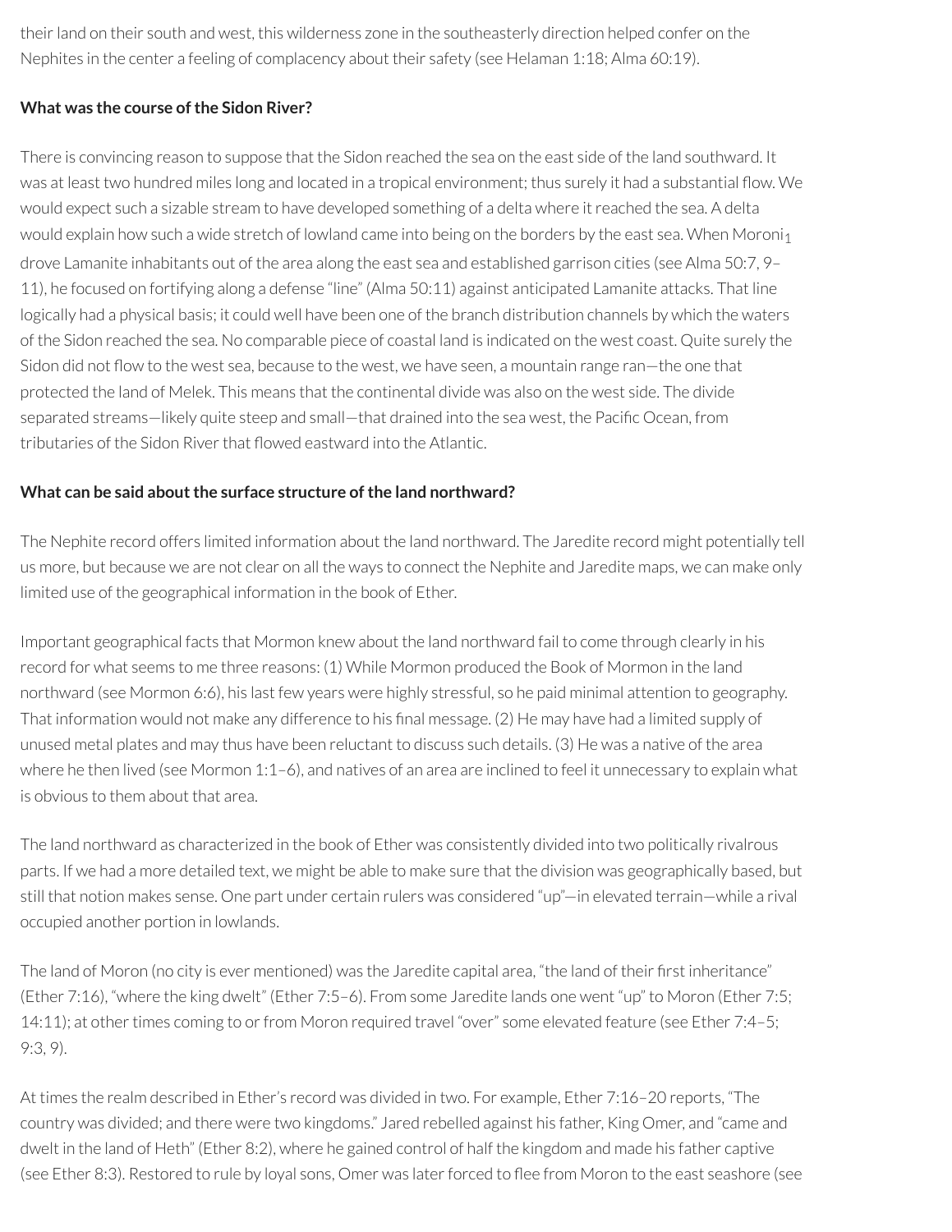their land on their south and west, this wilderness zone in the southeasterly direction helped confer on the Nephites in the center a feeling of complacency about their safety (see Helaman 1:18; Alma 60:19).

### What was the course of the Sidon River?

There is convincing reason to suppose that the Sidon reached the sea on the east side of the land southward. It was at least two hundred miles long and located in a tropical environment; thus surely it had a substantial flow. We would expect such a sizable stream to have developed something of a delta where it reached the sea. A delta would explain how such a wide stretch of lowland came into being on the borders by the east sea. When $\text{Moroni}_1$ drove Lamanite inhabitants out of the area along the east sea and established garrison cities (see Alma 50:7, 9–11), he focused on fortifying along a defense "line" (Alma 50:11) against anticipated Lamanite attacks. That line logically had a physical basis; it could well have been one of the branch distribution channels by which the waters of the Sidon reached the sea. No comparable piece of coastal land is indicated on the west coast. Quite surely the Sidon did not flow to the west sea, because to the west, we have seen, a mountain range ran—the one that protected the land of Melek. This means that the continental divide was also on the west side. The divide separated streams—likely quite steep and small—that drained into the sea west, the Pacific Ocean, from tributaries of the Sidon River that flowed eastward into the Atlantic.

### What can be said about the surface structure of the land northward?

The Nephite record offers limited information about the land northward. The Jaredite record might potentially tell us more, but because we are not clear on all the ways to connect the Nephite and Jaredite maps, we can make only limited use of the geographical information in the book of Ether.

Important geographical facts that Mormon knew about the land northward fail to come through clearly in his record for what seems to me three reasons: (1) While Mormon produced the Book of Mormon in the land northward (see Mormon 6:6), his last few years were highly stressful, so he paid minimal attention to geography. That information would not make any difference to his final message. (2) He may have had a limited supply of unused metal plates and may thus have been reluctant to discuss such details. (3) He was a native of the area where he then lived (see Mormon 1:1–6), and natives of an area are inclined to feel it unnecessary to explain what is obvious to them about that area.

The land northward as characterized in the book of Ether was consistently divided into two politically rivalrous parts. If we had a more detailed text, we might be able to make sure that the division was geographically based, but still that notion makes sense. One part under certain rulers was considered "up"—in elevated terrain—while a rival occupied another portion in lowlands.

The land of Moron (no city is ever mentioned) was the Jaredite capital area, "the land of their first inheritance" (Ether 7:16), "where the king dwelt" (Ether 7:5–6). From some Jaredite lands one went "up" to Moron (Ether 7:5; 14:11); at other times coming to or from Moron required travel "over" some elevated feature (see Ether 7:4–5; 9:3, 9).

At times the realm described in Ether's record was divided in two. For example, Ether 7:16–20 reports, "The country was divided; and there were two kingdoms." Jared rebelled against his father, King Omer, and "came and dwelt in the land of Heth" (Ether 8:2), where he gained control of half the kingdom and made his father captive (see Ether 8:3). Restored to rule by loyal sons, Omer was later forced to flee from Moron to the east seashore (see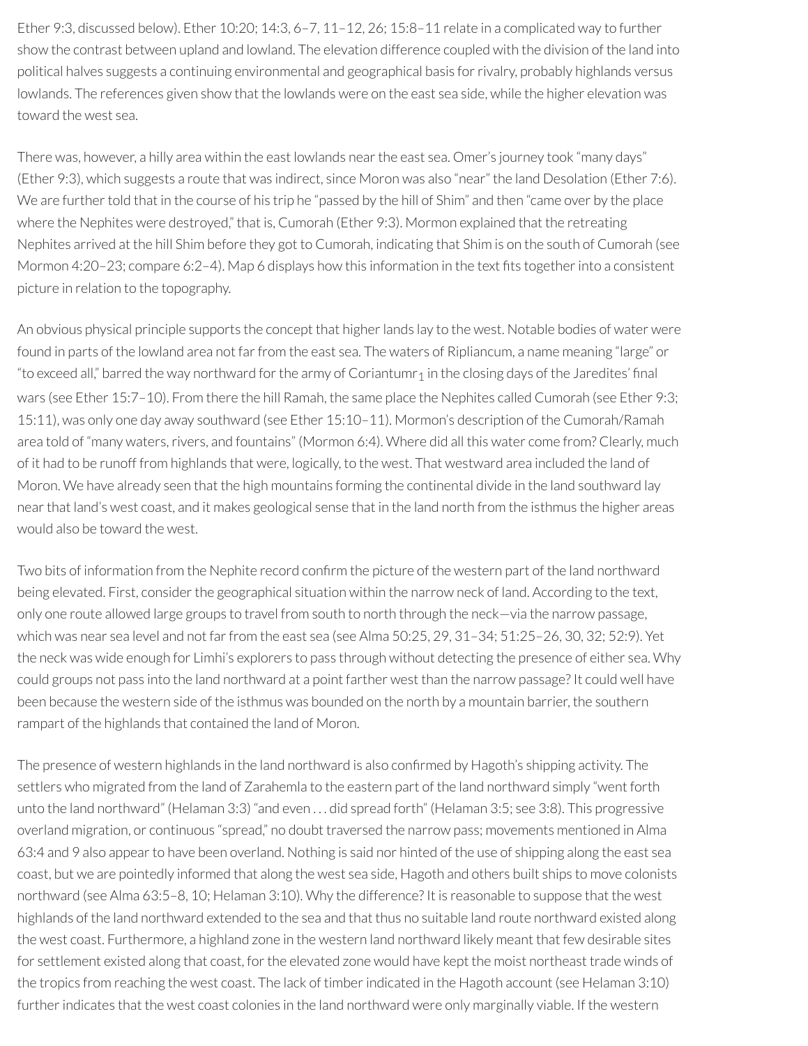Ether 9:3, discussed below). Ether 10:20; 14:3, 6–7, 11–12, 26; 15:8–11 relate in a complicated way to further show the contrast between upland and lowland. The elevation difference coupled with the division of the land into political halves suggests a continuing environmental and geographical basis for rivalry, probably highlands versus lowlands. The references given show that the lowlands were on the east sea side, while the higher elevation was toward the west sea.

There was, however, a hilly area within the east lowlands near the east sea. Omer's journey took "many days" (Ether 9:3), which suggests a route that was indirect, since Moron was also "near" the land Desolation (Ether 7:6). We are further told that in the course of his trip he "passed by the hill of Shim" and then "came over by the place where the Nephites were destroyed," that is, Cumorah (Ether 9:3). Mormon explained that the retreating Nephites arrived at the hill Shim before they got to Cumorah, indicating that Shim is on the south of Cumorah (see Mormon 4:20–23; compare 6:2–4). Map 6 displays how this information in the text fits together into a consistent picture in relation to the topography.

An obvious physical principle supports the concept that higher lands lay to the west. Notable bodies of water were found in parts of the lowland area not far from the east sea. The waters of Ripliancum, a name meaning "large" or "to exceed all," barred the way northward for the army of $\text{Coriantumr}_1$ in the closing days of the Jaredites' final wars (see Ether 15:7–10). From there the hill Ramah, the same place the Nephites called Cumorah (see Ether 9:3; 15:11), was only one day away southward (see Ether 15:10–11). Mormon's description of the Cumorah/Ramah area told of "many waters, rivers, and fountains" (Mormon 6:4). Where did all this water come from? Clearly, much of it had to be runoff from highlands that were, logically, to the west. That westward area included the land of Moron. We have already seen that the high mountains forming the continental divide in the land southward lay near that land's west coast, and it makes geological sense that in the land north from the isthmus the higher areas would also be toward the west.

Two bits of information from the Nephite record confirm the picture of the western part of the land northward being elevated. First, consider the geographical situation within the narrow neck of land. According to the text, only one route allowed large groups to travel from south to north through the neck—via the narrow passage, which was near sea level and not far from the east sea (see Alma 50:25, 29, 31–34; 51:25–26, 30, 32; 52:9). Yet the neck was wide enough for Limhi's explorers to pass through without detecting the presence of either sea. Why could groups not pass into the land northward at a point farther west than the narrow passage? It could well have been because the western side of the isthmus was bounded on the north by a mountain barrier, the southern rampart of the highlands that contained the land of Moron.

The presence of western highlands in the land northward is also confirmed by Hagoth's shipping activity. The settlers who migrated from the land of Zarahemla to the eastern part of the land northward simply "went forth unto the land northward" (Helaman 3:3) "and even . . . did spread forth" (Helaman 3:5; see 3:8). This progressive overland migration, or continuous "spread," no doubt traversed the narrow pass; movements mentioned in Alma 63:4 and 9 also appear to have been overland. Nothing is said nor hinted of the use of shipping along the east sea coast, but we are pointedly informed that along the west sea side, Hagoth and others built ships to move colonists northward (see Alma 63:5–8, 10; Helaman 3:10). Why the difference? It is reasonable to suppose that the west highlands of the land northward extended to the sea and that thus no suitable land route northward existed along the west coast. Furthermore, a highland zone in the western land northward likely meant that few desirable sites for settlement existed along that coast, for the elevated zone would have kept the moist northeast trade winds of the tropics from reaching the west coast. The lack of timber indicated in the Hagoth account (see Helaman 3:10) further indicates that the west coast colonies in the land northward were only marginally viable. If the western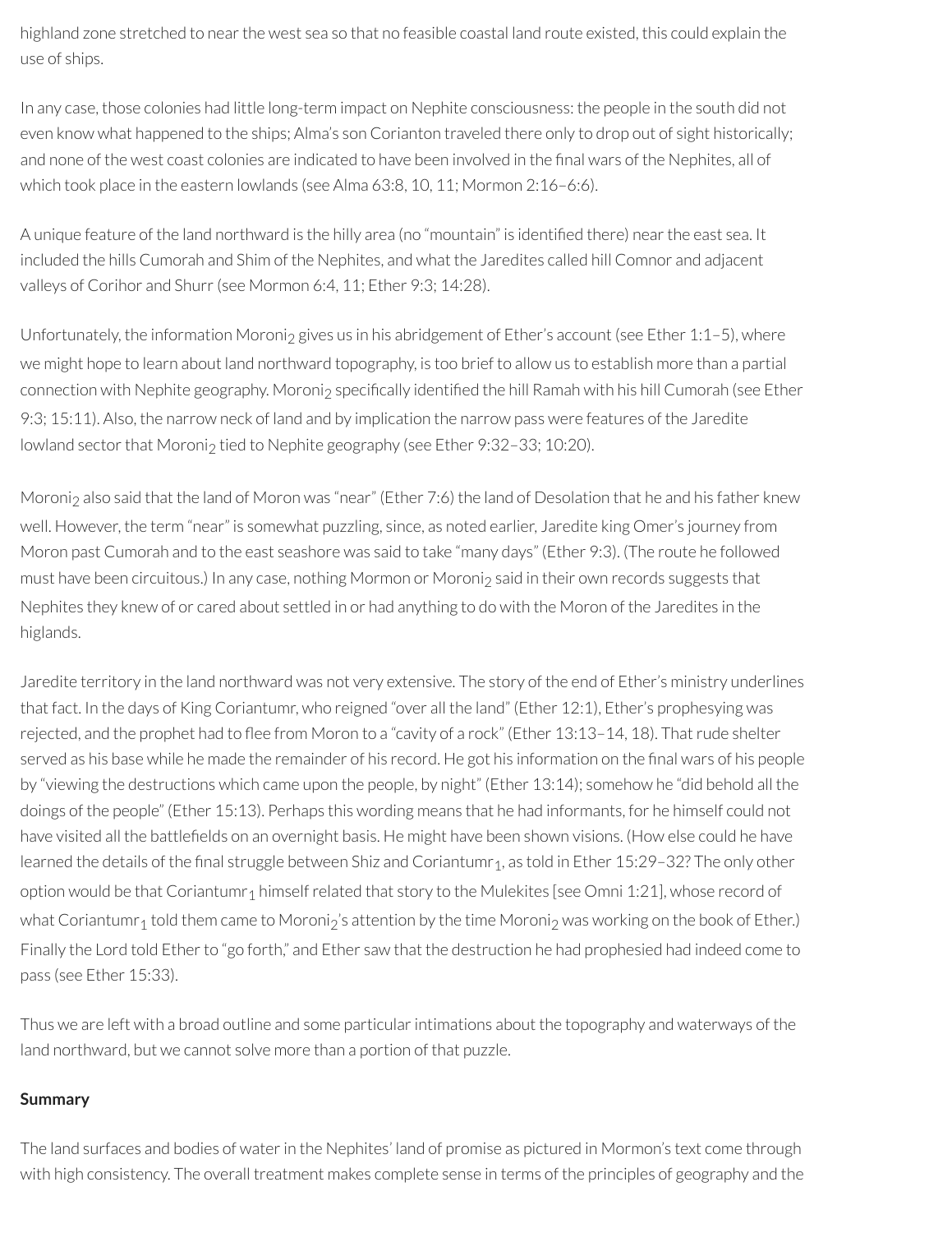highland zone stretched to near the west sea so that no feasible coastal land route existed, this could explain the use of ships.

In any case, those colonies had little long-term impact on Nephite consciousness: the people in the south did not even know what happened to the ships; Alma's son Corianton traveled there only to drop out of sight historically; and none of the west coast colonies are indicated to have been involved in the final wars of the Nephites, all of which took place in the eastern lowlands (see Alma 63:8, 10, 11; Mormon 2:16–6:6).

A unique feature of the land northward is the hilly area (no "mountain" is identified there) near the east sea. It included the hills Cumorah and Shim of the Nephites, and what the Jaredites called hill Comnor and adjacent valleys of Corihor and Shurr (see Mormon 6:4, 11; Ether 9:3; 14:28).

Unfortunately, the information Moroni$_2$ gives us in his abridgement of Ether's account (see Ether 1:1–5), where we might hope to learn about land northward topography, is too brief to allow us to establish more than a partial connection with Nephite geography. Moroni$_2$ specifically identified the hill Ramah with his hill Cumorah (see Ether 9:3; 15:11). Also, the narrow neck of land and by implication the narrow pass were features of the Jaredite lowland sector that Moroni$_2$ tied to Nephite geography (see Ether 9:32–33; 10:20).

Moroni$_2$ also said that the land of Moron was "near" (Ether 7:6) the land of Desolation that he and his father knew well. However, the term "near" is somewhat puzzling, since, as noted earlier, Jaredite king Omer's journey from Moron past Cumorah and to the east seashore was said to take "many days" (Ether 9:3). (The route he followed must have been circuitous.) In any case, nothing Mormon or Moroni$_2$ said in their own records suggests that Nephites they knew of or cared about settled in or had anything to do with the Moron of the Jaredites in the higlands.

Jaredite territory in the land northward was not very extensive. The story of the end of Ether's ministry underlines that fact. In the days of King Coriantumr, who reigned "over all the land" (Ether 12:1), Ether's prophesying was rejected, and the prophet had to flee from Moron to a "cavity of a rock" (Ether 13:13–14, 18). That rude shelter served as his base while he made the remainder of his record. He got his information on the final wars of his people by "viewing the destructions which came upon the people, by night" (Ether 13:14); somehow he "did behold all the doings of the people" (Ether 15:13). Perhaps this wording means that he had informants, for he himself could not have visited all the battlefields on an overnight basis. He might have been shown visions. (How else could he have learned the details of the final struggle between Shiz and Coriantumr$_1$, as told in Ether 15:29–32? The only other option would be that Coriantumr$_1$ himself related that story to the Mulekites [see Omni 1:21], whose record of what Coriantumr$_1$ told them came to Moroni$_2$'s attention by the time Moroni$_2$ was working on the book of Ether.) Finally the Lord told Ether to "go forth," and Ether saw that the destruction he had prophesied had indeed come to pass (see Ether 15:33).

Thus we are left with a broad outline and some particular intimations about the topography and waterways of the land northward, but we cannot solve more than a portion of that puzzle.

**Summary**

The land surfaces and bodies of water in the Nephites' land of promise as pictured in Mormon's text come through with high consistency. The overall treatment makes complete sense in terms of the principles of geography and the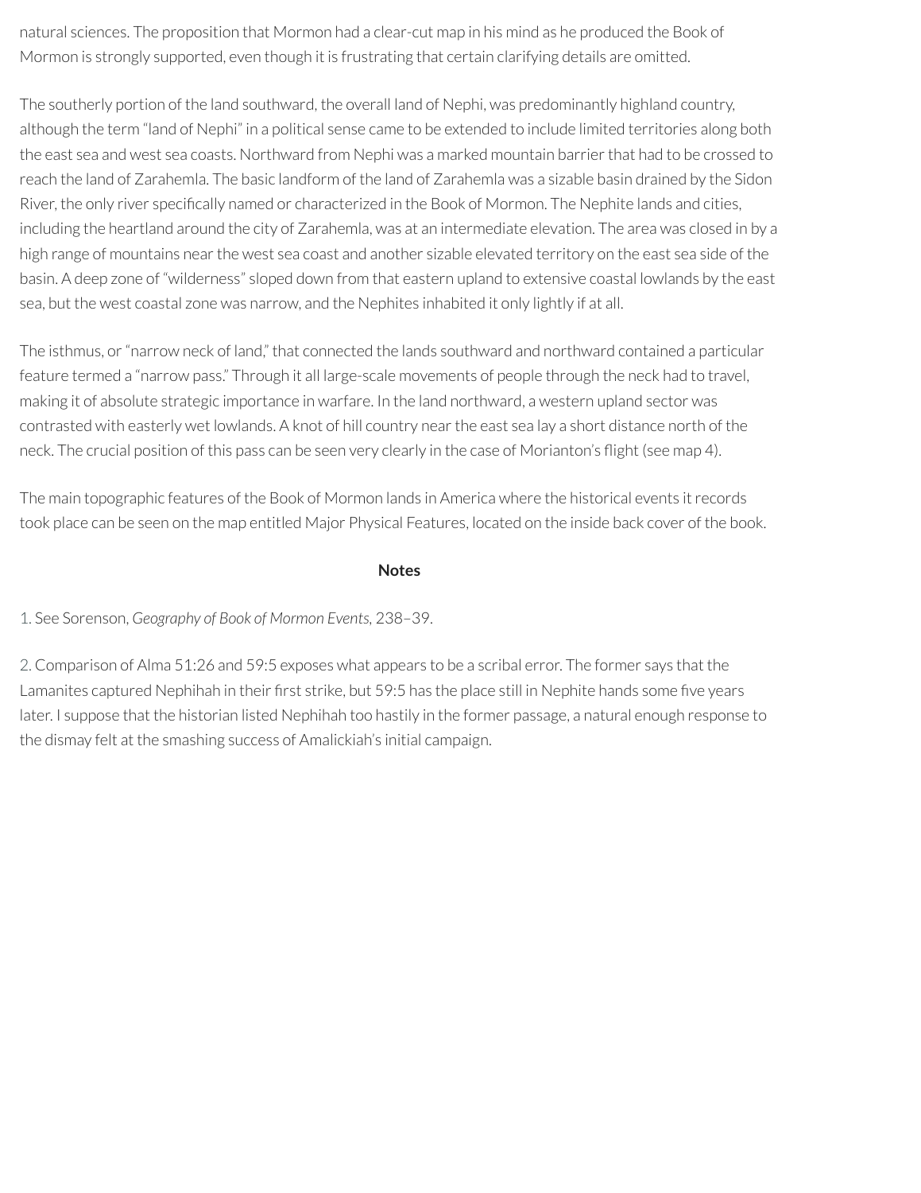natural sciences. The proposition that Mormon had a clear-cut map in his mind as he produced the Book of Mormon is strongly supported, even though it is frustrating that certain clarifying details are omitted.

The southerly portion of the land southward, the overall land of Nephi, was predominantly highland country, although the term "land of Nephi" in a political sense came to be extended to include limited territories along both the east sea and west sea coasts. Northward from Nephi was a marked mountain barrier that had to be crossed to reach the land of Zarahemla. The basic landform of the land of Zarahemla was a sizable basin drained by the Sidon River, the only river specifically named or characterized in the Book of Mormon. The Nephite lands and cities, including the heartland around the city of Zarahemla, was at an intermediate elevation. The area was closed in by a high range of mountains near the west sea coast and another sizable elevated territory on the east sea side of the basin. A deep zone of "wilderness" sloped down from that eastern upland to extensive coastal lowlands by the east sea, but the west coastal zone was narrow, and the Nephites inhabited it only lightly if at all.

The isthmus, or "narrow neck of land," that connected the lands southward and northward contained a particular feature termed a "narrow pass." Through it all large-scale movements of people through the neck had to travel, making it of absolute strategic importance in warfare. In the land northward, a western upland sector was contrasted with easterly wet lowlands. A knot of hill country near the east sea lay a short distance north of the neck. The crucial position of this pass can be seen very clearly in the case of Morianton's flight (see map 4).

The main topographic features of the Book of Mormon lands in America where the historical events it records took place can be seen on the map entitled Major Physical Features, located on the inside back cover of the book.

## Notes

1. See Sorenson, *Geography of Book of Mormon Events,* 238–39.

2. Comparison of Alma 51:26 and 59:5 exposes what appears to be a scribal error. The former says that the Lamanites captured Nephihah in their first strike, but 59:5 has the place still in Nephite hands some five years later. I suppose that the historian listed Nephihah too hastily in the former passage, a natural enough response to the dismay felt at the smashing success of Amalickiah's initial campaign.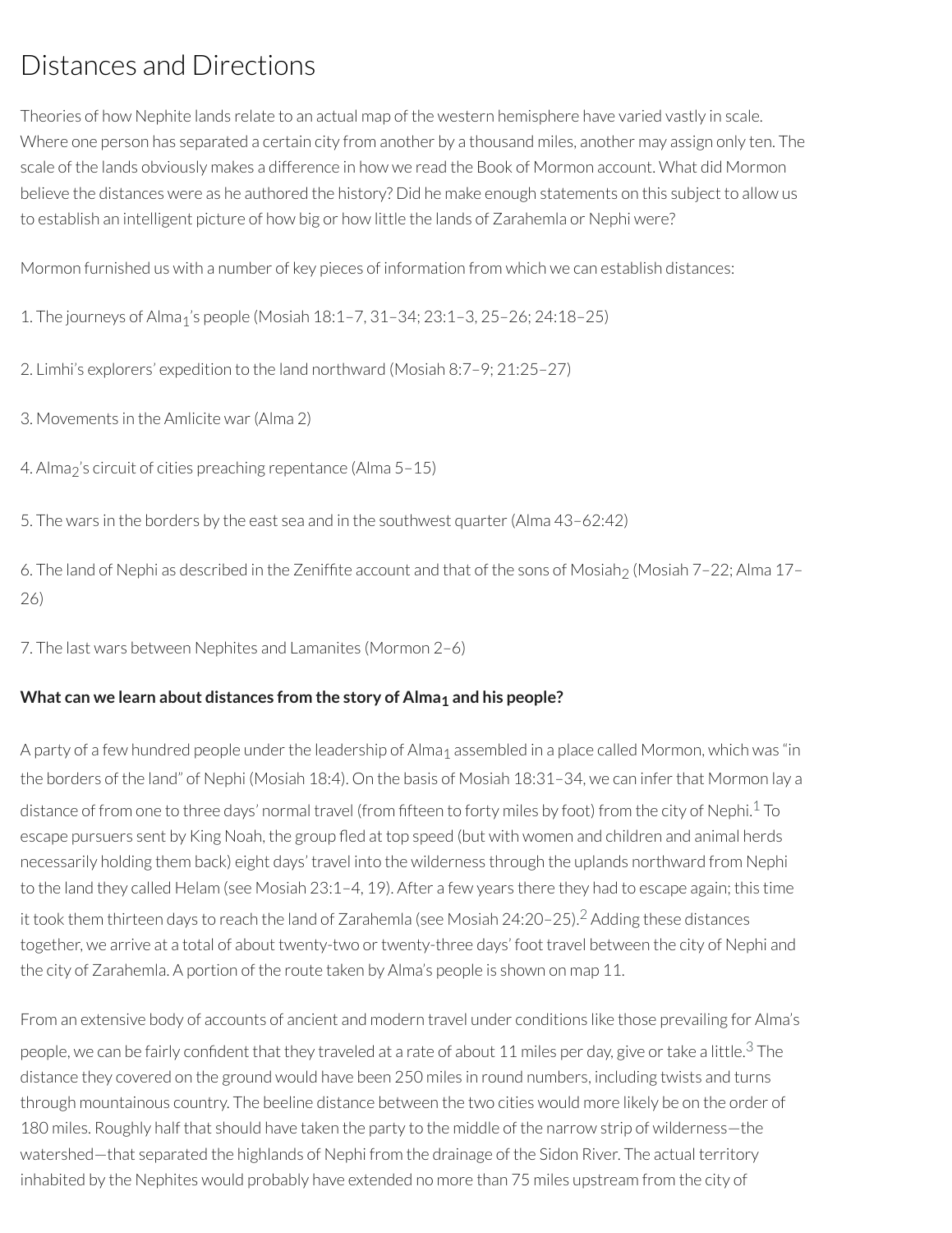# Distances and Directions

Theories of how Nephite lands relate to an actual map of the western hemisphere have varied vastly in scale. Where one person has separated a certain city from another by a thousand miles, another may assign only ten. The scale of the lands obviously makes a difference in how we read the Book of Mormon account. What did Mormon believe the distances were as he authored the history? Did he make enough statements on this subject to allow us to establish an intelligent picture of how big or how little the lands of Zarahemla or Nephi were?

Mormon furnished us with a number of key pieces of information from which we can establish distances:

1. The journeys of $\text{Alma}_1$'s people (Mosiah 18:1–7, 31–34; 23:1–3, 25–26; 24:18–25)

2. Limhi's explorers' expedition to the land northward (Mosiah 8:7–9; 21:25–27)

3. Movements in the Amlicite war (Alma 2)

4. $\text{Alma}_2$'s circuit of cities preaching repentance (Alma 5–15)

5. The wars in the borders by the east sea and in the southwest quarter (Alma 43–62:42)

6. The land of Nephi as described in the Zeniffite account and that of the sons of $\text{Mosiah}_2$ (Mosiah 7–22; Alma 17–26)

7. The last wars between Nephites and Lamanites (Mormon 2–6)

**What can we learn about distances from the story of $\text{Alma}_1$ and his people?**

A party of a few hundred people under the leadership of $\text{Alma}_1$ assembled in a place called Mormon, which was "in the borders of the land" of Nephi (Mosiah 18:4). On the basis of Mosiah 18:31–34, we can infer that Mormon lay a distance of from one to three days' normal travel (from fifteen to forty miles by foot) from the city of Nephi.[1] To escape pursuers sent by King Noah, the group fled at top speed (but with women and children and animal herds necessarily holding them back) eight days' travel into the wilderness through the uplands northward from Nephi to the land they called Helam (see Mosiah 23:1–4, 19). After a few years there they had to escape again; this time it took them thirteen days to reach the land of Zarahemla (see Mosiah 24:20–25).[2] Adding these distances together, we arrive at a total of about twenty-two or twenty-three days' foot travel between the city of Nephi and the city of Zarahemla. A portion of the route taken by Alma's people is shown on map 11.

From an extensive body of accounts of ancient and modern travel under conditions like those prevailing for Alma's people, we can be fairly confident that they traveled at a rate of about 11 miles per day, give or take a little.[3] The distance they covered on the ground would have been 250 miles in round numbers, including twists and turns through mountainous country. The beeline distance between the two cities would more likely be on the order of 180 miles. Roughly half that should have taken the party to the middle of the narrow strip of wilderness—the watershed—that separated the highlands of Nephi from the drainage of the Sidon River. The actual territory inhabited by the Nephites would probably have extended no more than 75 miles upstream from the city of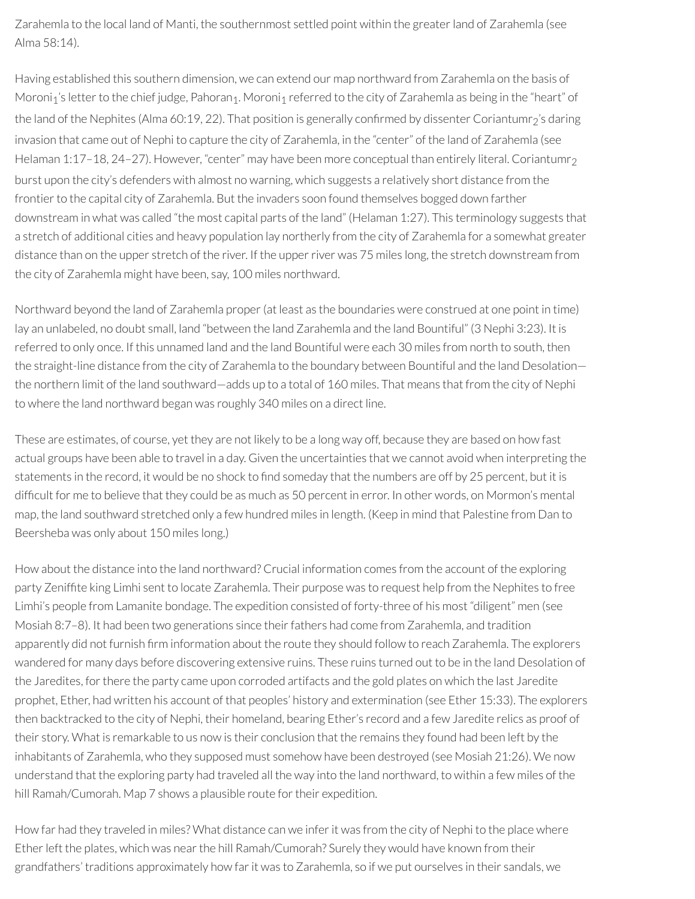Zarahemla to the local land of Manti, the southernmost settled point within the greater land of Zarahemla (see Alma 58:14).

Having established this southern dimension, we can extend our map northward from Zarahemla on the basis of $Moroni_1$'s letter to the chief judge, $Pahoran_1$. $Moroni_1$ referred to the city of Zarahemla as being in the "heart" of the land of the Nephites (Alma 60:19, 22). That position is generally confirmed by dissenter $Coriantumr_2$'s daring invasion that came out of Nephi to capture the city of Zarahemla, in the "center" of the land of Zarahemla (see Helaman 1:17–18, 24–27). However, "center" may have been more conceptual than entirely literal. $Coriantumr_2$ burst upon the city's defenders with almost no warning, which suggests a relatively short distance from the frontier to the capital city of Zarahemla. But the invaders soon found themselves bogged down farther downstream in what was called "the most capital parts of the land" (Helaman 1:27). This terminology suggests that a stretch of additional cities and heavy population lay northerly from the city of Zarahemla for a somewhat greater distance than on the upper stretch of the river. If the upper river was 75 miles long, the stretch downstream from the city of Zarahemla might have been, say, 100 miles northward.

Northward beyond the land of Zarahemla proper (at least as the boundaries were construed at one point in time) lay an unlabeled, no doubt small, land "between the land Zarahemla and the land Bountiful" (3 Nephi 3:23). It is referred to only once. If this unnamed land and the land Bountiful were each 30 miles from north to south, then the straight-line distance from the city of Zarahemla to the boundary between Bountiful and the land Desolation—the northern limit of the land southward—adds up to a total of 160 miles. That means that from the city of Nephi to where the land northward began was roughly 340 miles on a direct line.

These are estimates, of course, yet they are not likely to be a long way off, because they are based on how fast actual groups have been able to travel in a day. Given the uncertainties that we cannot avoid when interpreting the statements in the record, it would be no shock to find someday that the numbers are off by 25 percent, but it is difficult for me to believe that they could be as much as 50 percent in error. In other words, on Mormon's mental map, the land southward stretched only a few hundred miles in length. (Keep in mind that Palestine from Dan to Beersheba was only about 150 miles long.)

How about the distance into the land northward? Crucial information comes from the account of the exploring party Zeniffite king Limhi sent to locate Zarahemla. Their purpose was to request help from the Nephites to free Limhi's people from Lamanite bondage. The expedition consisted of forty-three of his most "diligent" men (see Mosiah 8:7–8). It had been two generations since their fathers had come from Zarahemla, and tradition apparently did not furnish firm information about the route they should follow to reach Zarahemla. The explorers wandered for many days before discovering extensive ruins. These ruins turned out to be in the land Desolation of the Jaredites, for there the party came upon corroded artifacts and the gold plates on which the last Jaredite prophet, Ether, had written his account of that peoples' history and extermination (see Ether 15:33). The explorers then backtracked to the city of Nephi, their homeland, bearing Ether's record and a few Jaredite relics as proof of their story. What is remarkable to us now is their conclusion that the remains they found had been left by the inhabitants of Zarahemla, who they supposed must somehow have been destroyed (see Mosiah 21:26). We now understand that the exploring party had traveled all the way into the land northward, to within a few miles of the hill Ramah/Cumorah. Map 7 shows a plausible route for their expedition.

How far had they traveled in miles? What distance can we infer it was from the city of Nephi to the place where Ether left the plates, which was near the hill Ramah/Cumorah? Surely they would have known from their grandfathers' traditions approximately how far it was to Zarahemla, so if we put ourselves in their sandals, we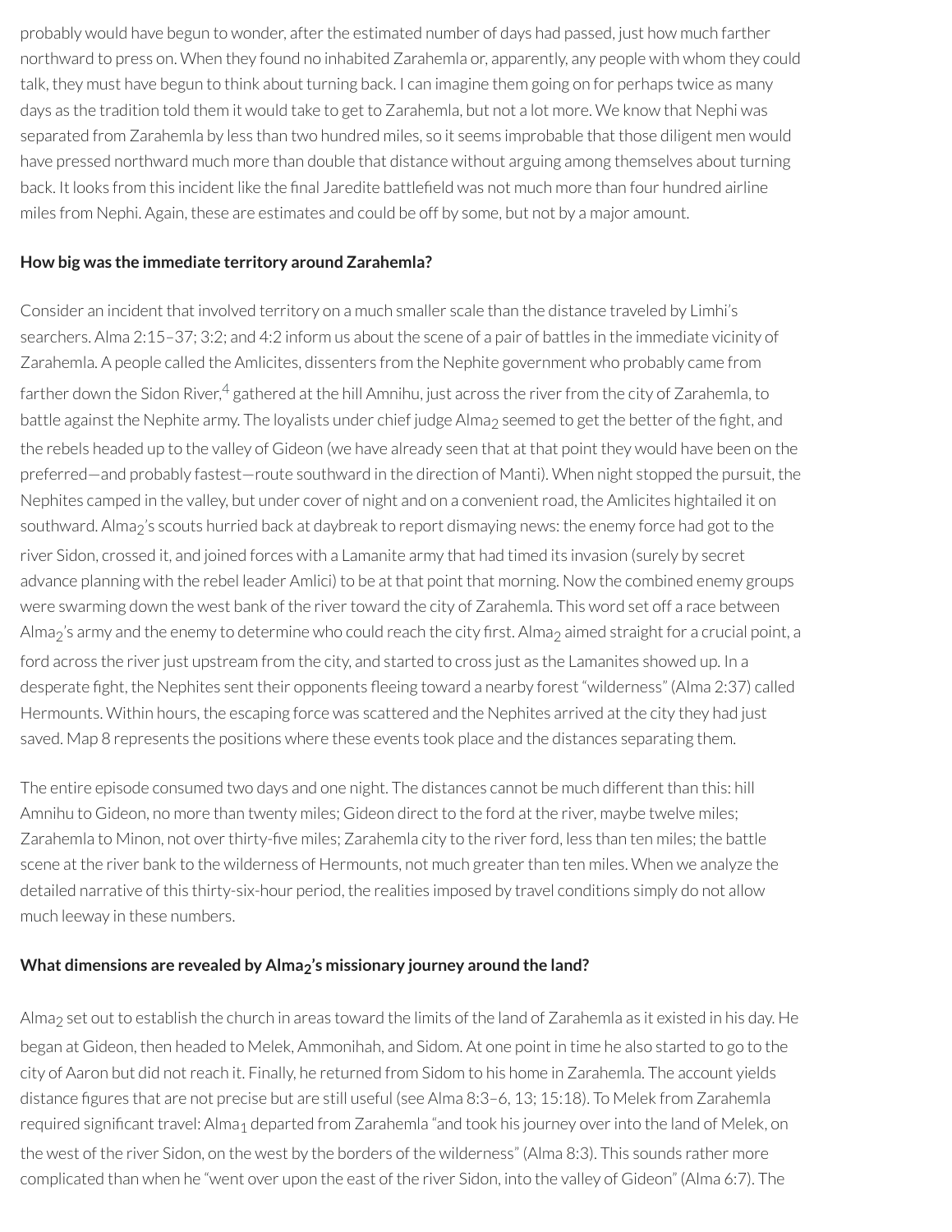probably would have begun to wonder, after the estimated number of days had passed, just how much farther northward to press on. When they found no inhabited Zarahemla or, apparently, any people with whom they could talk, they must have begun to think about turning back. I can imagine them going on for perhaps twice as many days as the tradition told them it would take to get to Zarahemla, but not a lot more. We know that Nephi was separated from Zarahemla by less than two hundred miles, so it seems improbable that those diligent men would have pressed northward much more than double that distance without arguing among themselves about turning back. It looks from this incident like the final Jaredite battlefield was not much more than four hundred airline miles from Nephi. Again, these are estimates and could be off by some, but not by a major amount.

**How big was the immediate territory around Zarahemla?**

Consider an incident that involved territory on a much smaller scale than the distance traveled by Limhi's searchers. Alma 2:15–37; 3:2; and 4:2 inform us about the scene of a pair of battles in the immediate vicinity of Zarahemla. A people called the Amlicites, dissenters from the Nephite government who probably came from farther down the Sidon River,[4] gathered at the hill Amnihu, just across the river from the city of Zarahemla, to battle against the Nephite army. The loyalists under chief judge $Alma_2$ seemed to get the better of the fight, and the rebels headed up to the valley of Gideon (we have already seen that at that point they would have been on the preferred—and probably fastest—route southward in the direction of Manti). When night stopped the pursuit, the Nephites camped in the valley, but under cover of night and on a convenient road, the Amlicites hightailed it on southward. $Alma_2$'s scouts hurried back at daybreak to report dismaying news: the enemy force had got to the river Sidon, crossed it, and joined forces with a Lamanite army that had timed its invasion (surely by secret advance planning with the rebel leader Amlici) to be at that point that morning. Now the combined enemy groups were swarming down the west bank of the river toward the city of Zarahemla. This word set off a race between $Alma_2$'s army and the enemy to determine who could reach the city first. $Alma_2$ aimed straight for a crucial point, a ford across the river just upstream from the city, and started to cross just as the Lamanites showed up. In a desperate fight, the Nephites sent their opponents fleeing toward a nearby forest "wilderness" (Alma 2:37) called Hermounts. Within hours, the escaping force was scattered and the Nephites arrived at the city they had just saved. Map 8 represents the positions where these events took place and the distances separating them.

The entire episode consumed two days and one night. The distances cannot be much different than this: hill Amnihu to Gideon, no more than twenty miles; Gideon direct to the ford at the river, maybe twelve miles; Zarahemla to Minon, not over thirty-five miles; Zarahemla city to the river ford, less than ten miles; the battle scene at the river bank to the wilderness of Hermounts, not much greater than ten miles. When we analyze the detailed narrative of this thirty-six-hour period, the realities imposed by travel conditions simply do not allow much leeway in these numbers.

**What dimensions are revealed by $Alma_2$'s missionary journey around the land?**

$Alma_2$ set out to establish the church in areas toward the limits of the land of Zarahemla as it existed in his day. He began at Gideon, then headed to Melek, Ammonihah, and Sidom. At one point in time he also started to go to the city of Aaron but did not reach it. Finally, he returned from Sidom to his home in Zarahemla. The account yields distance figures that are not precise but are still useful (see Alma 8:3–6, 13; 15:18). To Melek from Zarahemla required significant travel: $Alma_1$ departed from Zarahemla "and took his journey over into the land of Melek, on the west of the river Sidon, on the west by the borders of the wilderness" (Alma 8:3). This sounds rather more complicated than when he "went over upon the east of the river Sidon, into the valley of Gideon" (Alma 6:7). The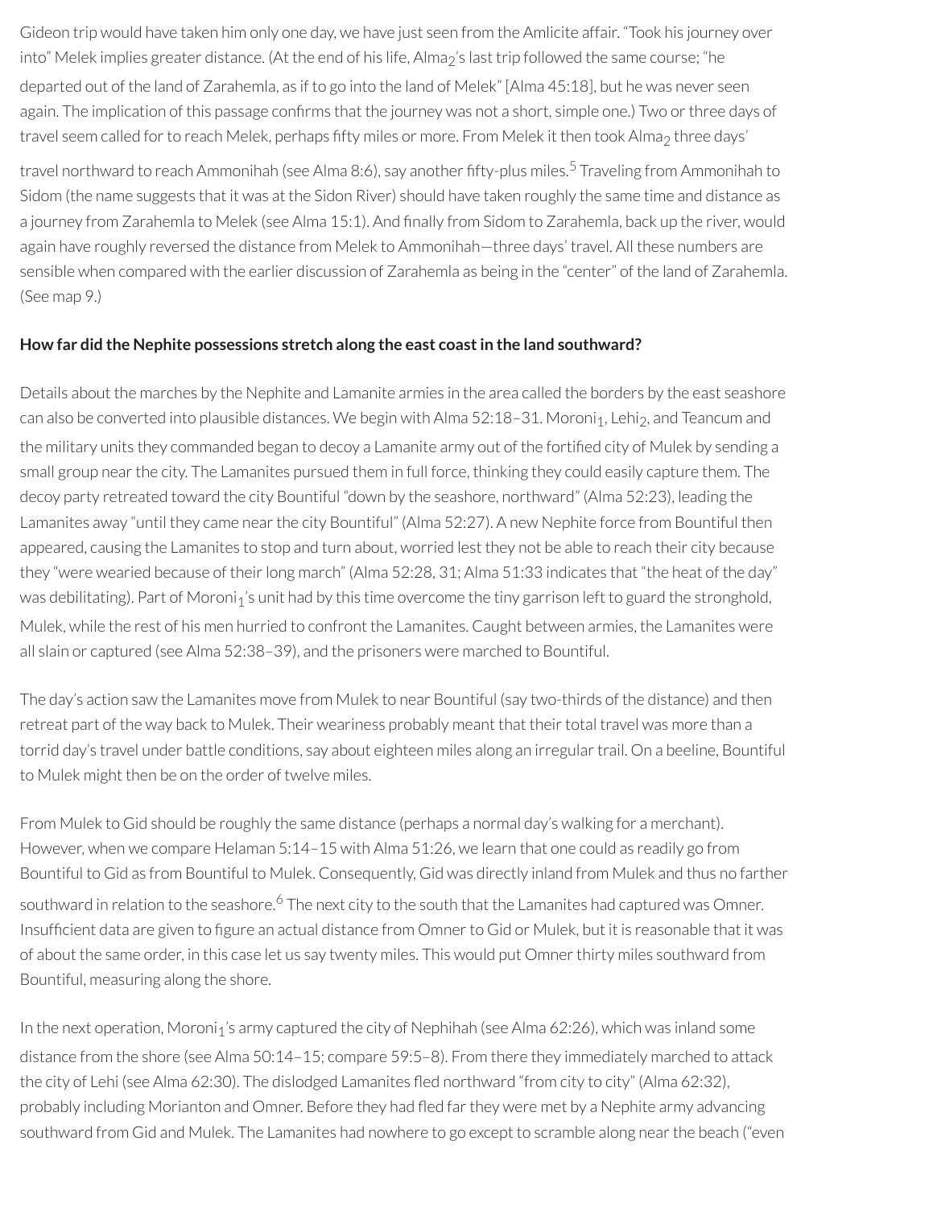Gideon trip would have taken him only one day, we have just seen from the Amlicite affair. "Took his journey over into" Melek implies greater distance. (At the end of his life, $Alma_2$'s last trip followed the same course; "he departed out of the land of Zarahemla, as if to go into the land of Melek" [Alma 45:18], but he was never seen again. The implication of this passage confirms that the journey was not a short, simple one.) Two or three days of travel seem called for to reach Melek, perhaps fifty miles or more. From Melek it then took $Alma_2$ three days' travel northward to reach Ammonihah (see Alma 8:6), say another fifty-plus miles.[5] Traveling from Ammonihah to Sidom (the name suggests that it was at the Sidon River) should have taken roughly the same time and distance as a journey from Zarahemla to Melek (see Alma 15:1). And finally from Sidom to Zarahemla, back up the river, would again have roughly reversed the distance from Melek to Ammonihah—three days' travel. All these numbers are sensible when compared with the earlier discussion of Zarahemla as being in the "center" of the land of Zarahemla. (See map 9.)

**How far did the Nephite possessions stretch along the east coast in the land southward?**

Details about the marches by the Nephite and Lamanite armies in the area called the borders by the east seashore can also be converted into plausible distances. We begin with Alma 52:18–31. $Moroni_1$, $Lehi_2$, and Teancum and the military units they commanded began to decoy a Lamanite army out of the fortified city of Mulek by sending a small group near the city. The Lamanites pursued them in full force, thinking they could easily capture them. The decoy party retreated toward the city Bountiful "down by the seashore, northward" (Alma 52:23), leading the Lamanites away "until they came near the city Bountiful" (Alma 52:27). A new Nephite force from Bountiful then appeared, causing the Lamanites to stop and turn about, worried lest they not be able to reach their city because they "were wearied because of their long march" (Alma 52:28, 31; Alma 51:33 indicates that "the heat of the day" was debilitating). Part of $Moroni_1$'s unit had by this time overcome the tiny garrison left to guard the stronghold, Mulek, while the rest of his men hurried to confront the Lamanites. Caught between armies, the Lamanites were all slain or captured (see Alma 52:38–39), and the prisoners were marched to Bountiful.

The day's action saw the Lamanites move from Mulek to near Bountiful (say two-thirds of the distance) and then retreat part of the way back to Mulek. Their weariness probably meant that their total travel was more than a torrid day's travel under battle conditions, say about eighteen miles along an irregular trail. On a beeline, Bountiful to Mulek might then be on the order of twelve miles.

From Mulek to Gid should be roughly the same distance (perhaps a normal day's walking for a merchant). However, when we compare Helaman 5:14–15 with Alma 51:26, we learn that one could as readily go from Bountiful to Gid as from Bountiful to Mulek. Consequently, Gid was directly inland from Mulek and thus no farther southward in relation to the seashore.[6] The next city to the south that the Lamanites had captured was Omner. Insufficient data are given to figure an actual distance from Omner to Gid or Mulek, but it is reasonable that it was of about the same order, in this case let us say twenty miles. This would put Omner thirty miles southward from Bountiful, measuring along the shore.

In the next operation, $Moroni_1$'s army captured the city of Nephihah (see Alma 62:26), which was inland some distance from the shore (see Alma 50:14–15; compare 59:5–8). From there they immediately marched to attack the city of Lehi (see Alma 62:30). The dislodged Lamanites fled northward "from city to city" (Alma 62:32), probably including Morianton and Omner. Before they had fled far they were met by a Nephite army advancing southward from Gid and Mulek. The Lamanites had nowhere to go except to scramble along near the beach ("even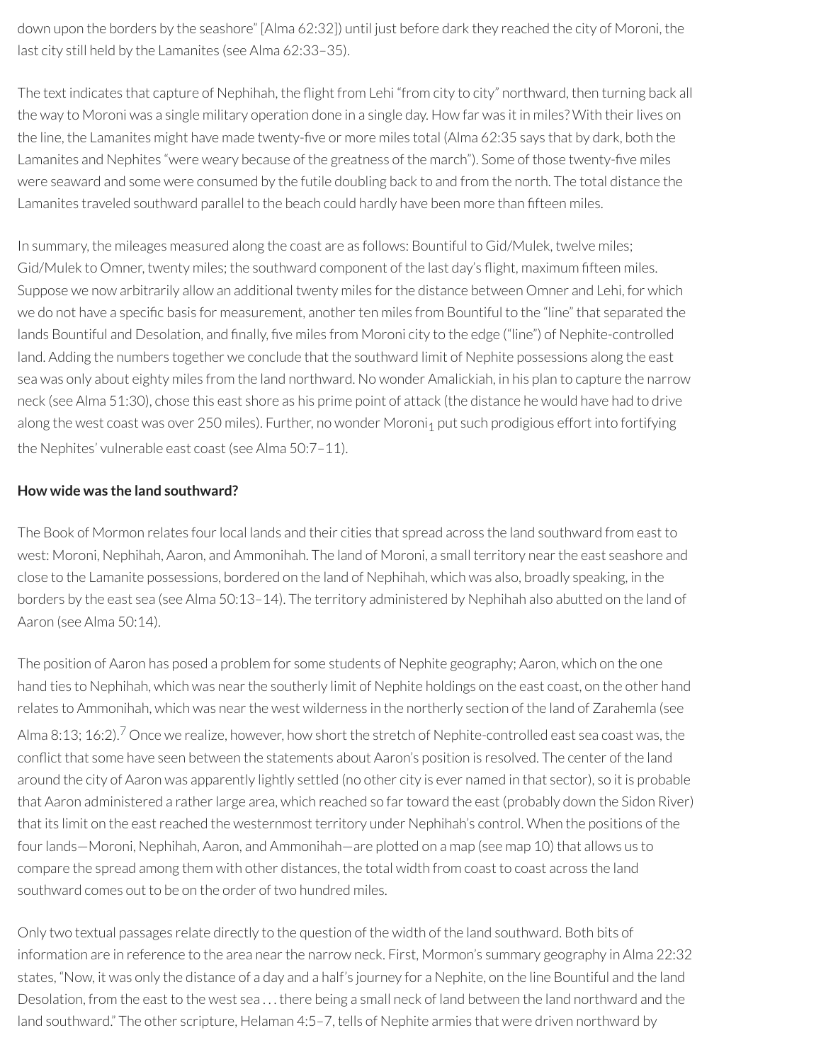down upon the borders by the seashore" [Alma 62:32]) until just before dark they reached the city of Moroni, the last city still held by the Lamanites (see Alma 62:33–35).

The text indicates that capture of Nephihah, the flight from Lehi "from city to city" northward, then turning back all the way to Moroni was a single military operation done in a single day. How far was it in miles? With their lives on the line, the Lamanites might have made twenty-five or more miles total (Alma 62:35 says that by dark, both the Lamanites and Nephites "were weary because of the greatness of the march"). Some of those twenty-five miles were seaward and some were consumed by the futile doubling back to and from the north. The total distance the Lamanites traveled southward parallel to the beach could hardly have been more than fifteen miles.

In summary, the mileages measured along the coast are as follows: Bountiful to Gid/Mulek, twelve miles; Gid/Mulek to Omner, twenty miles; the southward component of the last day's flight, maximum fifteen miles. Suppose we now arbitrarily allow an additional twenty miles for the distance between Omner and Lehi, for which we do not have a specific basis for measurement, another ten miles from Bountiful to the "line" that separated the lands Bountiful and Desolation, and finally, five miles from Moroni city to the edge ("line") of Nephite-controlled land. Adding the numbers together we conclude that the southward limit of Nephite possessions along the east sea was only about eighty miles from the land northward. No wonder Amalickiah, in his plan to capture the narrow neck (see Alma 51:30), chose this east shore as his prime point of attack (the distance he would have had to drive along the west coast was over 250 miles). Further, no wonder $\text{Moroni}_1$ put such prodigious effort into fortifying the Nephites' vulnerable east coast (see Alma 50:7–11).

**How wide was the land southward?**

The Book of Mormon relates four local lands and their cities that spread across the land southward from east to west: Moroni, Nephihah, Aaron, and Ammonihah. The land of Moroni, a small territory near the east seashore and close to the Lamanite possessions, bordered on the land of Nephihah, which was also, broadly speaking, in the borders by the east sea (see Alma 50:13–14). The territory administered by Nephihah also abutted on the land of Aaron (see Alma 50:14).

The position of Aaron has posed a problem for some students of Nephite geography; Aaron, which on the one hand ties to Nephihah, which was near the southerly limit of Nephite holdings on the east coast, on the other hand relates to Ammonihah, which was near the west wilderness in the northerly section of the land of Zarahemla (see Alma 8:13; 16:2).[7] Once we realize, however, how short the stretch of Nephite-controlled east sea coast was, the conflict that some have seen between the statements about Aaron's position is resolved. The center of the land around the city of Aaron was apparently lightly settled (no other city is ever named in that sector), so it is probable that Aaron administered a rather large area, which reached so far toward the east (probably down the Sidon River) that its limit on the east reached the westernmost territory under Nephihah's control. When the positions of the four lands—Moroni, Nephihah, Aaron, and Ammonihah—are plotted on a map (see map 10) that allows us to compare the spread among them with other distances, the total width from coast to coast across the land southward comes out to be on the order of two hundred miles.

Only two textual passages relate directly to the question of the width of the land southward. Both bits of information are in reference to the area near the narrow neck. First, Mormon's summary geography in Alma 22:32 states, "Now, it was only the distance of a day and a half's journey for a Nephite, on the line Bountiful and the land Desolation, from the east to the west sea . . . there being a small neck of land between the land northward and the land southward." The other scripture, Helaman 4:5–7, tells of Nephite armies that were driven northward by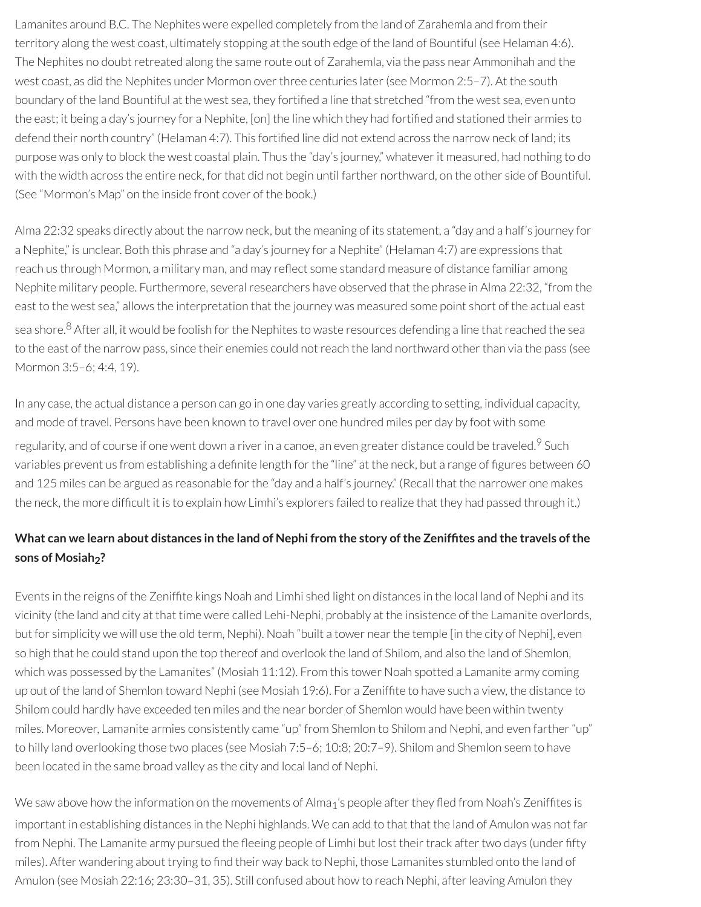Lamanites around B.C. The Nephites were expelled completely from the land of Zarahemla and from their territory along the west coast, ultimately stopping at the south edge of the land of Bountiful (see Helaman 4:6). The Nephites no doubt retreated along the same route out of Zarahemla, via the pass near Ammonihah and the west coast, as did the Nephites under Mormon over three centuries later (see Mormon 2:5–7). At the south boundary of the land Bountiful at the west sea, they fortified a line that stretched "from the west sea, even unto the east; it being a day's journey for a Nephite, [on] the line which they had fortified and stationed their armies to defend their north country" (Helaman 4:7). This fortified line did not extend across the narrow neck of land; its purpose was only to block the west coastal plain. Thus the "day's journey," whatever it measured, had nothing to do with the width across the entire neck, for that did not begin until farther northward, on the other side of Bountiful. (See "Mormon's Map" on the inside front cover of the book.)

Alma 22:32 speaks directly about the narrow neck, but the meaning of its statement, a "day and a half's journey for a Nephite," is unclear. Both this phrase and "a day's journey for a Nephite" (Helaman 4:7) are expressions that reach us through Mormon, a military man, and may reflect some standard measure of distance familiar among Nephite military people. Furthermore, several researchers have observed that the phrase in Alma 22:32, "from the east to the west sea," allows the interpretation that the journey was measured some point short of the actual east sea shore.[8] After all, it would be foolish for the Nephites to waste resources defending a line that reached the sea to the east of the narrow pass, since their enemies could not reach the land northward other than via the pass (see Mormon 3:5–6; 4:4, 19).

In any case, the actual distance a person can go in one day varies greatly according to setting, individual capacity, and mode of travel. Persons have been known to travel over one hundred miles per day by foot with some regularity, and of course if one went down a river in a canoe, an even greater distance could be traveled.[9] Such variables prevent us from establishing a definite length for the "line" at the neck, but a range of figures between 60 and 125 miles can be argued as reasonable for the "day and a half's journey." (Recall that the narrower one makes the neck, the more difficult it is to explain how Limhi's explorers failed to realize that they had passed through it.)

**What can we learn about distances in the land of Nephi from the story of the Zeniffites and the travels of the sons of Mosiah$_2$?**

Events in the reigns of the Zeniffite kings Noah and Limhi shed light on distances in the local land of Nephi and its vicinity (the land and city at that time were called Lehi-Nephi, probably at the insistence of the Lamanite overlords, but for simplicity we will use the old term, Nephi). Noah "built a tower near the temple [in the city of Nephi], even so high that he could stand upon the top thereof and overlook the land of Shilom, and also the land of Shemlon, which was possessed by the Lamanites" (Mosiah 11:12). From this tower Noah spotted a Lamanite army coming up out of the land of Shemlon toward Nephi (see Mosiah 19:6). For a Zeniffite to have such a view, the distance to Shilom could hardly have exceeded ten miles and the near border of Shemlon would have been within twenty miles. Moreover, Lamanite armies consistently came "up" from Shemlon to Shilom and Nephi, and even farther "up" to hilly land overlooking those two places (see Mosiah 7:5–6; 10:8; 20:7–9). Shilom and Shemlon seem to have been located in the same broad valley as the city and local land of Nephi.

We saw above how the information on the movements of Alma$_1$'s people after they fled from Noah's Zeniffites is important in establishing distances in the Nephi highlands. We can add to that that the land of Amulon was not far from Nephi. The Lamanite army pursued the fleeing people of Limhi but lost their track after two days (under fifty miles). After wandering about trying to find their way back to Nephi, those Lamanites stumbled onto the land of Amulon (see Mosiah 22:16; 23:30–31, 35). Still confused about how to reach Nephi, after leaving Amulon they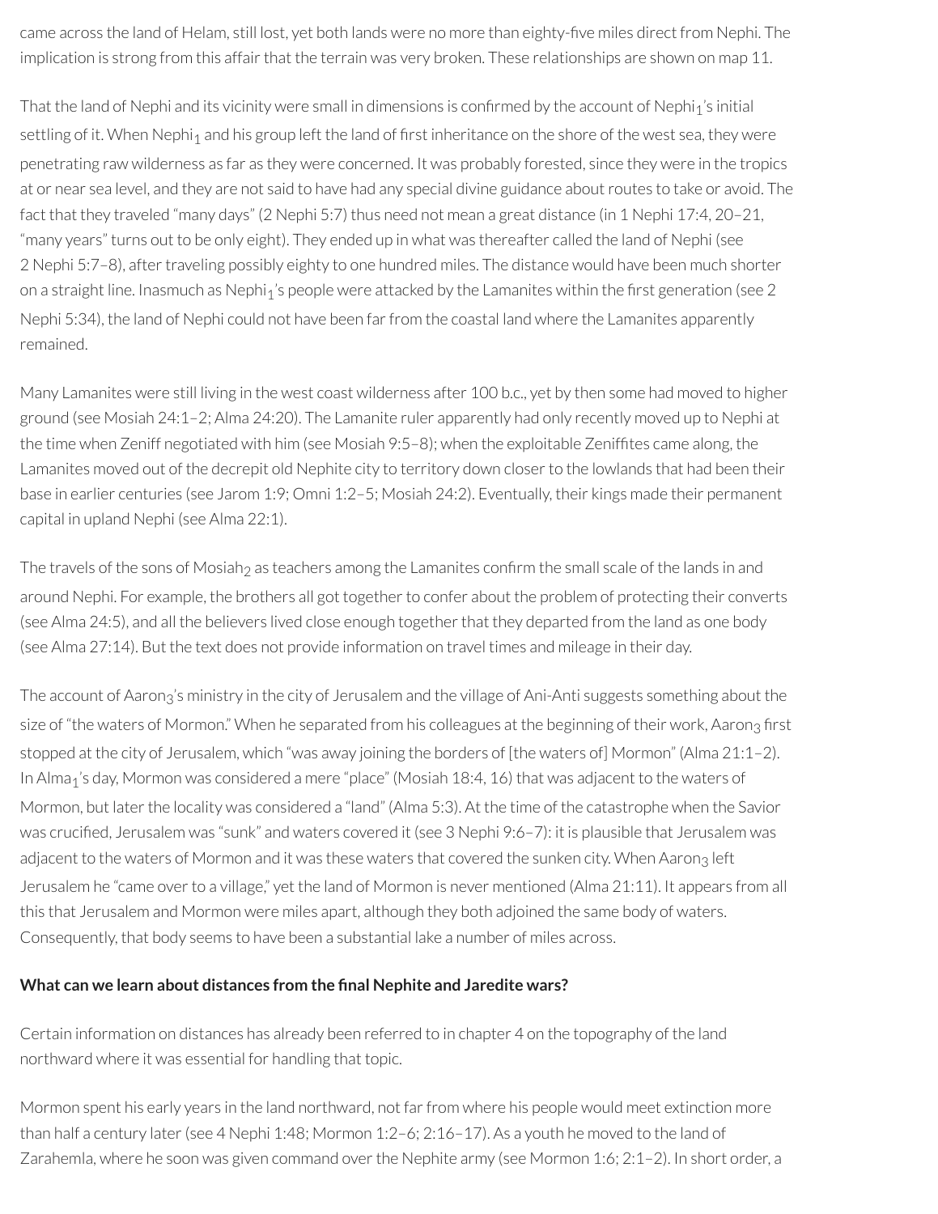came across the land of Helam, still lost, yet both lands were no more than eighty-five miles direct from Nephi. The implication is strong from this affair that the terrain was very broken. These relationships are shown on map 11.

That the land of Nephi and its vicinity were small in dimensions is confirmed by the account of Nephi$_1$'s initial settling of it. When Nephi$_1$ and his group left the land of first inheritance on the shore of the west sea, they were penetrating raw wilderness as far as they were concerned. It was probably forested, since they were in the tropics at or near sea level, and they are not said to have had any special divine guidance about routes to take or avoid. The fact that they traveled "many days" (2 Nephi 5:7) thus need not mean a great distance (in 1 Nephi 17:4, 20–21, "many years" turns out to be only eight). They ended up in what was thereafter called the land of Nephi (see 2 Nephi 5:7–8), after traveling possibly eighty to one hundred miles. The distance would have been much shorter on a straight line. Inasmuch as Nephi$_1$'s people were attacked by the Lamanites within the first generation (see 2 Nephi 5:34), the land of Nephi could not have been far from the coastal land where the Lamanites apparently remained.

Many Lamanites were still living in the west coast wilderness after 100 b.c., yet by then some had moved to higher ground (see Mosiah 24:1–2; Alma 24:20). The Lamanite ruler apparently had only recently moved up to Nephi at the time when Zeniff negotiated with him (see Mosiah 9:5–8); when the exploitable Zeniffites came along, the Lamanites moved out of the decrepit old Nephite city to territory down closer to the lowlands that had been their base in earlier centuries (see Jarom 1:9; Omni 1:2–5; Mosiah 24:2). Eventually, their kings made their permanent capital in upland Nephi (see Alma 22:1).

The travels of the sons of Mosiah$_2$ as teachers among the Lamanites confirm the small scale of the lands in and around Nephi. For example, the brothers all got together to confer about the problem of protecting their converts (see Alma 24:5), and all the believers lived close enough together that they departed from the land as one body (see Alma 27:14). But the text does not provide information on travel times and mileage in their day.

The account of Aaron$_3$'s ministry in the city of Jerusalem and the village of Ani-Anti suggests something about the size of "the waters of Mormon." When he separated from his colleagues at the beginning of their work, Aaron$_3$ first stopped at the city of Jerusalem, which "was away joining the borders of [the waters of] Mormon" (Alma 21:1–2). In Alma$_1$'s day, Mormon was considered a mere "place" (Mosiah 18:4, 16) that was adjacent to the waters of Mormon, but later the locality was considered a "land" (Alma 5:3). At the time of the catastrophe when the Savior was crucified, Jerusalem was "sunk" and waters covered it (see 3 Nephi 9:6–7): it is plausible that Jerusalem was adjacent to the waters of Mormon and it was these waters that covered the sunken city. When Aaron$_3$ left Jerusalem he "came over to a village," yet the land of Mormon is never mentioned (Alma 21:11). It appears from all this that Jerusalem and Mormon were miles apart, although they both adjoined the same body of waters. Consequently, that body seems to have been a substantial lake a number of miles across.

**What can we learn about distances from the final Nephite and Jaredite wars?**

Certain information on distances has already been referred to in chapter 4 on the topography of the land northward where it was essential for handling that topic.

Mormon spent his early years in the land northward, not far from where his people would meet extinction more than half a century later (see 4 Nephi 1:48; Mormon 1:2–6; 2:16–17). As a youth he moved to the land of Zarahemla, where he soon was given command over the Nephite army (see Mormon 1:6; 2:1–2). In short order, a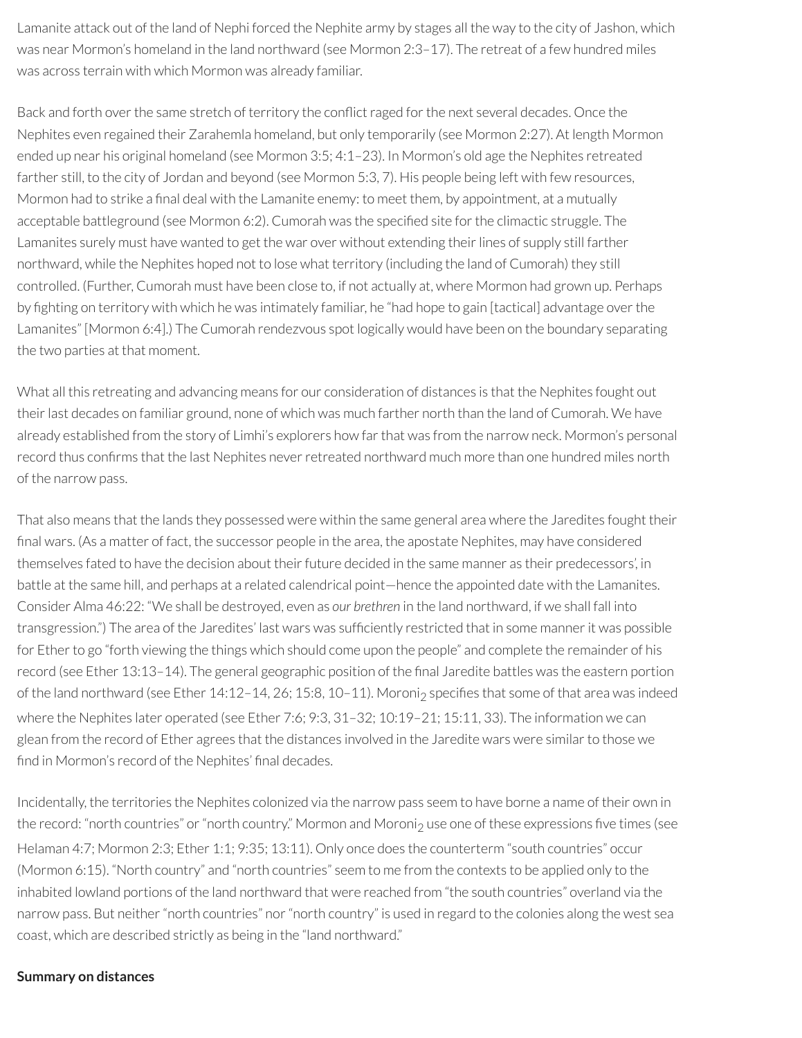Lamanite attack out of the land of Nephi forced the Nephite army by stages all the way to the city of Jashon, which was near Mormon's homeland in the land northward (see Mormon 2:3–17). The retreat of a few hundred miles was across terrain with which Mormon was already familiar.

Back and forth over the same stretch of territory the conflict raged for the next several decades. Once the Nephites even regained their Zarahemla homeland, but only temporarily (see Mormon 2:27). At length Mormon ended up near his original homeland (see Mormon 3:5; 4:1–23). In Mormon's old age the Nephites retreated farther still, to the city of Jordan and beyond (see Mormon 5:3, 7). His people being left with few resources, Mormon had to strike a final deal with the Lamanite enemy: to meet them, by appointment, at a mutually acceptable battleground (see Mormon 6:2). Cumorah was the specified site for the climactic struggle. The Lamanites surely must have wanted to get the war over without extending their lines of supply still farther northward, while the Nephites hoped not to lose what territory (including the land of Cumorah) they still controlled. (Further, Cumorah must have been close to, if not actually at, where Mormon had grown up. Perhaps by fighting on territory with which he was intimately familiar, he "had hope to gain [tactical] advantage over the Lamanites" [Mormon 6:4].) The Cumorah rendezvous spot logically would have been on the boundary separating the two parties at that moment.

What all this retreating and advancing means for our consideration of distances is that the Nephites fought out their last decades on familiar ground, none of which was much farther north than the land of Cumorah. We have already established from the story of Limhi's explorers how far that was from the narrow neck. Mormon's personal record thus confirms that the last Nephites never retreated northward much more than one hundred miles north of the narrow pass.

That also means that the lands they possessed were within the same general area where the Jaredites fought their final wars. (As a matter of fact, the successor people in the area, the apostate Nephites, may have considered themselves fated to have the decision about their future decided in the same manner as their predecessors', in battle at the same hill, and perhaps at a related calendrical point—hence the appointed date with the Lamanites. Consider Alma 46:22: "We shall be destroyed, even as *our brethren* in the land northward, if we shall fall into transgression.") The area of the Jaredites' last wars was sufficiently restricted that in some manner it was possible for Ether to go "forth viewing the things which should come upon the people" and complete the remainder of his record (see Ether 13:13–14). The general geographic position of the final Jaredite battles was the eastern portion of the land northward (see Ether 14:12–14, 26; 15:8, 10–11). Moroni$_2$ specifies that some of that area was indeed where the Nephites later operated (see Ether 7:6; 9:3, 31–32; 10:19–21; 15:11, 33). The information we can glean from the record of Ether agrees that the distances involved in the Jaredite wars were similar to those we find in Mormon's record of the Nephites' final decades.

Incidentally, the territories the Nephites colonized via the narrow pass seem to have borne a name of their own in the record: "north countries" or "north country." Mormon and Moroni$_2$ use one of these expressions five times (see Helaman 4:7; Mormon 2:3; Ether 1:1; 9:35; 13:11). Only once does the counterterm "south countries" occur (Mormon 6:15). "North country" and "north countries" seem to me from the contexts to be applied only to the inhabited lowland portions of the land northward that were reached from "the south countries" overland via the narrow pass. But neither "north countries" nor "north country" is used in regard to the colonies along the west sea coast, which are described strictly as being in the "land northward."

**Summary on distances**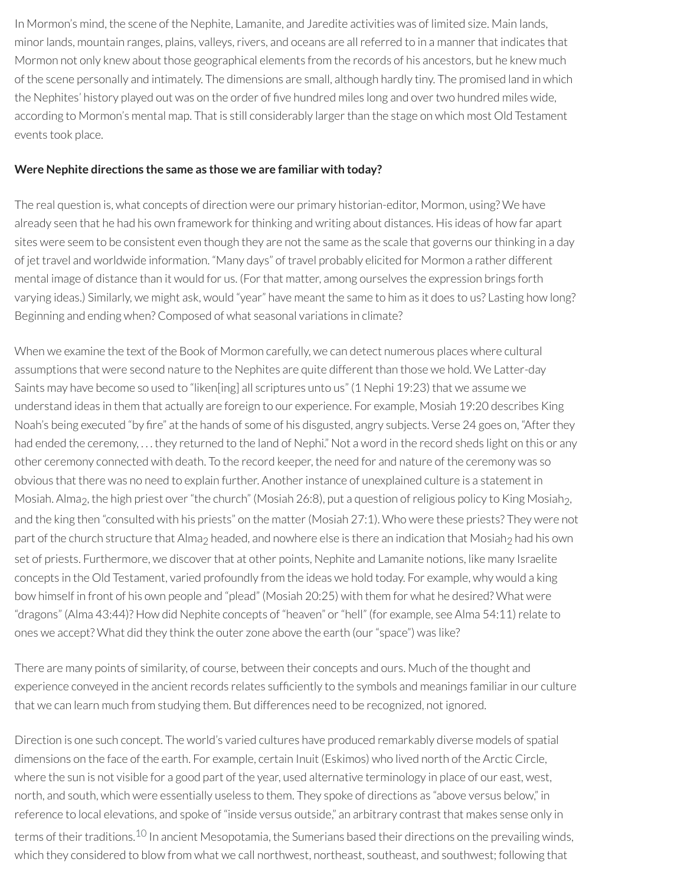In Mormon's mind, the scene of the Nephite, Lamanite, and Jaredite activities was of limited size. Main lands, minor lands, mountain ranges, plains, valleys, rivers, and oceans are all referred to in a manner that indicates that Mormon not only knew about those geographical elements from the records of his ancestors, but he knew much of the scene personally and intimately. The dimensions are small, although hardly tiny. The promised land in which the Nephites' history played out was on the order of five hundred miles long and over two hundred miles wide, according to Mormon's mental map. That is still considerably larger than the stage on which most Old Testament events took place.

**Were Nephite directions the same as those we are familiar with today?**

The real question is, what concepts of direction were our primary historian-editor, Mormon, using? We have already seen that he had his own framework for thinking and writing about distances. His ideas of how far apart sites were seem to be consistent even though they are not the same as the scale that governs our thinking in a day of jet travel and worldwide information. "Many days" of travel probably elicited for Mormon a rather different mental image of distance than it would for us. (For that matter, among ourselves the expression brings forth varying ideas.) Similarly, we might ask, would "year" have meant the same to him as it does to us? Lasting how long? Beginning and ending when? Composed of what seasonal variations in climate?

When we examine the text of the Book of Mormon carefully, we can detect numerous places where cultural assumptions that were second nature to the Nephites are quite different than those we hold. We Latter-day Saints may have become so used to "liken[ing] all scriptures unto us" (1 Nephi 19:23) that we assume we understand ideas in them that actually are foreign to our experience. For example, Mosiah 19:20 describes King Noah's being executed "by fire" at the hands of some of his disgusted, angry subjects. Verse 24 goes on, "After they had ended the ceremony, . . . they returned to the land of Nephi." Not a word in the record sheds light on this or any other ceremony connected with death. To the record keeper, the need for and nature of the ceremony was so obvious that there was no need to explain further. Another instance of unexplained culture is a statement in Mosiah. Alma$_2$, the high priest over "the church" (Mosiah 26:8), put a question of religious policy to King Mosiah$_2$, and the king then "consulted with his priests" on the matter (Mosiah 27:1). Who were these priests? They were not part of the church structure that Alma$_2$ headed, and nowhere else is there an indication that Mosiah$_2$ had his own set of priests. Furthermore, we discover that at other points, Nephite and Lamanite notions, like many Israelite concepts in the Old Testament, varied profoundly from the ideas we hold today. For example, why would a king bow himself in front of his own people and "plead" (Mosiah 20:25) with them for what he desired? What were "dragons" (Alma 43:44)? How did Nephite concepts of "heaven" or "hell" (for example, see Alma 54:11) relate to ones we accept? What did they think the outer zone above the earth (our "space") was like?

There are many points of similarity, of course, between their concepts and ours. Much of the thought and experience conveyed in the ancient records relates sufficiently to the symbols and meanings familiar in our culture that we can learn much from studying them. But differences need to be recognized, not ignored.

Direction is one such concept. The world's varied cultures have produced remarkably diverse models of spatial dimensions on the face of the earth. For example, certain Inuit (Eskimos) who lived north of the Arctic Circle, where the sun is not visible for a good part of the year, used alternative terminology in place of our east, west, north, and south, which were essentially useless to them. They spoke of directions as "above versus below," in reference to local elevations, and spoke of "inside versus outside," an arbitrary contrast that makes sense only in terms of their traditions.[10] In ancient Mesopotamia, the Sumerians based their directions on the prevailing winds, which they considered to blow from what we call northwest, northeast, southeast, and southwest; following that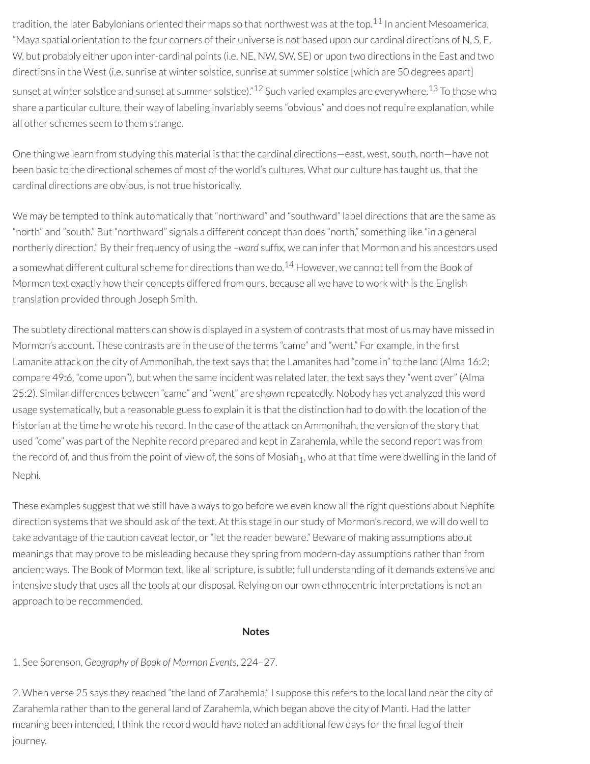tradition, the later Babylonians oriented their maps so that northwest was at the top.[11] In ancient Mesoamerica, "Maya spatial orientation to the four corners of their universe is not based upon our cardinal directions of N, S, E, W, but probably either upon inter-cardinal points (i.e. NE, NW, SW, SE) or upon two directions in the East and two directions in the West (i.e. sunrise at winter solstice, sunrise at summer solstice [which are 50 degrees apart] sunset at winter solstice and sunset at summer solstice)."[12] Such varied examples are everywhere.[13] To those who share a particular culture, their way of labeling invariably seems "obvious" and does not require explanation, while all other schemes seem to them strange.

One thing we learn from studying this material is that the cardinal directions—east, west, south, north—have not been basic to the directional schemes of most of the world's cultures. What our culture has taught us, that the cardinal directions are obvious, is not true historically.

We may be tempted to think automatically that "northward" and "southward" label directions that are the same as "north" and "south." But "northward" signals a different concept than does "north," something like "in a general northerly direction." By their frequency of using the *–ward* suffix, we can infer that Mormon and his ancestors used a somewhat different cultural scheme for directions than we do.[14] However, we cannot tell from the Book of Mormon text exactly how their concepts differed from ours, because all we have to work with is the English translation provided through Joseph Smith.

The subtlety directional matters can show is displayed in a system of contrasts that most of us may have missed in Mormon's account. These contrasts are in the use of the terms "came" and "went." For example, in the first Lamanite attack on the city of Ammonihah, the text says that the Lamanites had "come in" to the land (Alma 16:2; compare 49:6, "come upon"), but when the same incident was related later, the text says they "went over" (Alma 25:2). Similar differences between "came" and "went" are shown repeatedly. Nobody has yet analyzed this word usage systematically, but a reasonable guess to explain it is that the distinction had to do with the location of the historian at the time he wrote his record. In the case of the attack on Ammonihah, the version of the story that used "come" was part of the Nephite record prepared and kept in Zarahemla, while the second report was from the record of, and thus from the point of view of, the sons of Mosiah$_1$, who at that time were dwelling in the land of Nephi.

These examples suggest that we still have a ways to go before we even know all the right questions about Nephite direction systems that we should ask of the text. At this stage in our study of Mormon's record, we will do well to take advantage of the caution caveat lector, or "let the reader beware." Beware of making assumptions about meanings that may prove to be misleading because they spring from modern-day assumptions rather than from ancient ways. The Book of Mormon text, like all scripture, is subtle; full understanding of it demands extensive and intensive study that uses all the tools at our disposal. Relying on our own ethnocentric interpretations is not an approach to be recommended.

**Notes**

1. See Sorenson, *Geography of Book of Mormon Events*, 224–27.

2. When verse 25 says they reached "the land of Zarahemla," I suppose this refers to the local land near the city of Zarahemla rather than to the general land of Zarahemla, which began above the city of Manti. Had the latter meaning been intended, I think the record would have noted an additional few days for the final leg of their journey.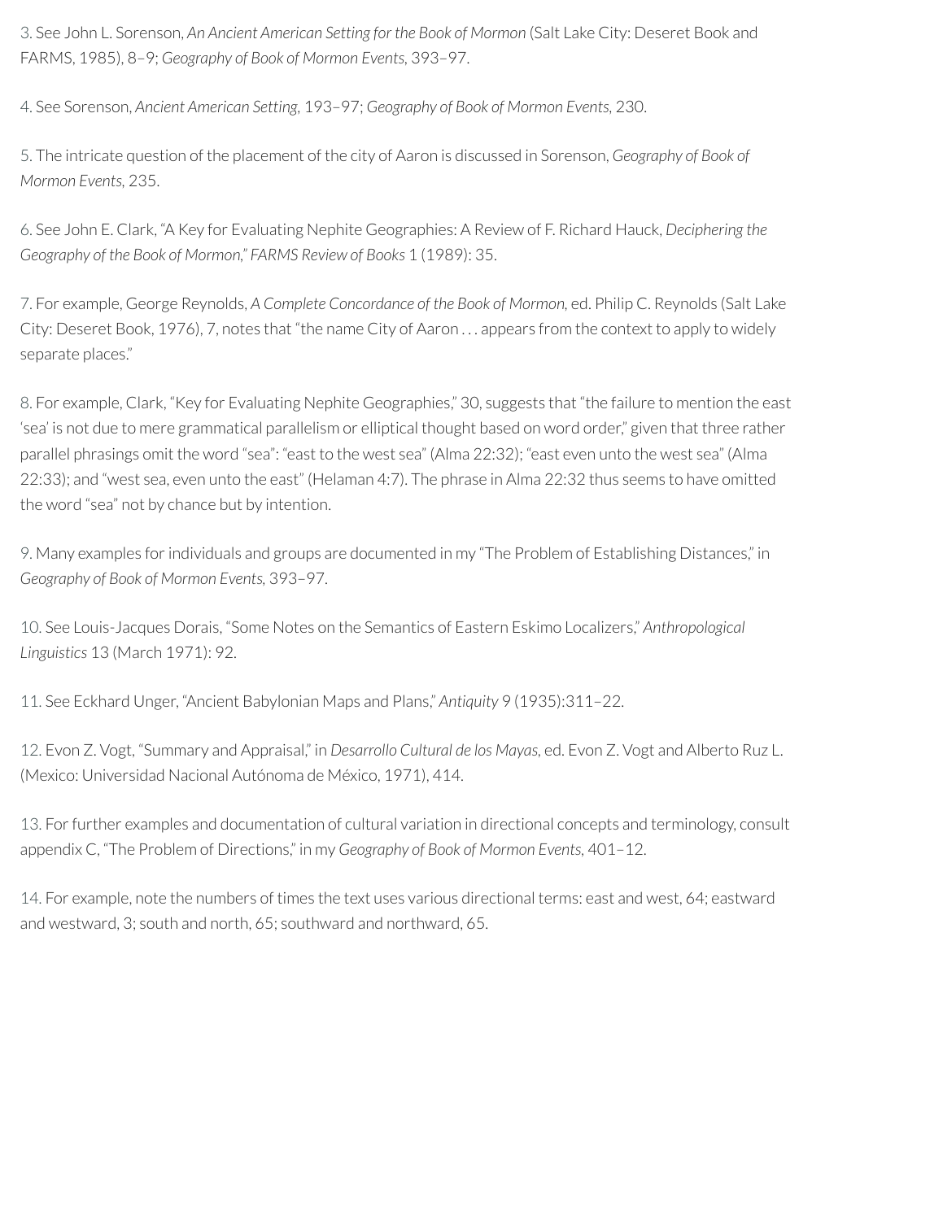3. See John L. Sorenson, *An Ancient American Setting for the Book of Mormon* (Salt Lake City: Deseret Book and FARMS, 1985), 8–9; *Geography of Book of Mormon Events,* 393–97.

4. See Sorenson, *Ancient American Setting,* 193–97; *Geography of Book of Mormon Events,* 230.

5. The intricate question of the placement of the city of Aaron is discussed in Sorenson, *Geography of Book of Mormon Events,* 235.

6. See John E. Clark, "A Key for Evaluating Nephite Geographies: A Review of F. Richard Hauck, *Deciphering the Geography of the Book of Mormon,*" *FARMS Review of Books* 1 (1989): 35.

7. For example, George Reynolds, *A Complete Concordance of the Book of Mormon,* ed. Philip C. Reynolds (Salt Lake City: Deseret Book, 1976), 7, notes that "the name City of Aaron . . . appears from the context to apply to widely separate places."

8. For example, Clark, "Key for Evaluating Nephite Geographies," 30, suggests that "the failure to mention the east 'sea' is not due to mere grammatical parallelism or elliptical thought based on word order," given that three rather parallel phrasings omit the word "sea": "east to the west sea" (Alma 22:32); "east even unto the west sea" (Alma 22:33); and "west sea, even unto the east" (Helaman 4:7). The phrase in Alma 22:32 thus seems to have omitted the word "sea" not by chance but by intention.

9. Many examples for individuals and groups are documented in my "The Problem of Establishing Distances," in *Geography of Book of Mormon Events,* 393–97.

10. See Louis-Jacques Dorais, "Some Notes on the Semantics of Eastern Eskimo Localizers," *Anthropological Linguistics* 13 (March 1971): 92.

11. See Eckhard Unger, "Ancient Babylonian Maps and Plans," *Antiquity* 9 (1935):311–22.

12. Evon Z. Vogt, "Summary and Appraisal," in *Desarrollo Cultural de los Mayas,* ed. Evon Z. Vogt and Alberto Ruz L. (Mexico: Universidad Nacional Autónoma de México, 1971), 414.

13. For further examples and documentation of cultural variation in directional concepts and terminology, consult appendix C, "The Problem of Directions," in my *Geography of Book of Mormon Events,* 401–12.

14. For example, note the numbers of times the text uses various directional terms: east and west, 64; eastward and westward, 3; south and north, 65; southward and northward, 65.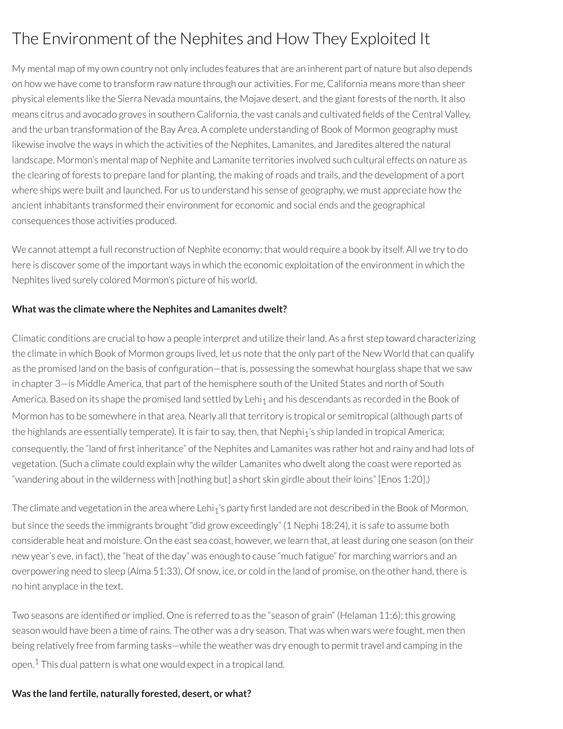# The Environment of the Nephites and How They Exploited It

My mental map of my own country not only includes features that are an inherent part of nature but also depends on how we have come to transform raw nature through our activities. For me, California means more than sheer physical elements like the Sierra Nevada mountains, the Mojave desert, and the giant forests of the north. It also means citrus and avocado groves in southern California, the vast canals and cultivated fields of the Central Valley, and the urban transformation of the Bay Area. A complete understanding of Book of Mormon geography must likewise involve the ways in which the activities of the Nephites, Lamanites, and Jaredites altered the natural landscape. Mormon's mental map of Nephite and Lamanite territories involved such cultural effects on nature as the clearing of forests to prepare land for planting, the making of roads and trails, and the development of a port where ships were built and launched. For us to understand his sense of geography, we must appreciate how the ancient inhabitants transformed their environment for economic and social ends and the geographical consequences those activities produced.

We cannot attempt a full reconstruction of Nephite economy; that would require a book by itself. All we try to do here is discover some of the important ways in which the economic exploitation of the environment in which the Nephites lived surely colored Mormon's picture of his world.

**What was the climate where the Nephites and Lamanites dwelt?**

Climatic conditions are crucial to how a people interpret and utilize their land. As a first step toward characterizing the climate in which Book of Mormon groups lived, let us note that the only part of the New World that can qualify as the promised land on the basis of configuration—that is, possessing the somewhat hourglass shape that we saw in chapter 3—is Middle America, that part of the hemisphere south of the United States and north of South America. Based on its shape the promised land settled by Lehi$_1$ and his descendants as recorded in the Book of Mormon has to be somewhere in that area. Nearly all that territory is tropical or semitropical (although parts of the highlands are essentially temperate). It is fair to say, then, that Nephi$_1$'s ship landed in tropical America; consequently, the "land of first inheritance" of the Nephites and Lamanites was rather hot and rainy and had lots of vegetation. (Such a climate could explain why the wilder Lamanites who dwelt along the coast were reported as "wandering about in the wilderness with [nothing but] a short skin girdle about their loins" [Enos 1:20].)

The climate and vegetation in the area where Lehi$_1$'s party first landed are not described in the Book of Mormon, but since the seeds the immigrants brought "did grow exceedingly" (1 Nephi 18:24), it is safe to assume both considerable heat and moisture. On the east sea coast, however, we learn that, at least during one season (on their new year's eve, in fact), the "heat of the day" was enough to cause "much fatigue" for marching warriors and an overpowering need to sleep (Alma 51:33). Of snow, ice, or cold in the land of promise, on the other hand, there is no hint anyplace in the text.

Two seasons are identified or implied. One is referred to as the "season of grain" (Helaman 11:6); this growing season would have been a time of rains. The other was a dry season. That was when wars were fought, men then being relatively free from farming tasks—while the weather was dry enough to permit travel and camping in the open.[1] This dual pattern is what one would expect in a tropical land.

**Was the land fertile, naturally forested, desert, or what?**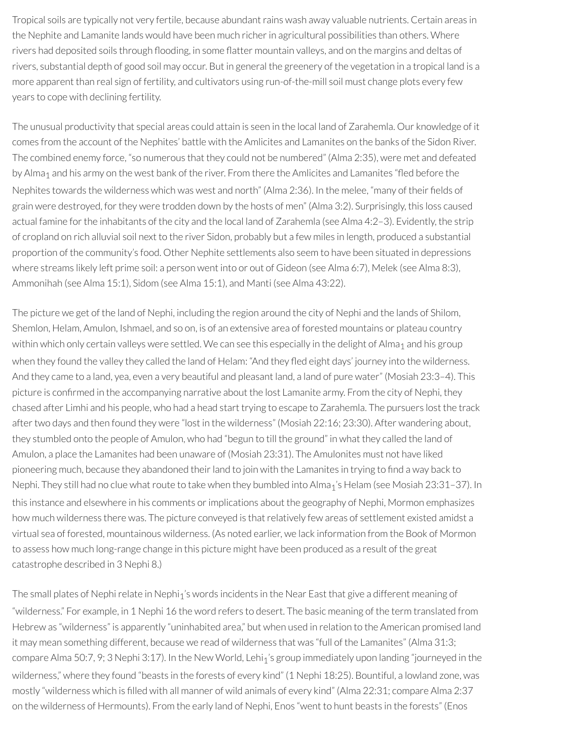Tropical soils are typically not very fertile, because abundant rains wash away valuable nutrients. Certain areas in the Nephite and Lamanite lands would have been much richer in agricultural possibilities than others. Where rivers had deposited soils through flooding, in some flatter mountain valleys, and on the margins and deltas of rivers, substantial depth of good soil may occur. But in general the greenery of the vegetation in a tropical land is a more apparent than real sign of fertility, and cultivators using run-of-the-mill soil must change plots every few years to cope with declining fertility.

The unusual productivity that special areas could attain is seen in the local land of Zarahemla. Our knowledge of it comes from the account of the Nephites' battle with the Amlicites and Lamanites on the banks of the Sidon River. The combined enemy force, "so numerous that they could not be numbered" (Alma 2:35), were met and defeated by Alma$_1$ and his army on the west bank of the river. From there the Amlicites and Lamanites "fled before the Nephites towards the wilderness which was west and north" (Alma 2:36). In the melee, "many of their fields of grain were destroyed, for they were trodden down by the hosts of men" (Alma 3:2). Surprisingly, this loss caused actual famine for the inhabitants of the city and the local land of Zarahemla (see Alma 4:2–3). Evidently, the strip of cropland on rich alluvial soil next to the river Sidon, probably but a few miles in length, produced a substantial proportion of the community's food. Other Nephite settlements also seem to have been situated in depressions where streams likely left prime soil: a person went into or out of Gideon (see Alma 6:7), Melek (see Alma 8:3), Ammonihah (see Alma 15:1), Sidom (see Alma 15:1), and Manti (see Alma 43:22).

The picture we get of the land of Nephi, including the region around the city of Nephi and the lands of Shilom, Shemlon, Helam, Amulon, Ishmael, and so on, is of an extensive area of forested mountains or plateau country within which only certain valleys were settled. We can see this especially in the delight of Alma$_1$ and his group when they found the valley they called the land of Helam: "And they fled eight days' journey into the wilderness. And they came to a land, yea, even a very beautiful and pleasant land, a land of pure water" (Mosiah 23:3–4). This picture is confirmed in the accompanying narrative about the lost Lamanite army. From the city of Nephi, they chased after Limhi and his people, who had a head start trying to escape to Zarahemla. The pursuers lost the track after two days and then found they were "lost in the wilderness" (Mosiah 22:16; 23:30). After wandering about, they stumbled onto the people of Amulon, who had "begun to till the ground" in what they called the land of Amulon, a place the Lamanites had been unaware of (Mosiah 23:31). The Amulonites must not have liked pioneering much, because they abandoned their land to join with the Lamanites in trying to find a way back to Nephi. They still had no clue what route to take when they bumbled into Alma$_1$'s Helam (see Mosiah 23:31–37). In this instance and elsewhere in his comments or implications about the geography of Nephi, Mormon emphasizes how much wilderness there was. The picture conveyed is that relatively few areas of settlement existed amidst a virtual sea of forested, mountainous wilderness. (As noted earlier, we lack information from the Book of Mormon to assess how much long-range change in this picture might have been produced as a result of the great catastrophe described in 3 Nephi 8.)

The small plates of Nephi relate in Nephi$_1$'s words incidents in the Near East that give a different meaning of "wilderness." For example, in 1 Nephi 16 the word refers to desert. The basic meaning of the term translated from Hebrew as "wilderness" is apparently "uninhabited area," but when used in relation to the American promised land it may mean something different, because we read of wilderness that was "full of the Lamanites" (Alma 31:3; compare Alma 50:7, 9; 3 Nephi 3:17). In the New World, Lehi$_1$'s group immediately upon landing "journeyed in the wilderness," where they found "beasts in the forests of every kind" (1 Nephi 18:25). Bountiful, a lowland zone, was mostly "wilderness which is filled with all manner of wild animals of every kind" (Alma 22:31; compare Alma 2:37 on the wilderness of Hermounts). From the early land of Nephi, Enos "went to hunt beasts in the forests" (Enos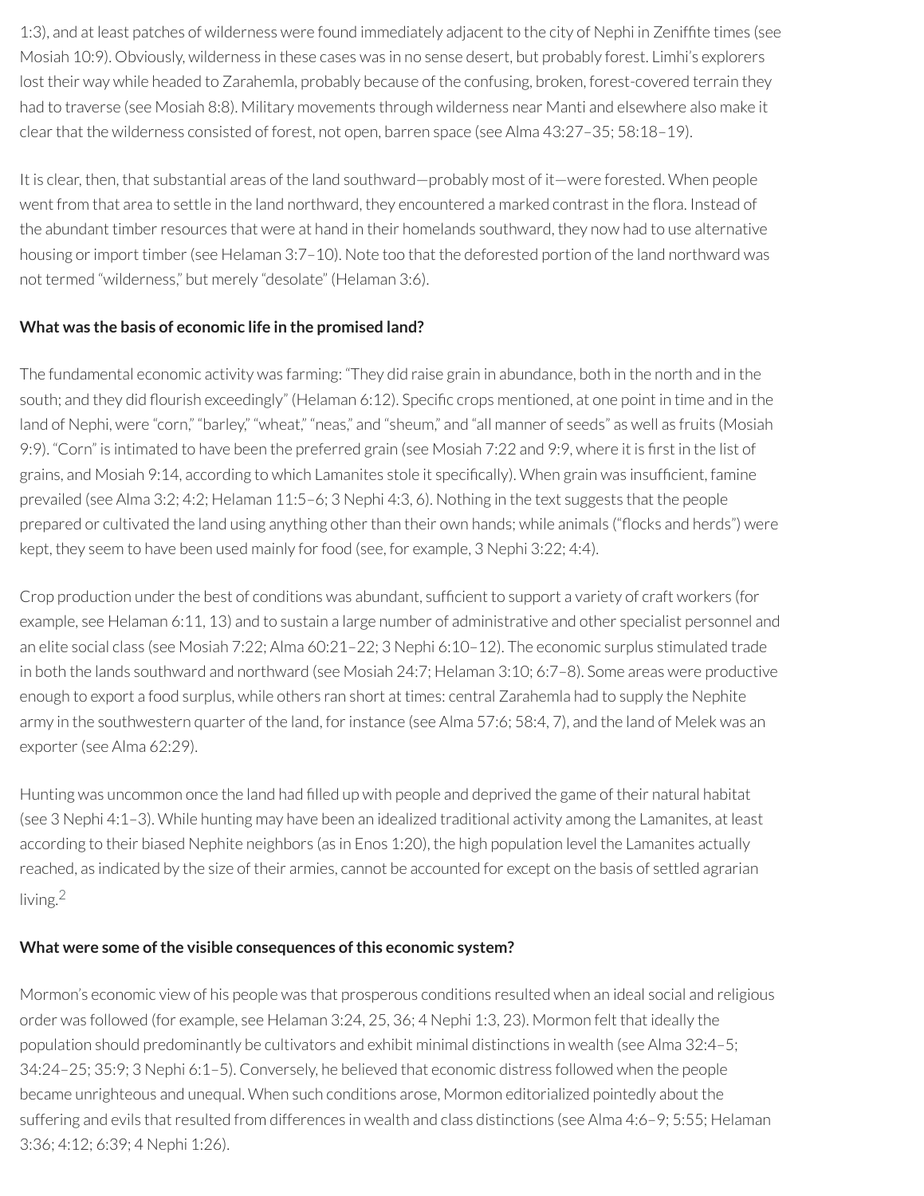1:3), and at least patches of wilderness were found immediately adjacent to the city of Nephi in Zeniffite times (see Mosiah 10:9). Obviously, wilderness in these cases was in no sense desert, but probably forest. Limhi's explorers lost their way while headed to Zarahemla, probably because of the confusing, broken, forest-covered terrain they had to traverse (see Mosiah 8:8). Military movements through wilderness near Manti and elsewhere also make it clear that the wilderness consisted of forest, not open, barren space (see Alma 43:27–35; 58:18–19).

It is clear, then, that substantial areas of the land southward—probably most of it—were forested. When people went from that area to settle in the land northward, they encountered a marked contrast in the flora. Instead of the abundant timber resources that were at hand in their homelands southward, they now had to use alternative housing or import timber (see Helaman 3:7–10). Note too that the deforested portion of the land northward was not termed "wilderness," but merely "desolate" (Helaman 3:6).

**What was the basis of economic life in the promised land?**

The fundamental economic activity was farming: "They did raise grain in abundance, both in the north and in the south; and they did flourish exceedingly" (Helaman 6:12). Specific crops mentioned, at one point in time and in the land of Nephi, were "corn," "barley," "wheat," "neas," and "sheum," and "all manner of seeds" as well as fruits (Mosiah 9:9). "Corn" is intimated to have been the preferred grain (see Mosiah 7:22 and 9:9, where it is first in the list of grains, and Mosiah 9:14, according to which Lamanites stole it specifically). When grain was insufficient, famine prevailed (see Alma 3:2; 4:2; Helaman 11:5–6; 3 Nephi 4:3, 6). Nothing in the text suggests that the people prepared or cultivated the land using anything other than their own hands; while animals ("flocks and herds") were kept, they seem to have been used mainly for food (see, for example, 3 Nephi 3:22; 4:4).

Crop production under the best of conditions was abundant, sufficient to support a variety of craft workers (for example, see Helaman 6:11, 13) and to sustain a large number of administrative and other specialist personnel and an elite social class (see Mosiah 7:22; Alma 60:21–22; 3 Nephi 6:10–12). The economic surplus stimulated trade in both the lands southward and northward (see Mosiah 24:7; Helaman 3:10; 6:7–8). Some areas were productive enough to export a food surplus, while others ran short at times: central Zarahemla had to supply the Nephite army in the southwestern quarter of the land, for instance (see Alma 57:6; 58:4, 7), and the land of Melek was an exporter (see Alma 62:29).

Hunting was uncommon once the land had filled up with people and deprived the game of their natural habitat (see 3 Nephi 4:1–3). While hunting may have been an idealized traditional activity among the Lamanites, at least according to their biased Nephite neighbors (as in Enos 1:20), the high population level the Lamanites actually reached, as indicated by the size of their armies, cannot be accounted for except on the basis of settled agrarian living.[2]

**What were some of the visible consequences of this economic system?**

Mormon's economic view of his people was that prosperous conditions resulted when an ideal social and religious order was followed (for example, see Helaman 3:24, 25, 36; 4 Nephi 1:3, 23). Mormon felt that ideally the population should predominantly be cultivators and exhibit minimal distinctions in wealth (see Alma 32:4–5; 34:24–25; 35:9; 3 Nephi 6:1–5). Conversely, he believed that economic distress followed when the people became unrighteous and unequal. When such conditions arose, Mormon editorialized pointedly about the suffering and evils that resulted from differences in wealth and class distinctions (see Alma 4:6–9; 5:55; Helaman 3:36; 4:12; 6:39; 4 Nephi 1:26).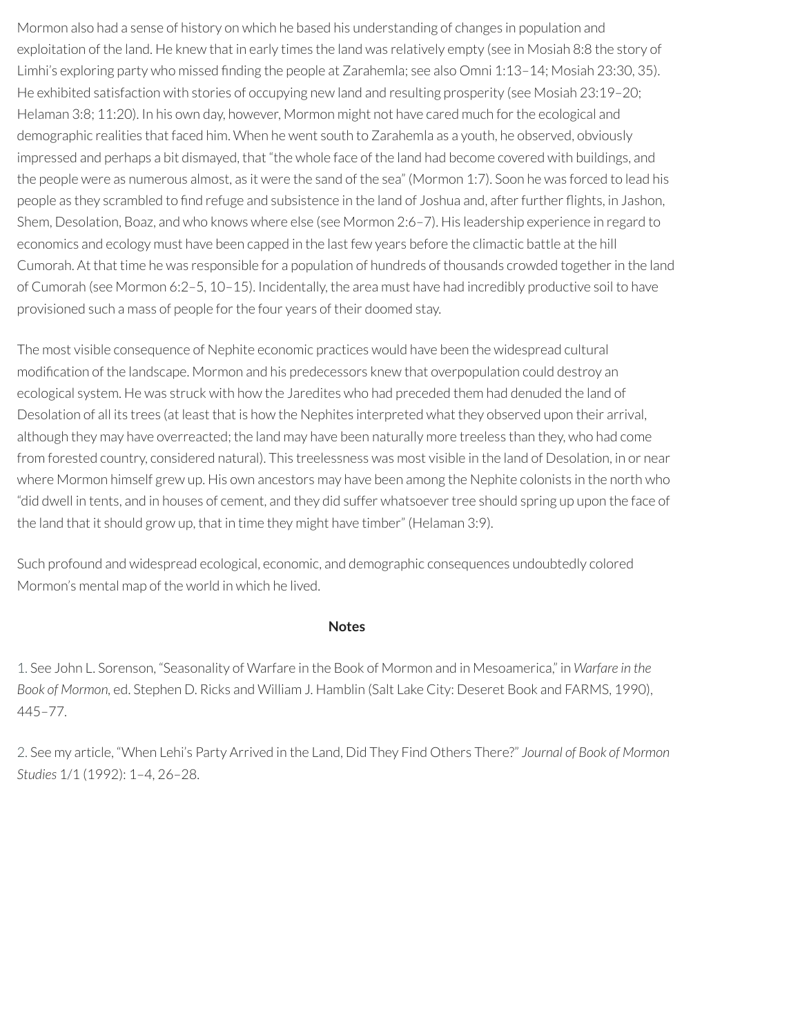Mormon also had a sense of history on which he based his understanding of changes in population and exploitation of the land. He knew that in early times the land was relatively empty (see in Mosiah 8:8 the story of Limhi's exploring party who missed finding the people at Zarahemla; see also Omni 1:13–14; Mosiah 23:30, 35). He exhibited satisfaction with stories of occupying new land and resulting prosperity (see Mosiah 23:19–20; Helaman 3:8; 11:20). In his own day, however, Mormon might not have cared much for the ecological and demographic realities that faced him. When he went south to Zarahemla as a youth, he observed, obviously impressed and perhaps a bit dismayed, that "the whole face of the land had become covered with buildings, and the people were as numerous almost, as it were the sand of the sea" (Mormon 1:7). Soon he was forced to lead his people as they scrambled to find refuge and subsistence in the land of Joshua and, after further flights, in Jashon, Shem, Desolation, Boaz, and who knows where else (see Mormon 2:6–7). His leadership experience in regard to economics and ecology must have been capped in the last few years before the climactic battle at the hill Cumorah. At that time he was responsible for a population of hundreds of thousands crowded together in the land of Cumorah (see Mormon 6:2–5, 10–15). Incidentally, the area must have had incredibly productive soil to have provisioned such a mass of people for the four years of their doomed stay.

The most visible consequence of Nephite economic practices would have been the widespread cultural modification of the landscape. Mormon and his predecessors knew that overpopulation could destroy an ecological system. He was struck with how the Jaredites who had preceded them had denuded the land of Desolation of all its trees (at least that is how the Nephites interpreted what they observed upon their arrival, although they may have overreacted; the land may have been naturally more treeless than they, who had come from forested country, considered natural). This treelessness was most visible in the land of Desolation, in or near where Mormon himself grew up. His own ancestors may have been among the Nephite colonists in the north who "did dwell in tents, and in houses of cement, and they did suffer whatsoever tree should spring up upon the face of the land that it should grow up, that in time they might have timber" (Helaman 3:9).

Such profound and widespread ecological, economic, and demographic consequences undoubtedly colored Mormon's mental map of the world in which he lived.

## Notes

1. See John L. Sorenson, "Seasonality of Warfare in the Book of Mormon and in Mesoamerica," in *Warfare in the Book of Mormon,* ed. Stephen D. Ricks and William J. Hamblin (Salt Lake City: Deseret Book and FARMS, 1990), 445–77.

2. See my article, "When Lehi's Party Arrived in the Land, Did They Find Others There?" *Journal of Book of Mormon Studies* 1/1 (1992): 1–4, 26–28.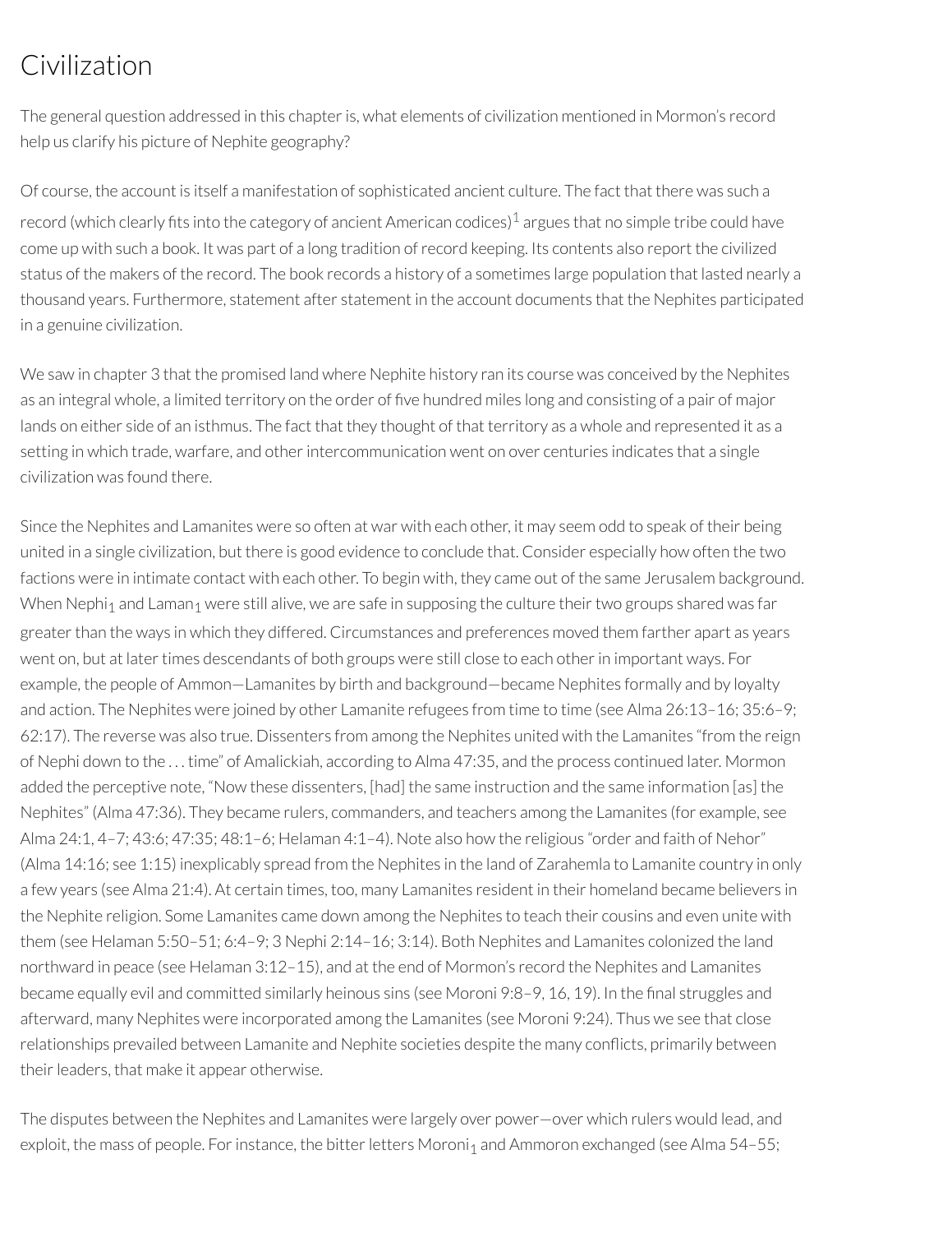# Civilization

The general question addressed in this chapter is, what elements of civilization mentioned in Mormon's record help us clarify his picture of Nephite geography?

Of course, the account is itself a manifestation of sophisticated ancient culture. The fact that there was such a record (which clearly fits into the category of ancient American codices)[1] argues that no simple tribe could have come up with such a book. It was part of a long tradition of record keeping. Its contents also report the civilized status of the makers of the record. The book records a history of a sometimes large population that lasted nearly a thousand years. Furthermore, statement after statement in the account documents that the Nephites participated in a genuine civilization.

We saw in chapter 3 that the promised land where Nephite history ran its course was conceived by the Nephites as an integral whole, a limited territory on the order of five hundred miles long and consisting of a pair of major lands on either side of an isthmus. The fact that they thought of that territory as a whole and represented it as a setting in which trade, warfare, and other intercommunication went on over centuries indicates that a single civilization was found there.

Since the Nephites and Lamanites were so often at war with each other, it may seem odd to speak of their being united in a single civilization, but there is good evidence to conclude that. Consider especially how often the two factions were in intimate contact with each other. To begin with, they came out of the same Jerusalem background. When $Nephi_1$ and $Laman_1$ were still alive, we are safe in supposing the culture their two groups shared was far greater than the ways in which they differed. Circumstances and preferences moved them farther apart as years went on, but at later times descendants of both groups were still close to each other in important ways. For example, the people of Ammon—Lamanites by birth and background—became Nephites formally and by loyalty and action. The Nephites were joined by other Lamanite refugees from time to time (see Alma 26:13–16; 35:6–9; 62:17). The reverse was also true. Dissenters from among the Nephites united with the Lamanites "from the reign of Nephi down to the . . . time" of Amalickiah, according to Alma 47:35, and the process continued later. Mormon added the perceptive note, "Now these dissenters, [had] the same instruction and the same information [as] the Nephites" (Alma 47:36). They became rulers, commanders, and teachers among the Lamanites (for example, see Alma 24:1, 4–7; 43:6; 47:35; 48:1–6; Helaman 4:1–4). Note also how the religious "order and faith of Nehor" (Alma 14:16; see 1:15) inexplicably spread from the Nephites in the land of Zarahemla to Lamanite country in only a few years (see Alma 21:4). At certain times, too, many Lamanites resident in their homeland became believers in the Nephite religion. Some Lamanites came down among the Nephites to teach their cousins and even unite with them (see Helaman 5:50–51; 6:4–9; 3 Nephi 2:14–16; 3:14). Both Nephites and Lamanites colonized the land northward in peace (see Helaman 3:12–15), and at the end of Mormon's record the Nephites and Lamanites became equally evil and committed similarly heinous sins (see Moroni 9:8–9, 16, 19). In the final struggles and afterward, many Nephites were incorporated among the Lamanites (see Moroni 9:24). Thus we see that close relationships prevailed between Lamanite and Nephite societies despite the many conflicts, primarily between their leaders, that make it appear otherwise.

The disputes between the Nephites and Lamanites were largely over power—over which rulers would lead, and exploit, the mass of people. For instance, the bitter letters $Moroni_1$ and Ammoron exchanged (see Alma 54–55;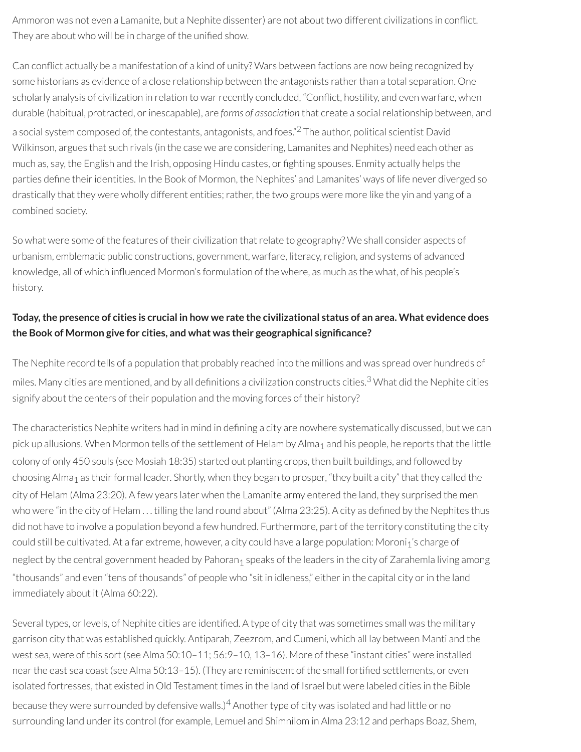Ammoron was not even a Lamanite, but a Nephite dissenter) are not about two different civilizations in conflict. They are about who will be in charge of the unified show.

Can conflict actually be a manifestation of a kind of unity? Wars between factions are now being recognized by some historians as evidence of a close relationship between the antagonists rather than a total separation. One scholarly analysis of civilization in relation to war recently concluded, "Conflict, hostility, and even warfare, when durable (habitual, protracted, or inescapable), are *forms of association* that create a social relationship between, and a social system composed of, the contestants, antagonists, and foes."[2] The author, political scientist David Wilkinson, argues that such rivals (in the case we are considering, Lamanites and Nephites) need each other as much as, say, the English and the Irish, opposing Hindu castes, or fighting spouses. Enmity actually helps the parties define their identities. In the Book of Mormon, the Nephites' and Lamanites' ways of life never diverged so drastically that they were wholly different entities; rather, the two groups were more like the yin and yang of a combined society.

So what were some of the features of their civilization that relate to geography? We shall consider aspects of urbanism, emblematic public constructions, government, warfare, literacy, religion, and systems of advanced knowledge, all of which influenced Mormon's formulation of the where, as much as the what, of his people's history.

**Today, the presence of cities is crucial in how we rate the civilizational status of an area. What evidence does the Book of Mormon give for cities, and what was their geographical significance?**

The Nephite record tells of a population that probably reached into the millions and was spread over hundreds of miles. Many cities are mentioned, and by all definitions a civilization constructs cities.[3] What did the Nephite cities signify about the centers of their population and the moving forces of their history?

The characteristics Nephite writers had in mind in defining a city are nowhere systematically discussed, but we can pick up allusions. When Mormon tells of the settlement of Helam by $\text{Alma}_1$ and his people, he reports that the little colony of only 450 souls (see Mosiah 18:35) started out planting crops, then built buildings, and followed by choosing $\text{Alma}_1$ as their formal leader. Shortly, when they began to prosper, "they built a city" that they called the city of Helam (Alma 23:20). A few years later when the Lamanite army entered the land, they surprised the men who were "in the city of Helam . . . tilling the land round about" (Alma 23:25). A city as defined by the Nephites thus did not have to involve a population beyond a few hundred. Furthermore, part of the territory constituting the city could still be cultivated. At a far extreme, however, a city could have a large population: $\text{Moroni}_1$'s charge of neglect by the central government headed by $\text{Pahoran}_1$ speaks of the leaders in the city of Zarahemla living among "thousands" and even "tens of thousands" of people who "sit in idleness," either in the capital city or in the land immediately about it (Alma 60:22).

Several types, or levels, of Nephite cities are identified. A type of city that was sometimes small was the military garrison city that was established quickly. Antiparah, Zeezrom, and Cumeni, which all lay between Manti and the west sea, were of this sort (see Alma 50:10–11; 56:9–10, 13–16). More of these "instant cities" were installed near the east sea coast (see Alma 50:13–15). (They are reminiscent of the small fortified settlements, or even isolated fortresses, that existed in Old Testament times in the land of Israel but were labeled cities in the Bible because they were surrounded by defensive walls.)[4] Another type of city was isolated and had little or no surrounding land under its control (for example, Lemuel and Shimnilom in Alma 23:12 and perhaps Boaz, Shem,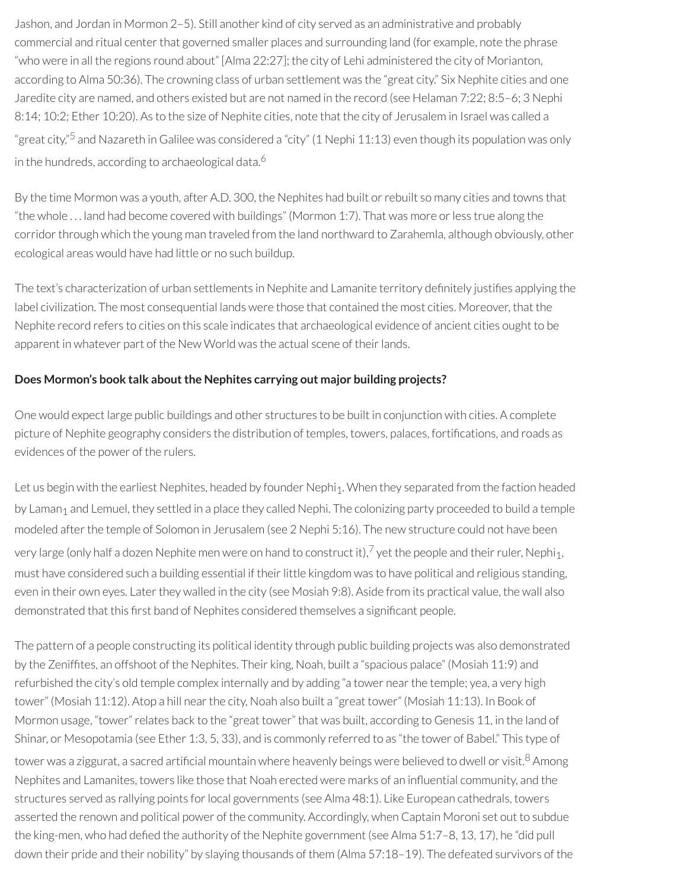Jashon, and Jordan in Mormon 2–5). Still another kind of city served as an administrative and probably commercial and ritual center that governed smaller places and surrounding land (for example, note the phrase "who were in all the regions round about" [Alma 22:27]; the city of Lehi administered the city of Morianton, according to Alma 50:36). The crowning class of urban settlement was the "great city." Six Nephite cities and one Jaredite city are named, and others existed but are not named in the record (see Helaman 7:22; 8:5–6; 3 Nephi 8:14; 10:2; Ether 10:20). As to the size of Nephite cities, note that the city of Jerusalem in Israel was called a "great city,"[5] and Nazareth in Galilee was considered a "city" (1 Nephi 11:13) even though its population was only in the hundreds, according to archaeological data.[6]

By the time Mormon was a youth, after A.D. 300, the Nephites had built or rebuilt so many cities and towns that "the whole . . . land had become covered with buildings" (Mormon 1:7). That was more or less true along the corridor through which the young man traveled from the land northward to Zarahemla, although obviously, other ecological areas would have had little or no such buildup.

The text's characterization of urban settlements in Nephite and Lamanite territory definitely justifies applying the label civilization. The most consequential lands were those that contained the most cities. Moreover, that the Nephite record refers to cities on this scale indicates that archaeological evidence of ancient cities ought to be apparent in whatever part of the New World was the actual scene of their lands.

**Does Mormon's book talk about the Nephites carrying out major building projects?**

One would expect large public buildings and other structures to be built in conjunction with cities. A complete picture of Nephite geography considers the distribution of temples, towers, palaces, fortifications, and roads as evidences of the power of the rulers.

Let us begin with the earliest Nephites, headed by founder $Nephi_1$. When they separated from the faction headed by $Laman_1$ and Lemuel, they settled in a place they called Nephi. The colonizing party proceeded to build a temple modeled after the temple of Solomon in Jerusalem (see 2 Nephi 5:16). The new structure could not have been very large (only half a dozen Nephite men were on hand to construct it),[7] yet the people and their ruler, $Nephi_1$, must have considered such a building essential if their little kingdom was to have political and religious standing, even in their own eyes. Later they walled in the city (see Mosiah 9:8). Aside from its practical value, the wall also demonstrated that this first band of Nephites considered themselves a significant people.

The pattern of a people constructing its political identity through public building projects was also demonstrated by the Zeniffites, an offshoot of the Nephites. Their king, Noah, built a "spacious palace" (Mosiah 11:9) and refurbished the city's old temple complex internally and by adding "a tower near the temple; yea, a very high tower" (Mosiah 11:12). Atop a hill near the city, Noah also built a "great tower" (Mosiah 11:13). In Book of Mormon usage, "tower" relates back to the "great tower" that was built, according to Genesis 11, in the land of Shinar, or Mesopotamia (see Ether 1:3, 5, 33), and is commonly referred to as "the tower of Babel." This type of tower was a ziggurat, a sacred artificial mountain where heavenly beings were believed to dwell or visit.[8] Among Nephites and Lamanites, towers like those that Noah erected were marks of an influential community, and the structures served as rallying points for local governments (see Alma 48:1). Like European cathedrals, towers asserted the renown and political power of the community. Accordingly, when Captain Moroni set out to subdue the king-men, who had defied the authority of the Nephite government (see Alma 51:7–8, 13, 17), he "did pull down their pride and their nobility" by slaying thousands of them (Alma 57:18–19). The defeated survivors of the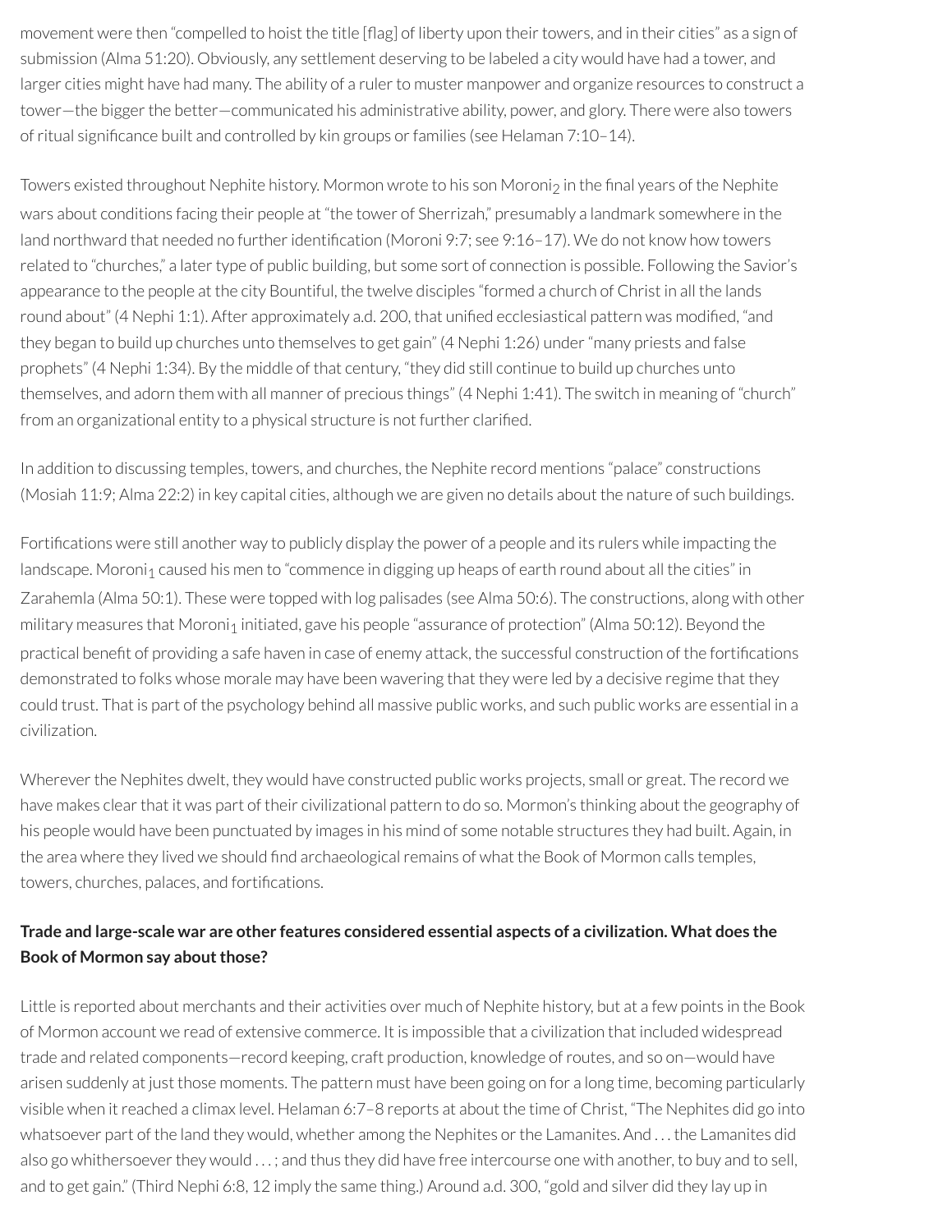movement were then "compelled to hoist the title [flag] of liberty upon their towers, and in their cities" as a sign of submission (Alma 51:20). Obviously, any settlement deserving to be labeled a city would have had a tower, and larger cities might have had many. The ability of a ruler to muster manpower and organize resources to construct a tower—the bigger the better—communicated his administrative ability, power, and glory. There were also towers of ritual significance built and controlled by kin groups or families (see Helaman 7:10–14).

Towers existed throughout Nephite history. Mormon wrote to his son $Moroni_2$ in the final years of the Nephite wars about conditions facing their people at "the tower of Sherrizah," presumably a landmark somewhere in the land northward that needed no further identification (Moroni 9:7; see 9:16–17). We do not know how towers related to "churches," a later type of public building, but some sort of connection is possible. Following the Savior's appearance to the people at the city Bountiful, the twelve disciples "formed a church of Christ in all the lands round about" (4 Nephi 1:1). After approximately a.d. 200, that unified ecclesiastical pattern was modified, "and they began to build up churches unto themselves to get gain" (4 Nephi 1:26) under "many priests and false prophets" (4 Nephi 1:34). By the middle of that century, "they did still continue to build up churches unto themselves, and adorn them with all manner of precious things" (4 Nephi 1:41). The switch in meaning of "church" from an organizational entity to a physical structure is not further clarified.

In addition to discussing temples, towers, and churches, the Nephite record mentions "palace" constructions (Mosiah 11:9; Alma 22:2) in key capital cities, although we are given no details about the nature of such buildings.

Fortifications were still another way to publicly display the power of a people and its rulers while impacting the landscape. $Moroni_1$ caused his men to "commence in digging up heaps of earth round about all the cities" in Zarahemla (Alma 50:1). These were topped with log palisades (see Alma 50:6). The constructions, along with other military measures that $Moroni_1$ initiated, gave his people "assurance of protection" (Alma 50:12). Beyond the practical benefit of providing a safe haven in case of enemy attack, the successful construction of the fortifications demonstrated to folks whose morale may have been wavering that they were led by a decisive regime that they could trust. That is part of the psychology behind all massive public works, and such public works are essential in a civilization.

Wherever the Nephites dwelt, they would have constructed public works projects, small or great. The record we have makes clear that it was part of their civilizational pattern to do so. Mormon's thinking about the geography of his people would have been punctuated by images in his mind of some notable structures they had built. Again, in the area where they lived we should find archaeological remains of what the Book of Mormon calls temples, towers, churches, palaces, and fortifications.

**Trade and large-scale war are other features considered essential aspects of a civilization. What does the Book of Mormon say about those?**

Little is reported about merchants and their activities over much of Nephite history, but at a few points in the Book of Mormon account we read of extensive commerce. It is impossible that a civilization that included widespread trade and related components—record keeping, craft production, knowledge of routes, and so on—would have arisen suddenly at just those moments. The pattern must have been going on for a long time, becoming particularly visible when it reached a climax level. Helaman 6:7–8 reports at about the time of Christ, "The Nephites did go into whatsoever part of the land they would, whether among the Nephites or the Lamanites. And . . . the Lamanites did also go whithersoever they would . . . ; and thus they did have free intercourse one with another, to buy and to sell, and to get gain." (Third Nephi 6:8, 12 imply the same thing.) Around a.d. 300, "gold and silver did they lay up in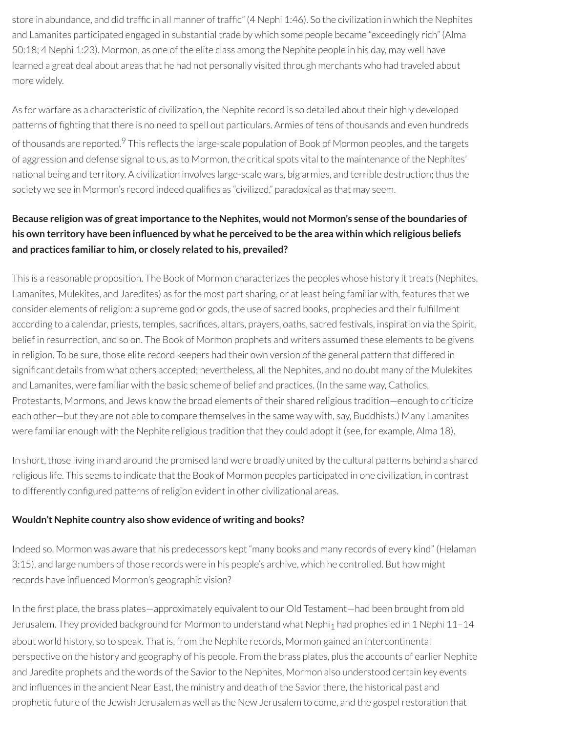store in abundance, and did traffic in all manner of traffic" (4 Nephi 1:46). So the civilization in which the Nephites and Lamanites participated engaged in substantial trade by which some people became "exceedingly rich" (Alma 50:18; 4 Nephi 1:23). Mormon, as one of the elite class among the Nephite people in his day, may well have learned a great deal about areas that he had not personally visited through merchants who had traveled about more widely.

As for warfare as a characteristic of civilization, the Nephite record is so detailed about their highly developed patterns of fighting that there is no need to spell out particulars. Armies of tens of thousands and even hundreds of thousands are reported.[9] This reflects the large-scale population of Book of Mormon peoples, and the targets of aggression and defense signal to us, as to Mormon, the critical spots vital to the maintenance of the Nephites' national being and territory. A civilization involves large-scale wars, big armies, and terrible destruction; thus the society we see in Mormon's record indeed qualifies as "civilized," paradoxical as that may seem.

**Because religion was of great importance to the Nephites, would not Mormon's sense of the boundaries of his own territory have been influenced by what he perceived to be the area within which religious beliefs and practices familiar to him, or closely related to his, prevailed?**

This is a reasonable proposition. The Book of Mormon characterizes the peoples whose history it treats (Nephites, Lamanites, Mulekites, and Jaredites) as for the most part sharing, or at least being familiar with, features that we consider elements of religion: a supreme god or gods, the use of sacred books, prophecies and their fulfillment according to a calendar, priests, temples, sacrifices, altars, prayers, oaths, sacred festivals, inspiration via the Spirit, belief in resurrection, and so on. The Book of Mormon prophets and writers assumed these elements to be givens in religion. To be sure, those elite record keepers had their own version of the general pattern that differed in significant details from what others accepted; nevertheless, all the Nephites, and no doubt many of the Mulekites and Lamanites, were familiar with the basic scheme of belief and practices. (In the same way, Catholics, Protestants, Mormons, and Jews know the broad elements of their shared religious tradition—enough to criticize each other—but they are not able to compare themselves in the same way with, say, Buddhists.) Many Lamanites were familiar enough with the Nephite religious tradition that they could adopt it (see, for example, Alma 18).

In short, those living in and around the promised land were broadly united by the cultural patterns behind a shared religious life. This seems to indicate that the Book of Mormon peoples participated in one civilization, in contrast to differently configured patterns of religion evident in other civilizational areas.

**Wouldn't Nephite country also show evidence of writing and books?**

Indeed so. Mormon was aware that his predecessors kept "many books and many records of every kind" (Helaman 3:15), and large numbers of those records were in his people's archive, which he controlled. But how might records have influenced Mormon's geographic vision?

In the first place, the brass plates—approximately equivalent to our Old Testament—had been brought from old Jerusalem. They provided background for Mormon to understand what $Nephi_1$ had prophesied in 1 Nephi 11–14 about world history, so to speak. That is, from the Nephite records, Mormon gained an intercontinental perspective on the history and geography of his people. From the brass plates, plus the accounts of earlier Nephite and Jaredite prophets and the words of the Savior to the Nephites, Mormon also understood certain key events and influences in the ancient Near East, the ministry and death of the Savior there, the historical past and prophetic future of the Jewish Jerusalem as well as the New Jerusalem to come, and the gospel restoration that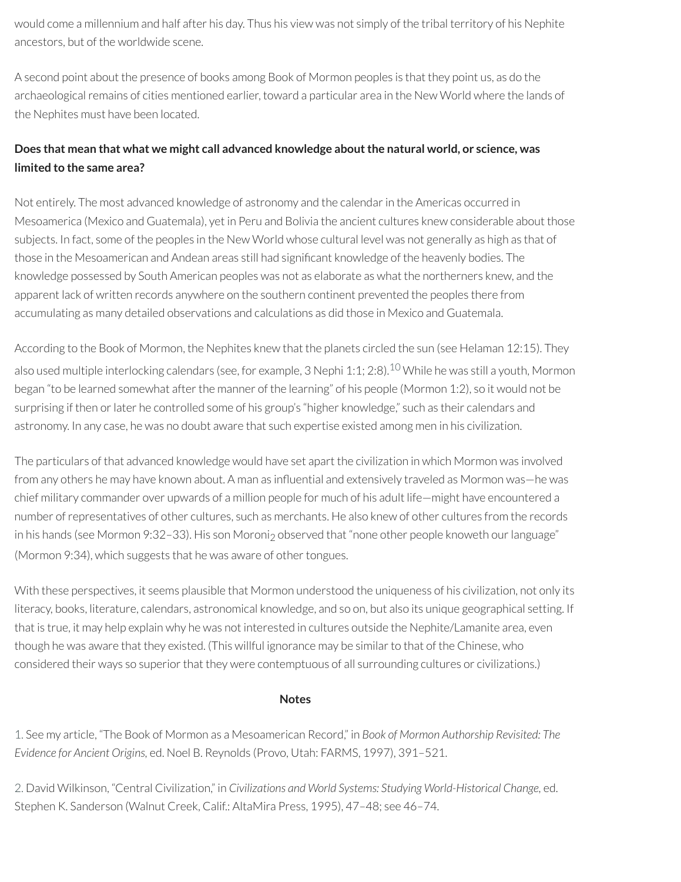would come a millennium and half after his day. Thus his view was not simply of the tribal territory of his Nephite ancestors, but of the worldwide scene.

A second point about the presence of books among Book of Mormon peoples is that they point us, as do the archaeological remains of cities mentioned earlier, toward a particular area in the New World where the lands of the Nephites must have been located.

**Does that mean that what we might call advanced knowledge about the natural world, or science, was limited to the same area?**

Not entirely. The most advanced knowledge of astronomy and the calendar in the Americas occurred in Mesoamerica (Mexico and Guatemala), yet in Peru and Bolivia the ancient cultures knew considerable about those subjects. In fact, some of the peoples in the New World whose cultural level was not generally as high as that of those in the Mesoamerican and Andean areas still had significant knowledge of the heavenly bodies. The knowledge possessed by South American peoples was not as elaborate as what the northerners knew, and the apparent lack of written records anywhere on the southern continent prevented the peoples there from accumulating as many detailed observations and calculations as did those in Mexico and Guatemala.

According to the Book of Mormon, the Nephites knew that the planets circled the sun (see Helaman 12:15). They also used multiple interlocking calendars (see, for example, 3 Nephi 1:1; 2:8).[10] While he was still a youth, Mormon began "to be learned somewhat after the manner of the learning" of his people (Mormon 1:2), so it would not be surprising if then or later he controlled some of his group's "higher knowledge," such as their calendars and astronomy. In any case, he was no doubt aware that such expertise existed among men in his civilization.

The particulars of that advanced knowledge would have set apart the civilization in which Mormon was involved from any others he may have known about. A man as influential and extensively traveled as Mormon was—he was chief military commander over upwards of a million people for much of his adult life—might have encountered a number of representatives of other cultures, such as merchants. He also knew of other cultures from the records in his hands (see Mormon 9:32–33). His son Moroni$_2$ observed that "none other people knoweth our language" (Mormon 9:34), which suggests that he was aware of other tongues.

With these perspectives, it seems plausible that Mormon understood the uniqueness of his civilization, not only its literacy, books, literature, calendars, astronomical knowledge, and so on, but also its unique geographical setting. If that is true, it may help explain why he was not interested in cultures outside the Nephite/Lamanite area, even though he was aware that they existed. (This willful ignorance may be similar to that of the Chinese, who considered their ways so superior that they were contemptuous of all surrounding cultures or civilizations.)

## Notes

1. See my article, "The Book of Mormon as a Mesoamerican Record," in *Book of Mormon Authorship Revisited: The Evidence for Ancient Origins,* ed. Noel B. Reynolds (Provo, Utah: FARMS, 1997), 391–521.

2. David Wilkinson, "Central Civilization," in *Civilizations and World Systems: Studying World-Historical Change,* ed. Stephen K. Sanderson (Walnut Creek, Calif.: AltaMira Press, 1995), 47–48; see 46–74.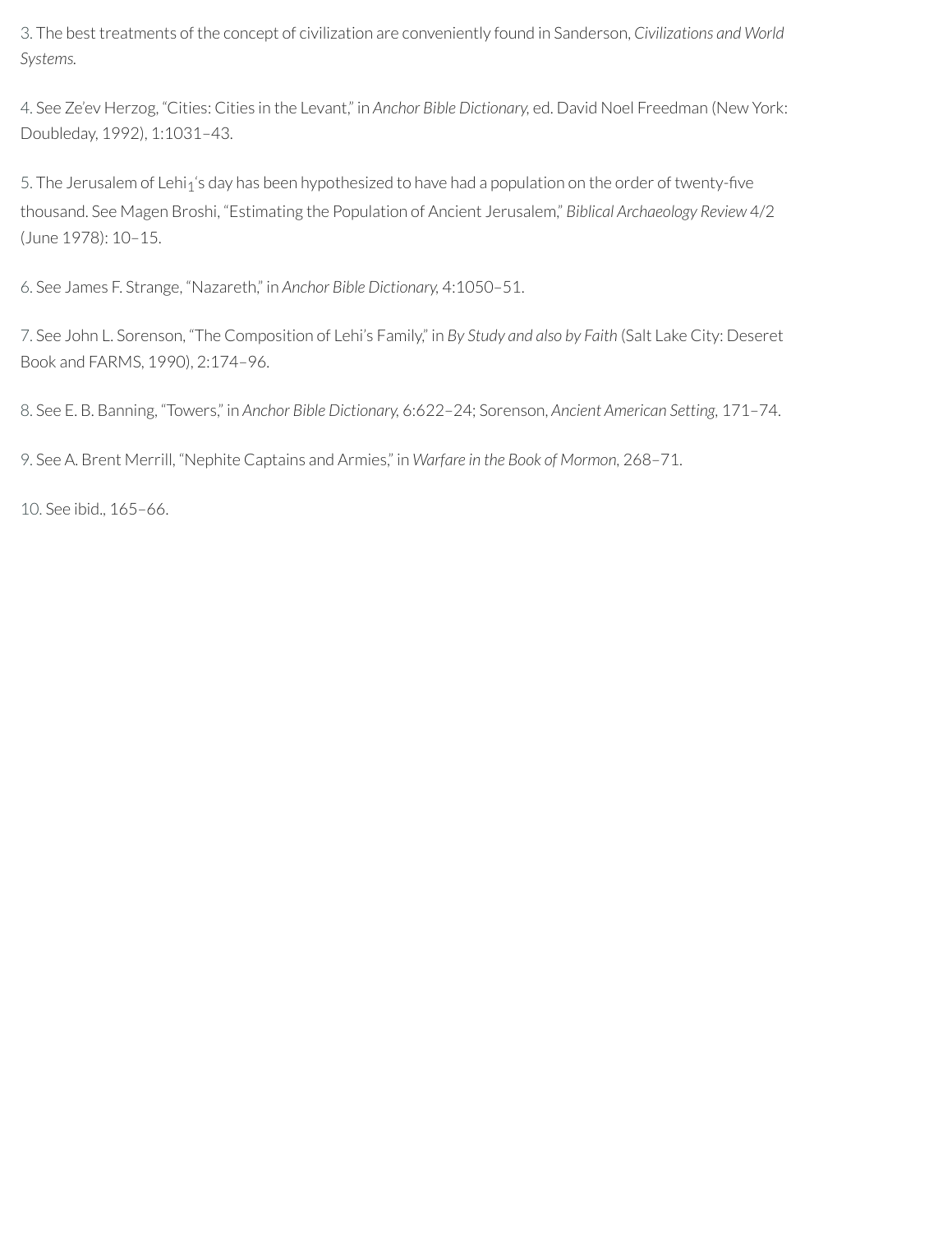3. The best treatments of the concept of civilization are conveniently found in Sanderson, *Civilizations and World Systems.*

4. See Ze'ev Herzog, "Cities: Cities in the Levant," in *Anchor Bible Dictionary,* ed. David Noel Freedman (New York: Doubleday, 1992), 1:1031–43.

5. The Jerusalem of Lehi$_1$'s day has been hypothesized to have had a population on the order of twenty-five thousand. See Magen Broshi, "Estimating the Population of Ancient Jerusalem," *Biblical Archaeology Review* 4/2 (June 1978): 10–15.

6. See James F. Strange, "Nazareth," in *Anchor Bible Dictionary,* 4:1050–51.

7. See John L. Sorenson, "The Composition of Lehi's Family," in *By Study and also by Faith* (Salt Lake City: Deseret Book and FARMS, 1990), 2:174–96.

8. See E. B. Banning, "Towers," in *Anchor Bible Dictionary,* 6:622–24; Sorenson, *Ancient American Setting,* 171–74.

9. See A. Brent Merrill, "Nephite Captains and Armies," in *Warfare in the Book of Mormon,* 268–71.

10. See ibid., 165–66.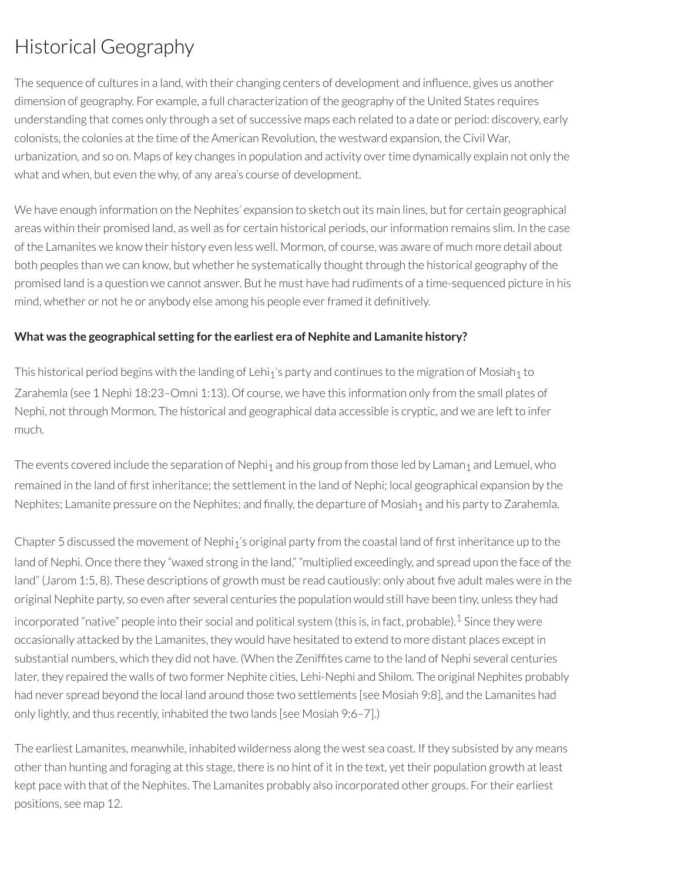# Historical Geography

The sequence of cultures in a land, with their changing centers of development and influence, gives us another dimension of geography. For example, a full characterization of the geography of the United States requires understanding that comes only through a set of successive maps each related to a date or period: discovery, early colonists, the colonies at the time of the American Revolution, the westward expansion, the Civil War, urbanization, and so on. Maps of key changes in population and activity over time dynamically explain not only the what and when, but even the why, of any area's course of development.

We have enough information on the Nephites' expansion to sketch out its main lines, but for certain geographical areas within their promised land, as well as for certain historical periods, our information remains slim. In the case of the Lamanites we know their history even less well. Mormon, of course, was aware of much more detail about both peoples than we can know, but whether he systematically thought through the historical geography of the promised land is a question we cannot answer. But he must have had rudiments of a time-sequenced picture in his mind, whether or not he or anybody else among his people ever framed it definitively.

**What was the geographical setting for the earliest era of Nephite and Lamanite history?**

This historical period begins with the landing of Lehi$_1$'s party and continues to the migration of Mosiah$_1$ to Zarahemla (see 1 Nephi 18:23–Omni 1:13). Of course, we have this information only from the small plates of Nephi, not through Mormon. The historical and geographical data accessible is cryptic, and we are left to infer much.

The events covered include the separation of Nephi$_1$ and his group from those led by Laman$_1$ and Lemuel, who remained in the land of first inheritance; the settlement in the land of Nephi; local geographical expansion by the Nephites; Lamanite pressure on the Nephites; and finally, the departure of Mosiah$_1$ and his party to Zarahemla.

Chapter 5 discussed the movement of Nephi$_1$'s original party from the coastal land of first inheritance up to the land of Nephi. Once there they "waxed strong in the land," "multiplied exceedingly, and spread upon the face of the land" (Jarom 1:5, 8). These descriptions of growth must be read cautiously: only about five adult males were in the original Nephite party, so even after several centuries the population would still have been tiny, unless they had incorporated "native" people into their social and political system (this is, in fact, probable).[1] Since they were occasionally attacked by the Lamanites, they would have hesitated to extend to more distant places except in substantial numbers, which they did not have. (When the Zeniffites came to the land of Nephi several centuries later, they repaired the walls of two former Nephite cities, Lehi-Nephi and Shilom. The original Nephites probably had never spread beyond the local land around those two settlements [see Mosiah 9:8], and the Lamanites had only lightly, and thus recently, inhabited the two lands [see Mosiah 9:6–7].)

The earliest Lamanites, meanwhile, inhabited wilderness along the west sea coast. If they subsisted by any means other than hunting and foraging at this stage, there is no hint of it in the text, yet their population growth at least kept pace with that of the Nephites. The Lamanites probably also incorporated other groups. For their earliest positions, see map 12.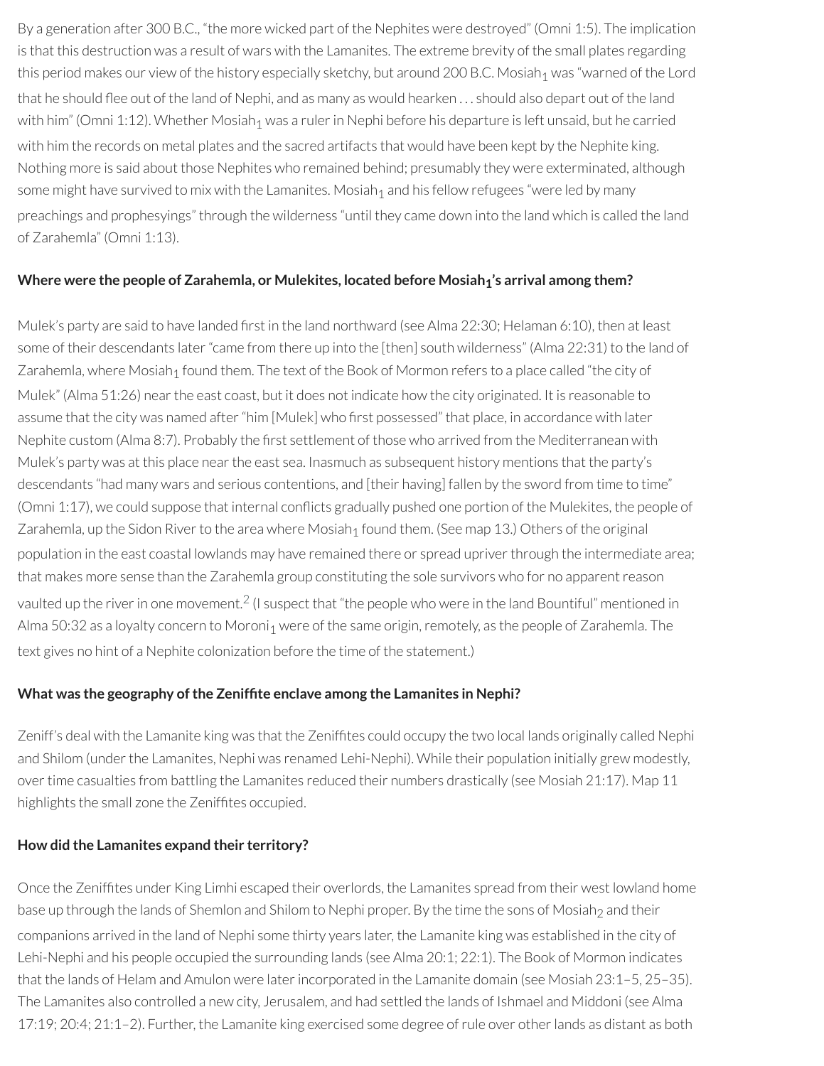By a generation after 300 B.C., "the more wicked part of the Nephites were destroyed" (Omni 1:5). The implication is that this destruction was a result of wars with the Lamanites. The extreme brevity of the small plates regarding this period makes our view of the history especially sketchy, but around 200 B.C. $Mosiah_1$ was "warned of the Lord that he should flee out of the land of Nephi, and as many as would hearken . . . should also depart out of the land with him" (Omni 1:12). Whether $Mosiah_1$ was a ruler in Nephi before his departure is left unsaid, but he carried with him the records on metal plates and the sacred artifacts that would have been kept by the Nephite king. Nothing more is said about those Nephites who remained behind; presumably they were exterminated, although some might have survived to mix with the Lamanites. $Mosiah_1$ and his fellow refugees "were led by many preachings and prophesyings" through the wilderness "until they came down into the land which is called the land of Zarahemla" (Omni 1:13).

### Where were the people of Zarahemla, or Mulekites, located before $Mosiah_1$'s arrival among them?

Mulek's party are said to have landed first in the land northward (see Alma 22:30; Helaman 6:10), then at least some of their descendants later "came from there up into the [then] south wilderness" (Alma 22:31) to the land of Zarahemla, where $Mosiah_1$ found them. The text of the Book of Mormon refers to a place called "the city of Mulek" (Alma 51:26) near the east coast, but it does not indicate how the city originated. It is reasonable to assume that the city was named after "him [Mulek] who first possessed" that place, in accordance with later Nephite custom (Alma 8:7). Probably the first settlement of those who arrived from the Mediterranean with Mulek's party was at this place near the east sea. Inasmuch as subsequent history mentions that the party's descendants "had many wars and serious contentions, and [their having] fallen by the sword from time to time" (Omni 1:17), we could suppose that internal conflicts gradually pushed one portion of the Mulekites, the people of Zarahemla, up the Sidon River to the area where $Mosiah_1$ found them. (See map 13.) Others of the original population in the east coastal lowlands may have remained there or spread upriver through the intermediate area; that makes more sense than the Zarahemla group constituting the sole survivors who for no apparent reason vaulted up the river in one movement.[2] (I suspect that "the people who were in the land Bountiful" mentioned in Alma 50:32 as a loyalty concern to $Moroni_1$ were of the same origin, remotely, as the people of Zarahemla. The text gives no hint of a Nephite colonization before the time of the statement.)

### What was the geography of the Zeniffite enclave among the Lamanites in Nephi?

Zeniff's deal with the Lamanite king was that the Zeniffites could occupy the two local lands originally called Nephi and Shilom (under the Lamanites, Nephi was renamed Lehi-Nephi). While their population initially grew modestly, over time casualties from battling the Lamanites reduced their numbers drastically (see Mosiah 21:17). Map 11 highlights the small zone the Zeniffites occupied.

### How did the Lamanites expand their territory?

Once the Zeniffites under King Limhi escaped their overlords, the Lamanites spread from their west lowland home base up through the lands of Shemlon and Shilom to Nephi proper. By the time the sons of $Mosiah_2$ and their companions arrived in the land of Nephi some thirty years later, the Lamanite king was established in the city of Lehi-Nephi and his people occupied the surrounding lands (see Alma 20:1; 22:1). The Book of Mormon indicates that the lands of Helam and Amulon were later incorporated in the Lamanite domain (see Mosiah 23:1–5, 25–35). The Lamanites also controlled a new city, Jerusalem, and had settled the lands of Ishmael and Middoni (see Alma 17:19; 20:4; 21:1–2). Further, the Lamanite king exercised some degree of rule over other lands as distant as both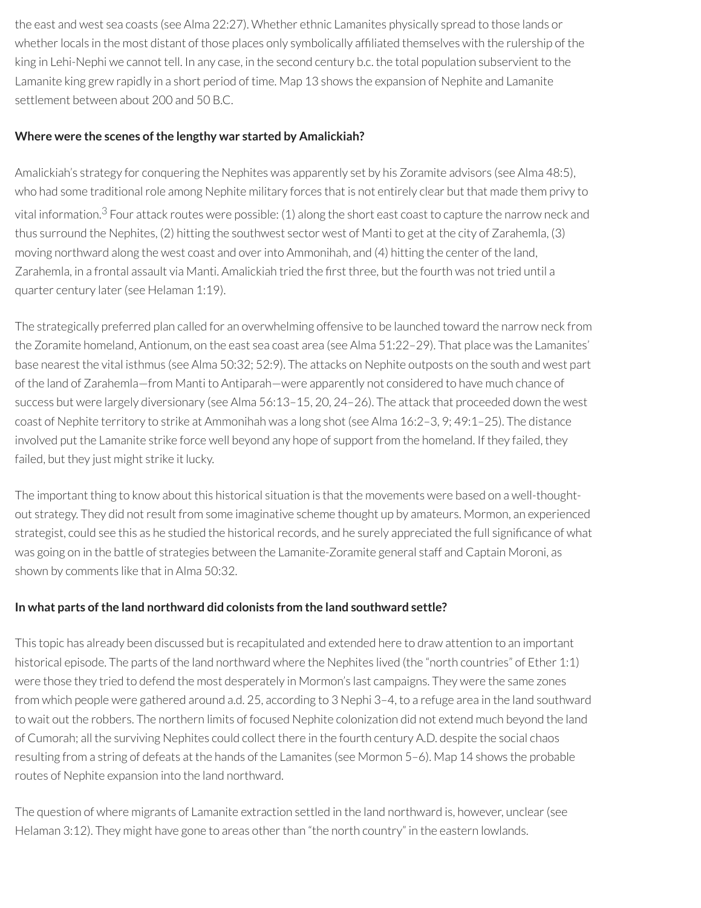the east and west sea coasts (see Alma 22:27). Whether ethnic Lamanites physically spread to those lands or whether locals in the most distant of those places only symbolically affiliated themselves with the rulership of the king in Lehi-Nephi we cannot tell. In any case, in the second century b.c. the total population subservient to the Lamanite king grew rapidly in a short period of time. Map 13 shows the expansion of Nephite and Lamanite settlement between about 200 and 50 B.C.

**Where were the scenes of the lengthy war started by Amalickiah?**

Amalickiah's strategy for conquering the Nephites was apparently set by his Zoramite advisors (see Alma 48:5), who had some traditional role among Nephite military forces that is not entirely clear but that made them privy to vital information.[3] Four attack routes were possible: (1) along the short east coast to capture the narrow neck and thus surround the Nephites, (2) hitting the southwest sector west of Manti to get at the city of Zarahemla, (3) moving northward along the west coast and over into Ammonihah, and (4) hitting the center of the land, Zarahemla, in a frontal assault via Manti. Amalickiah tried the first three, but the fourth was not tried until a quarter century later (see Helaman 1:19).

The strategically preferred plan called for an overwhelming offensive to be launched toward the narrow neck from the Zoramite homeland, Antionum, on the east sea coast area (see Alma 51:22–29). That place was the Lamanites' base nearest the vital isthmus (see Alma 50:32; 52:9). The attacks on Nephite outposts on the south and west part of the land of Zarahemla—from Manti to Antiparah—were apparently not considered to have much chance of success but were largely diversionary (see Alma 56:13–15, 20, 24–26). The attack that proceeded down the west coast of Nephite territory to strike at Ammonihah was a long shot (see Alma 16:2–3, 9; 49:1–25). The distance involved put the Lamanite strike force well beyond any hope of support from the homeland. If they failed, they failed, but they just might strike it lucky.

The important thing to know about this historical situation is that the movements were based on a well-thought-out strategy. They did not result from some imaginative scheme thought up by amateurs. Mormon, an experienced strategist, could see this as he studied the historical records, and he surely appreciated the full significance of what was going on in the battle of strategies between the Lamanite-Zoramite general staff and Captain Moroni, as shown by comments like that in Alma 50:32.

**In what parts of the land northward did colonists from the land southward settle?**

This topic has already been discussed but is recapitulated and extended here to draw attention to an important historical episode. The parts of the land northward where the Nephites lived (the "north countries" of Ether 1:1) were those they tried to defend the most desperately in Mormon's last campaigns. They were the same zones from which people were gathered around a.d. 25, according to 3 Nephi 3–4, to a refuge area in the land southward to wait out the robbers. The northern limits of focused Nephite colonization did not extend much beyond the land of Cumorah; all the surviving Nephites could collect there in the fourth century A.D. despite the social chaos resulting from a string of defeats at the hands of the Lamanites (see Mormon 5–6). Map 14 shows the probable routes of Nephite expansion into the land northward.

The question of where migrants of Lamanite extraction settled in the land northward is, however, unclear (see Helaman 3:12). They might have gone to areas other than "the north country" in the eastern lowlands.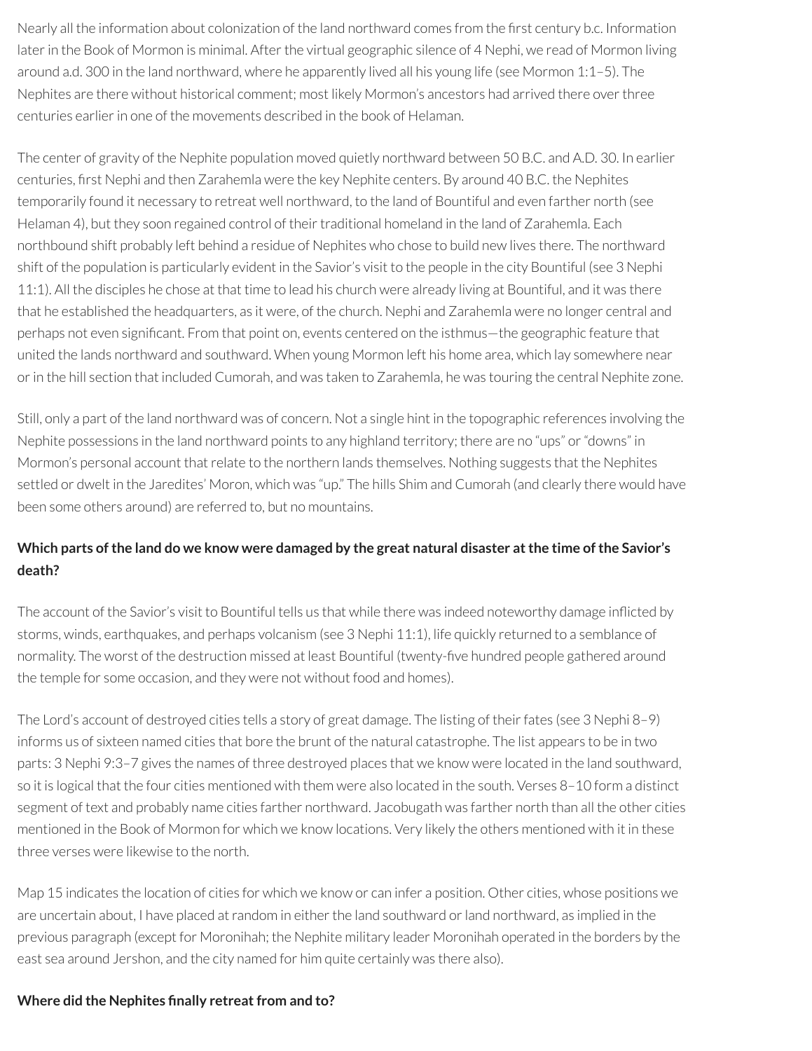Nearly all the information about colonization of the land northward comes from the first century b.c. Information later in the Book of Mormon is minimal. After the virtual geographic silence of 4 Nephi, we read of Mormon living around a.d. 300 in the land northward, where he apparently lived all his young life (see Mormon 1:1–5). The Nephites are there without historical comment; most likely Mormon's ancestors had arrived there over three centuries earlier in one of the movements described in the book of Helaman.

The center of gravity of the Nephite population moved quietly northward between 50 B.C. and A.D. 30. In earlier centuries, first Nephi and then Zarahemla were the key Nephite centers. By around 40 B.C. the Nephites temporarily found it necessary to retreat well northward, to the land of Bountiful and even farther north (see Helaman 4), but they soon regained control of their traditional homeland in the land of Zarahemla. Each northbound shift probably left behind a residue of Nephites who chose to build new lives there. The northward shift of the population is particularly evident in the Savior's visit to the people in the city Bountiful (see 3 Nephi 11:1). All the disciples he chose at that time to lead his church were already living at Bountiful, and it was there that he established the headquarters, as it were, of the church. Nephi and Zarahemla were no longer central and perhaps not even significant. From that point on, events centered on the isthmus—the geographic feature that united the lands northward and southward. When young Mormon left his home area, which lay somewhere near or in the hill section that included Cumorah, and was taken to Zarahemla, he was touring the central Nephite zone.

Still, only a part of the land northward was of concern. Not a single hint in the topographic references involving the Nephite possessions in the land northward points to any highland territory; there are no "ups" or "downs" in Mormon's personal account that relate to the northern lands themselves. Nothing suggests that the Nephites settled or dwelt in the Jaredites' Moron, which was "up." The hills Shim and Cumorah (and clearly there would have been some others around) are referred to, but no mountains.

**Which parts of the land do we know were damaged by the great natural disaster at the time of the Savior's death?**

The account of the Savior's visit to Bountiful tells us that while there was indeed noteworthy damage inflicted by storms, winds, earthquakes, and perhaps volcanism (see 3 Nephi 11:1), life quickly returned to a semblance of normality. The worst of the destruction missed at least Bountiful (twenty-five hundred people gathered around the temple for some occasion, and they were not without food and homes).

The Lord's account of destroyed cities tells a story of great damage. The listing of their fates (see 3 Nephi 8–9) informs us of sixteen named cities that bore the brunt of the natural catastrophe. The list appears to be in two parts: 3 Nephi 9:3–7 gives the names of three destroyed places that we know were located in the land southward, so it is logical that the four cities mentioned with them were also located in the south. Verses 8–10 form a distinct segment of text and probably name cities farther northward. Jacobugath was farther north than all the other cities mentioned in the Book of Mormon for which we know locations. Very likely the others mentioned with it in these three verses were likewise to the north.

Map 15 indicates the location of cities for which we know or can infer a position. Other cities, whose positions we are uncertain about, I have placed at random in either the land southward or land northward, as implied in the previous paragraph (except for Moronihah; the Nephite military leader Moronihah operated in the borders by the east sea around Jershon, and the city named for him quite certainly was there also).

**Where did the Nephites finally retreat from and to?**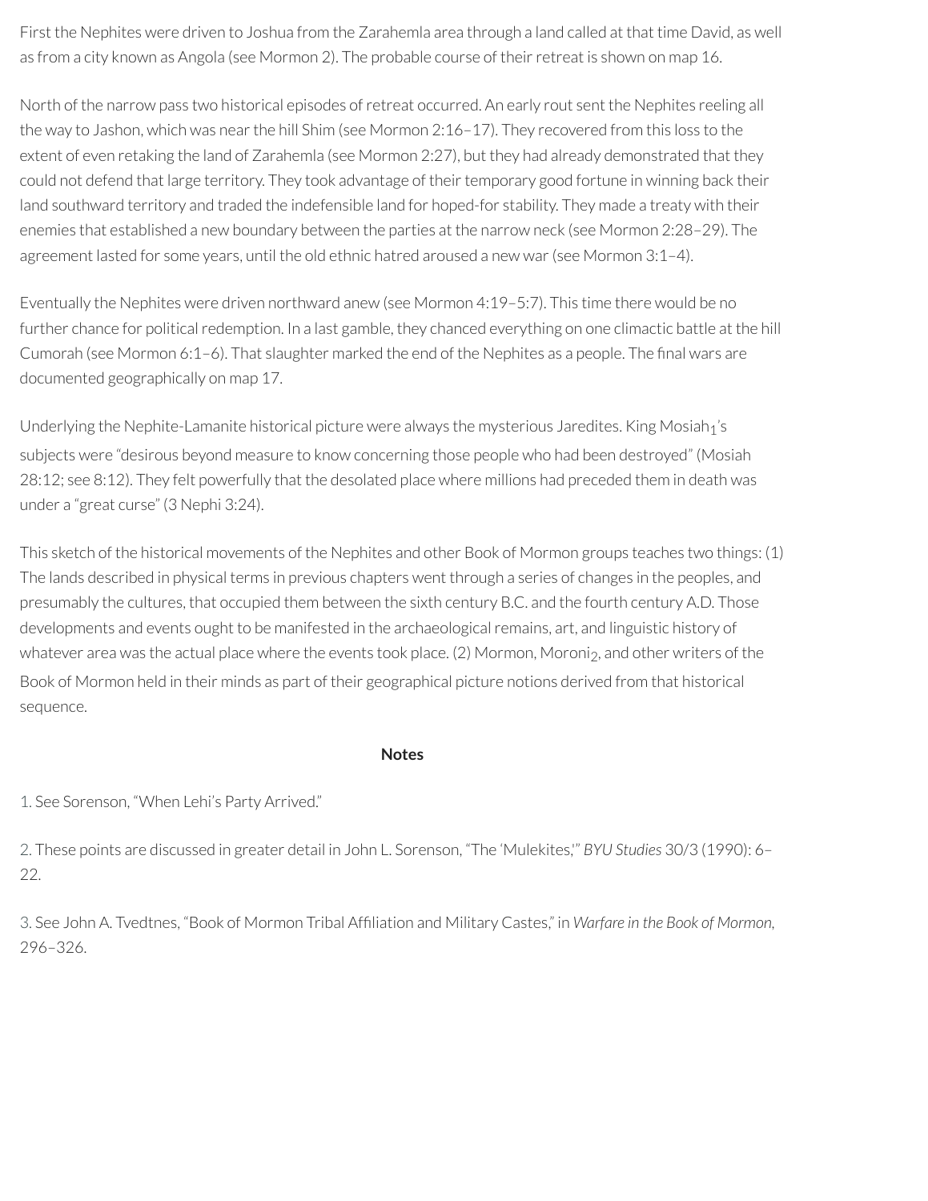First the Nephites were driven to Joshua from the Zarahemla area through a land called at that time David, as well as from a city known as Angola (see Mormon 2). The probable course of their retreat is shown on map 16.

North of the narrow pass two historical episodes of retreat occurred. An early rout sent the Nephites reeling all the way to Jashon, which was near the hill Shim (see Mormon 2:16–17). They recovered from this loss to the extent of even retaking the land of Zarahemla (see Mormon 2:27), but they had already demonstrated that they could not defend that large territory. They took advantage of their temporary good fortune in winning back their land southward territory and traded the indefensible land for hoped-for stability. They made a treaty with their enemies that established a new boundary between the parties at the narrow neck (see Mormon 2:28–29). The agreement lasted for some years, until the old ethnic hatred aroused a new war (see Mormon 3:1–4).

Eventually the Nephites were driven northward anew (see Mormon 4:19–5:7). This time there would be no further chance for political redemption. In a last gamble, they chanced everything on one climactic battle at the hill Cumorah (see Mormon 6:1–6). That slaughter marked the end of the Nephites as a people. The final wars are documented geographically on map 17.

Underlying the Nephite-Lamanite historical picture were always the mysterious Jaredites. King $Mosiah_1$'s subjects were "desirous beyond measure to know concerning those people who had been destroyed" (Mosiah 28:12; see 8:12). They felt powerfully that the desolated place where millions had preceded them in death was under a "great curse" (3 Nephi 3:24).

This sketch of the historical movements of the Nephites and other Book of Mormon groups teaches two things: (1) The lands described in physical terms in previous chapters went through a series of changes in the peoples, and presumably the cultures, that occupied them between the sixth century B.C. and the fourth century A.D. Those developments and events ought to be manifested in the archaeological remains, art, and linguistic history of whatever area was the actual place where the events took place. (2) Mormon, $Moroni_2$, and other writers of the Book of Mormon held in their minds as part of their geographical picture notions derived from that historical sequence.

**Notes**

1. See Sorenson, "When Lehi's Party Arrived."

2. These points are discussed in greater detail in John L. Sorenson, "The 'Mulekites,'" *BYU Studies* 30/3 (1990): 6–22.

3. See John A. Tvedtnes, "Book of Mormon Tribal Affiliation and Military Castes," in *Warfare in the Book of Mormon,* 296–326.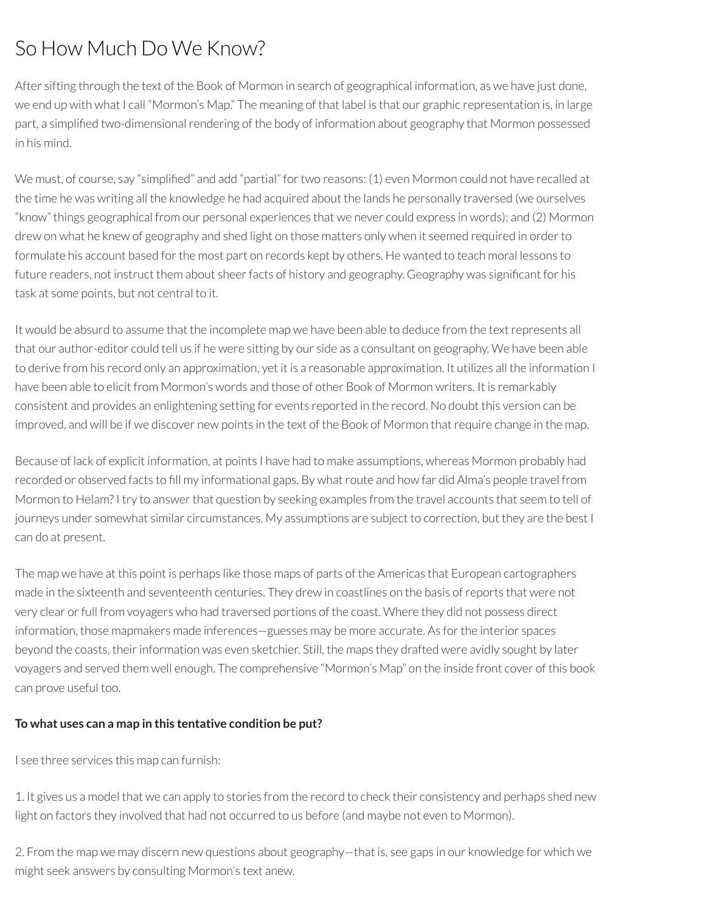# So How Much Do We Know?

After sifting through the text of the Book of Mormon in search of geographical information, as we have just done, we end up with what I call "Mormon's Map." The meaning of that label is that our graphic representation is, in large part, a simplified two-dimensional rendering of the body of information about geography that Mormon possessed in his mind.

We must, of course, say "simplified" and add "partial" for two reasons: (1) even Mormon could not have recalled at the time he was writing all the knowledge he had acquired about the lands he personally traversed (we ourselves "know" things geographical from our personal experiences that we never could express in words); and (2) Mormon drew on what he knew of geography and shed light on those matters only when it seemed required in order to formulate his account based for the most part on records kept by others. He wanted to teach moral lessons to future readers, not instruct them about sheer facts of history and geography. Geography was significant for his task at some points, but not central to it.

It would be absurd to assume that the incomplete map we have been able to deduce from the text represents all that our author-editor could tell us if he were sitting by our side as a consultant on geography. We have been able to derive from his record only an approximation, yet it is a reasonable approximation. It utilizes all the information I have been able to elicit from Mormon's words and those of other Book of Mormon writers. It is remarkably consistent and provides an enlightening setting for events reported in the record. No doubt this version can be improved, and will be if we discover new points in the text of the Book of Mormon that require change in the map.

Because of lack of explicit information, at points I have had to make assumptions, whereas Mormon probably had recorded or observed facts to fill my informational gaps. By what route and how far did Alma's people travel from Mormon to Helam? I try to answer that question by seeking examples from the travel accounts that seem to tell of journeys under somewhat similar circumstances. My assumptions are subject to correction, but they are the best I can do at present.

The map we have at this point is perhaps like those maps of parts of the Americas that European cartographers made in the sixteenth and seventeenth centuries. They drew in coastlines on the basis of reports that were not very clear or full from voyagers who had traversed portions of the coast. Where they did not possess direct information, those mapmakers made inferences—guesses may be more accurate. As for the interior spaces beyond the coasts, their information was even sketchier. Still, the maps they drafted were avidly sought by later voyagers and served them well enough. The comprehensive "Mormon's Map" on the inside front cover of this book can prove useful too.

**To what uses can a map in this tentative condition be put?**

I see three services this map can furnish:

1. It gives us a model that we can apply to stories from the record to check their consistency and perhaps shed new light on factors they involved that had not occurred to us before (and maybe not even to Mormon).

2. From the map we may discern new questions about geography—that is, see gaps in our knowledge for which we might seek answers by consulting Mormon's text anew.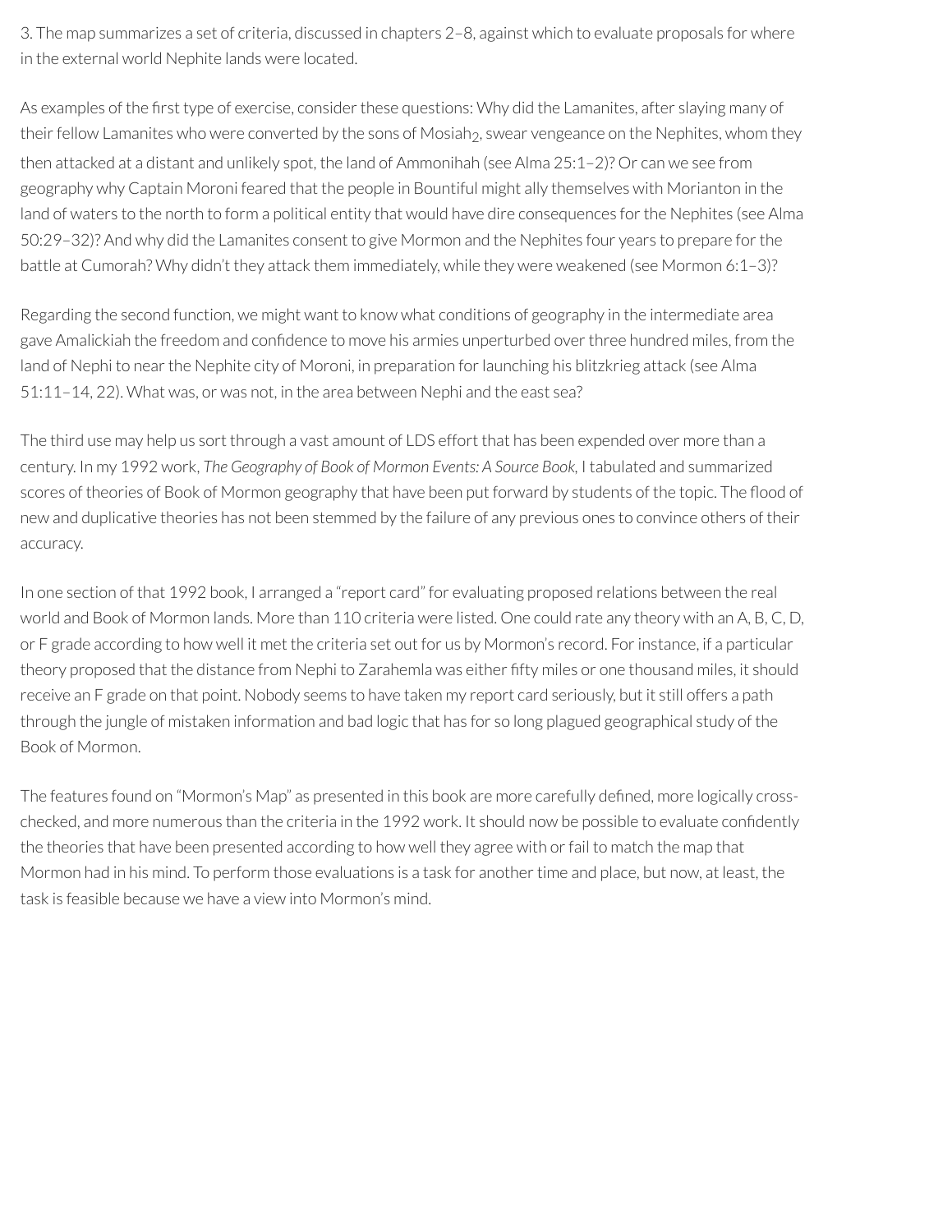3. The map summarizes a set of criteria, discussed in chapters 2–8, against which to evaluate proposals for where in the external world Nephite lands were located.

As examples of the first type of exercise, consider these questions: Why did the Lamanites, after slaying many of their fellow Lamanites who were converted by the sons of Mosiah$_2$, swear vengeance on the Nephites, whom they then attacked at a distant and unlikely spot, the land of Ammonihah (see Alma 25:1–2)? Or can we see from geography why Captain Moroni feared that the people in Bountiful might ally themselves with Morianton in the land of waters to the north to form a political entity that would have dire consequences for the Nephites (see Alma 50:29–32)? And why did the Lamanites consent to give Mormon and the Nephites four years to prepare for the battle at Cumorah? Why didn't they attack them immediately, while they were weakened (see Mormon 6:1–3)?

Regarding the second function, we might want to know what conditions of geography in the intermediate area gave Amalickiah the freedom and confidence to move his armies unperturbed over three hundred miles, from the land of Nephi to near the Nephite city of Moroni, in preparation for launching his blitzkrieg attack (see Alma 51:11–14, 22). What was, or was not, in the area between Nephi and the east sea?

The third use may help us sort through a vast amount of LDS effort that has been expended over more than a century. In my 1992 work, *The Geography of Book of Mormon Events: A Source Book,* I tabulated and summarized scores of theories of Book of Mormon geography that have been put forward by students of the topic. The flood of new and duplicative theories has not been stemmed by the failure of any previous ones to convince others of their accuracy.

In one section of that 1992 book, I arranged a "report card" for evaluating proposed relations between the real world and Book of Mormon lands. More than 110 criteria were listed. One could rate any theory with an A, B, C, D, or F grade according to how well it met the criteria set out for us by Mormon's record. For instance, if a particular theory proposed that the distance from Nephi to Zarahemla was either fifty miles or one thousand miles, it should receive an F grade on that point. Nobody seems to have taken my report card seriously, but it still offers a path through the jungle of mistaken information and bad logic that has for so long plagued geographical study of the Book of Mormon.

The features found on "Mormon's Map" as presented in this book are more carefully defined, more logically cross-checked, and more numerous than the criteria in the 1992 work. It should now be possible to evaluate confidently the theories that have been presented according to how well they agree with or fail to match the map that Mormon had in his mind. To perform those evaluations is a task for another time and place, but now, at least, the task is feasible because we have a view into Mormon's mind.